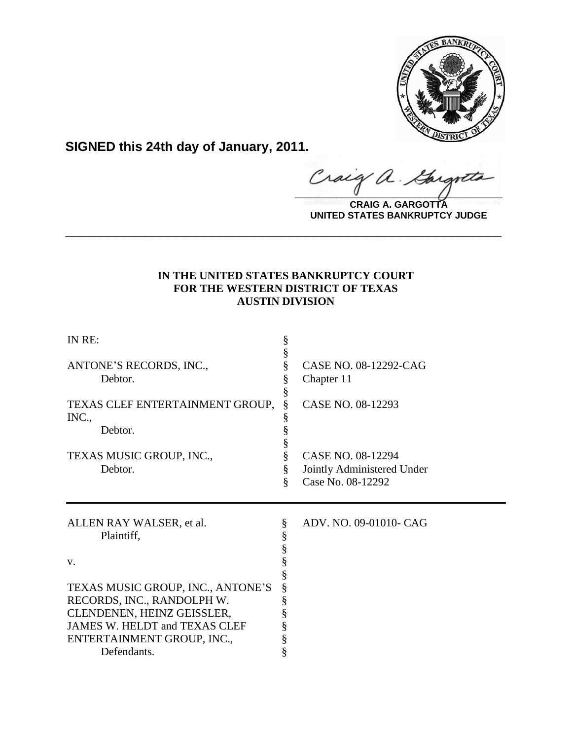**SIGNED this 24th day of January, 2011.**

**CRAIG A. GARGOTTA**
**UNITED STATES BANKRUPTCY JUDGE**

---

**IN THE UNITED STATES BANKRUPTCY COURT**
**FOR THE WESTERN DISTRICT OF TEXAS**
**AUSTIN DIVISION**

| | | |
|---|---|---|
| IN RE: | § | |
| | § | |
| ANTONE'S RECORDS, INC., | § | CASE NO. 08-12292-CAG |
| Debtor. | § | Chapter 11 |
| | § | |
| TEXAS CLEF ENTERTAINMENT GROUP, INC., | § | CASE NO. 08-12293 |
| Debtor. | § | |
| | § | |
| TEXAS MUSIC GROUP, INC., | § | CASE NO. 08-12294 |
| Debtor. | § | Jointly Administered Under |
| | § | Case No. 08-12292 |

---

| | | |
|---|---|---|
| ALLEN RAY WALSER, et al. | § | ADV. NO. 09-01010- CAG |
| Plaintiff, | § | |
| | § | |
| v. | § | |
| | § | |
| TEXAS MUSIC GROUP, INC., ANTONE'S RECORDS, INC., RANDOLPH W. CLENDENEN, HEINZ GEISSLER, JAMES W. HELDT and TEXAS CLEF ENTERTAINMENT GROUP, INC., | § | |
| Defendants. | § | |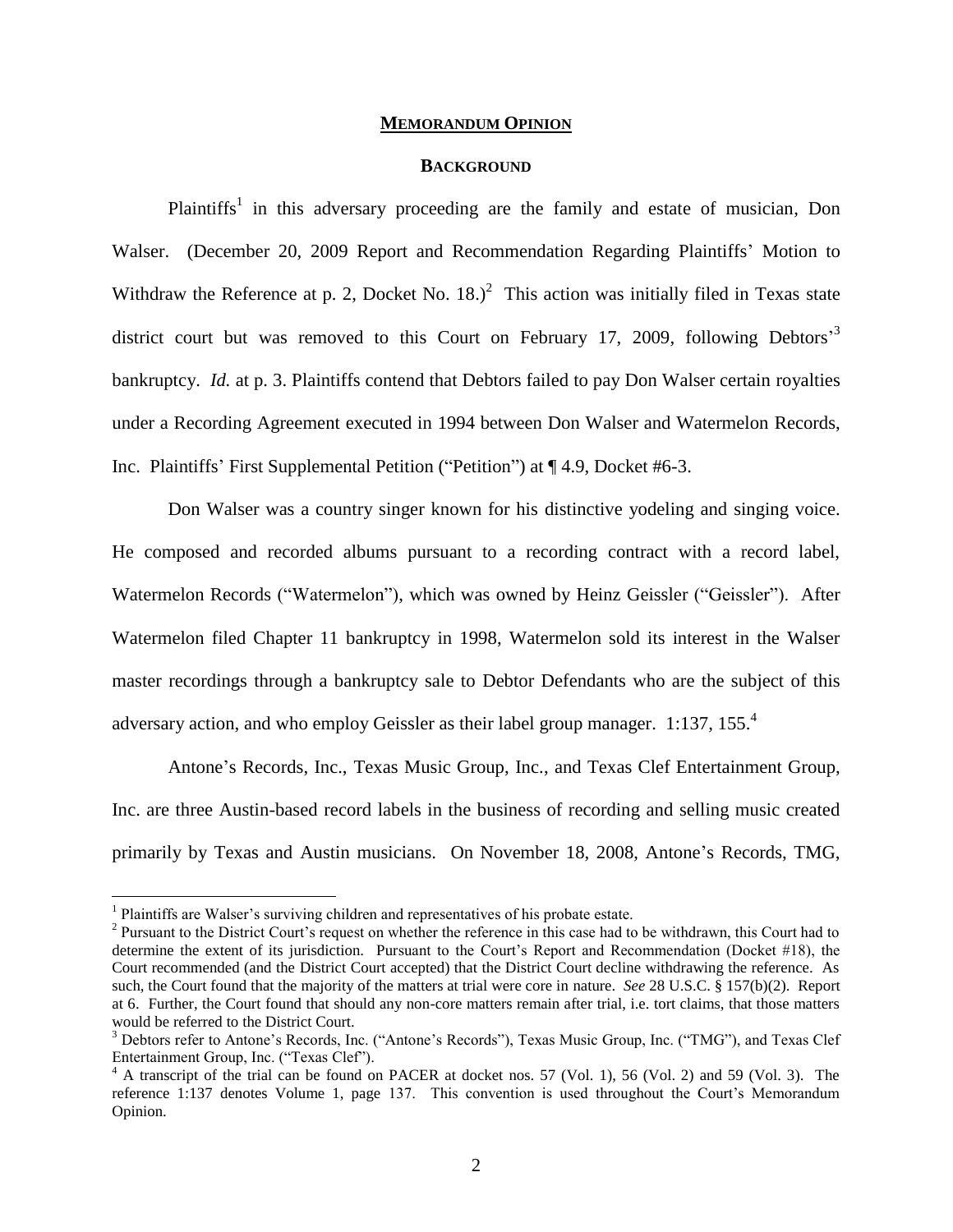## MEMORANDUM OPINION

### BACKGROUND

Plaintiffs[1] in this adversary proceeding are the family and estate of musician, Don Walser. (December 20, 2009 Report and Recommendation Regarding Plaintiffs' Motion to Withdraw the Reference at p. 2, Docket No. 18.)[2] This action was initially filed in Texas state district court but was removed to this Court on February 17, 2009, following Debtors'[3] bankruptcy. *Id.* at p. 3. Plaintiffs contend that Debtors failed to pay Don Walser certain royalties under a Recording Agreement executed in 1994 between Don Walser and Watermelon Records, Inc. Plaintiffs' First Supplemental Petition ("Petition") at ¶ 4.9, Docket #6-3.

Don Walser was a country singer known for his distinctive yodeling and singing voice. He composed and recorded albums pursuant to a recording contract with a record label, Watermelon Records ("Watermelon"), which was owned by Heinz Geissler ("Geissler"). After Watermelon filed Chapter 11 bankruptcy in 1998, Watermelon sold its interest in the Walser master recordings through a bankruptcy sale to Debtor Defendants who are the subject of this adversary action, and who employ Geissler as their label group manager. 1:137, 155.[4]

Antone's Records, Inc., Texas Music Group, Inc., and Texas Clef Entertainment Group, Inc. are three Austin-based record labels in the business of recording and selling music created primarily by Texas and Austin musicians. On November 18, 2008, Antone's Records, TMG,

---

[1] Plaintiffs are Walser's surviving children and representatives of his probate estate.

[2] Pursuant to the District Court's request on whether the reference in this case had to be withdrawn, this Court had to determine the extent of its jurisdiction. Pursuant to the Court's Report and Recommendation (Docket #18), the Court recommended (and the District Court accepted) that the District Court decline withdrawing the reference. As such, the Court found that the majority of the matters at trial were core in nature. *See* 28 U.S.C. § 157(b)(2). Report at 6. Further, the Court found that should any non-core matters remain after trial, i.e. tort claims, that those matters would be referred to the District Court.

[3] Debtors refer to Antone's Records, Inc. ("Antone's Records"), Texas Music Group, Inc. ("TMG"), and Texas Clef Entertainment Group, Inc. ("Texas Clef").

[4] A transcript of the trial can be found on PACER at docket nos. 57 (Vol. 1), 56 (Vol. 2) and 59 (Vol. 3). The reference 1:137 denotes Volume 1, page 137. This convention is used throughout the Court's Memorandum Opinion.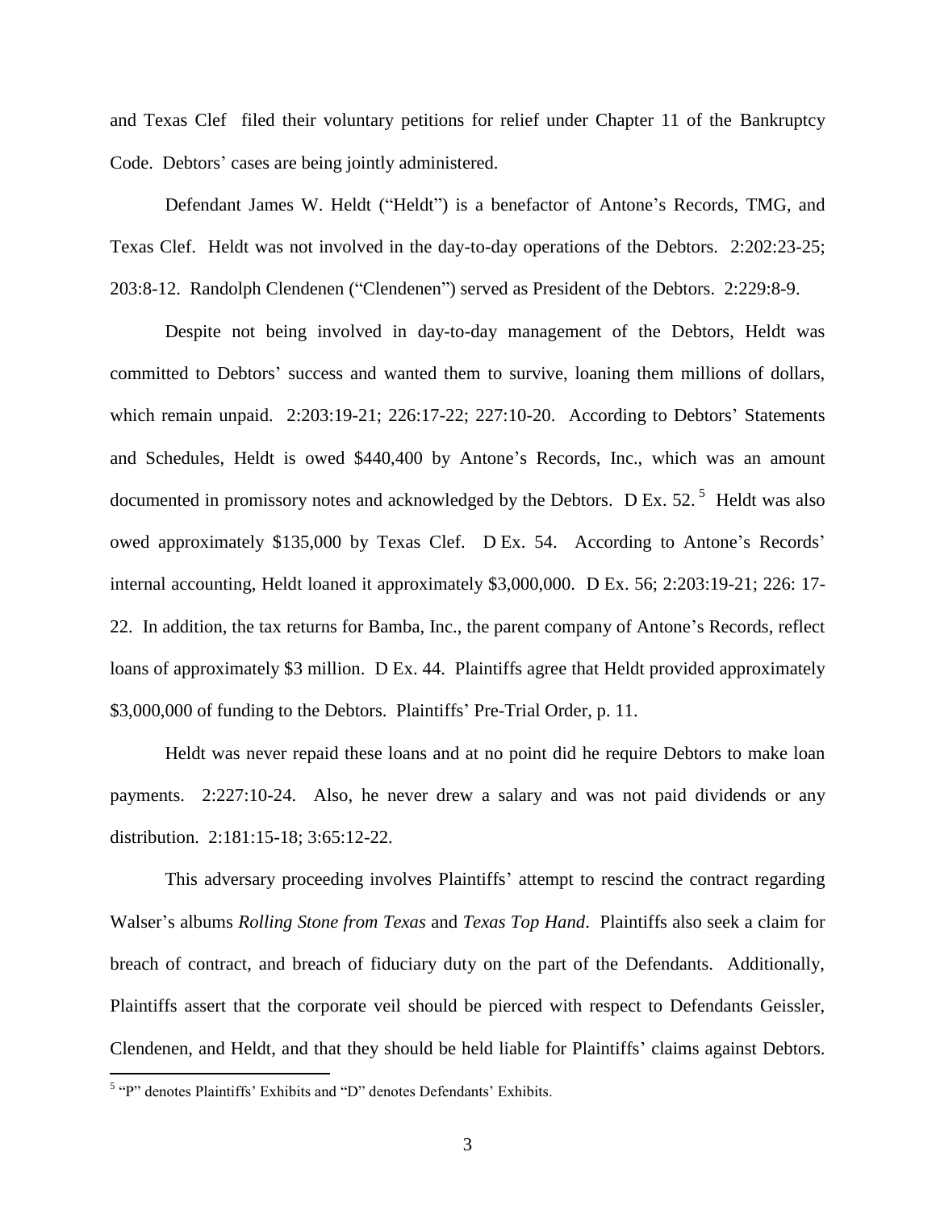and Texas Clef filed their voluntary petitions for relief under Chapter 11 of the Bankruptcy Code. Debtors' cases are being jointly administered.

Defendant James W. Heldt ("Heldt") is a benefactor of Antone's Records, TMG, and Texas Clef. Heldt was not involved in the day-to-day operations of the Debtors. 2:202:23-25; 203:8-12. Randolph Clendenen ("Clendenen") served as President of the Debtors. 2:229:8-9.

Despite not being involved in day-to-day management of the Debtors, Heldt was committed to Debtors' success and wanted them to survive, loaning them millions of dollars, which remain unpaid. 2:203:19-21; 226:17-22; 227:10-20. According to Debtors' Statements and Schedules, Heldt is owed $440,400 by Antone's Records, Inc., which was an amount documented in promissory notes and acknowledged by the Debtors. D Ex. 52.[5] Heldt was also owed approximately $135,000 by Texas Clef. D Ex. 54. According to Antone's Records' internal accounting, Heldt loaned it approximately $3,000,000. D Ex. 56; 2:203:19-21; 226: 17-22. In addition, the tax returns for Bamba, Inc., the parent company of Antone's Records, reflect loans of approximately $3 million. D Ex. 44. Plaintiffs agree that Heldt provided approximately $3,000,000 of funding to the Debtors. Plaintiffs' Pre-Trial Order, p. 11.

Heldt was never repaid these loans and at no point did he require Debtors to make loan payments. 2:227:10-24. Also, he never drew a salary and was not paid dividends or any distribution. 2:181:15-18; 3:65:12-22.

This adversary proceeding involves Plaintiffs' attempt to rescind the contract regarding Walser's albums *Rolling Stone from Texas* and *Texas Top Hand*. Plaintiffs also seek a claim for breach of contract, and breach of fiduciary duty on the part of the Defendants. Additionally, Plaintiffs assert that the corporate veil should be pierced with respect to Defendants Geissler, Clendenen, and Heldt, and that they should be held liable for Plaintiffs' claims against Debtors.

[5] "P" denotes Plaintiffs' Exhibits and "D" denotes Defendants' Exhibits.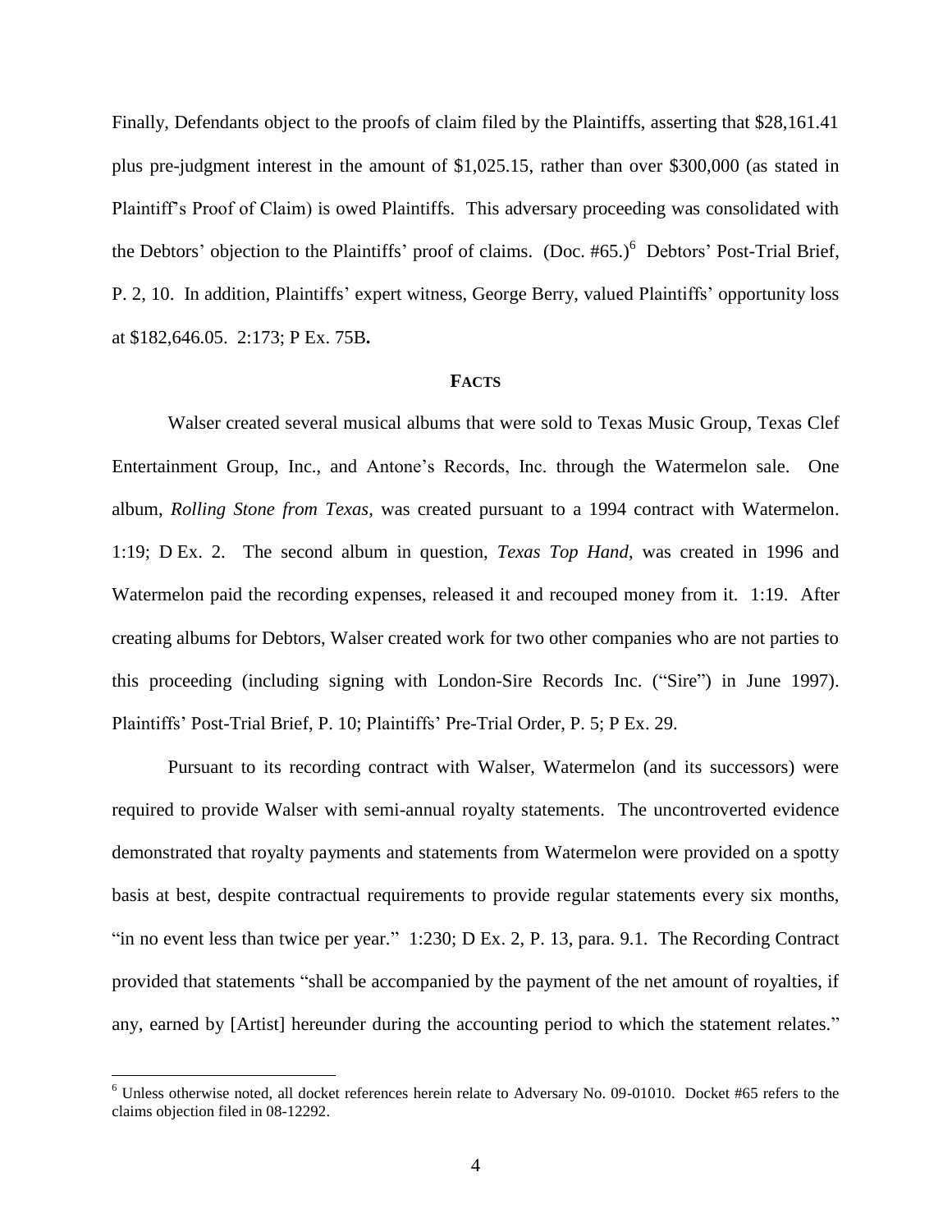Finally, Defendants object to the proofs of claim filed by the Plaintiffs, asserting that $28,161.41 plus pre-judgment interest in the amount of $1,025.15, rather than over $300,000 (as stated in Plaintiff's Proof of Claim) is owed Plaintiffs. This adversary proceeding was consolidated with the Debtors' objection to the Plaintiffs' proof of claims. (Doc. #65.)[6] Debtors' Post-Trial Brief, P. 2, 10. In addition, Plaintiffs' expert witness, George Berry, valued Plaintiffs' opportunity loss at $182,646.05. 2:173; P Ex. 75B**.**

## FACTS

Walser created several musical albums that were sold to Texas Music Group, Texas Clef Entertainment Group, Inc., and Antone's Records, Inc. through the Watermelon sale. One album, *Rolling Stone from Texas*, was created pursuant to a 1994 contract with Watermelon. 1:19; D Ex. 2. The second album in question, *Texas Top Hand*, was created in 1996 and Watermelon paid the recording expenses, released it and recouped money from it. 1:19. After creating albums for Debtors, Walser created work for two other companies who are not parties to this proceeding (including signing with London-Sire Records Inc. ("Sire") in June 1997). Plaintiffs' Post-Trial Brief, P. 10; Plaintiffs' Pre-Trial Order, P. 5; P Ex. 29.

Pursuant to its recording contract with Walser, Watermelon (and its successors) were required to provide Walser with semi-annual royalty statements. The uncontroverted evidence demonstrated that royalty payments and statements from Watermelon were provided on a spotty basis at best, despite contractual requirements to provide regular statements every six months, "in no event less than twice per year." 1:230; D Ex. 2, P. 13, para. 9.1. The Recording Contract provided that statements "shall be accompanied by the payment of the net amount of royalties, if any, earned by [Artist] hereunder during the accounting period to which the statement relates."

---

[6] Unless otherwise noted, all docket references herein relate to Adversary No. 09-01010. Docket #65 refers to the claims objection filed in 08-12292.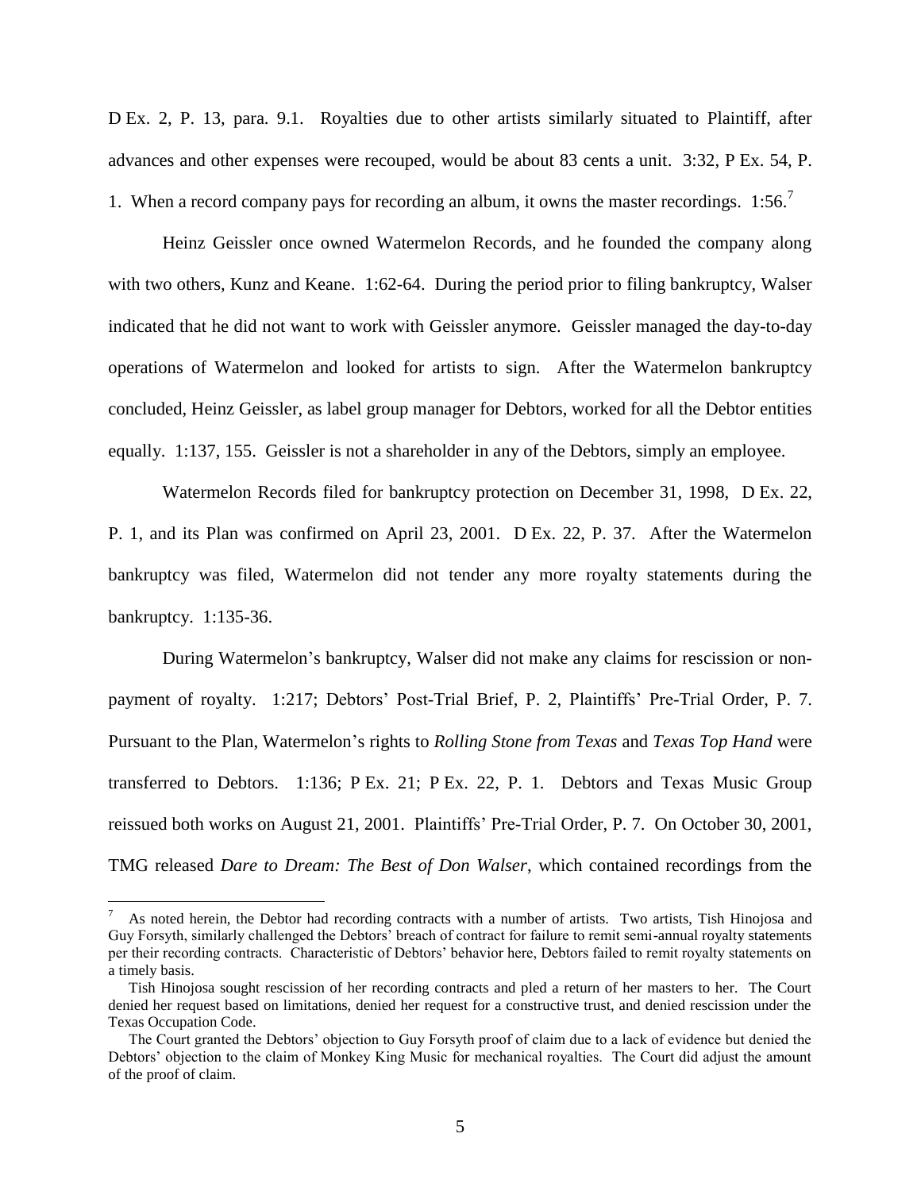D Ex. 2, P. 13, para. 9.1. Royalties due to other artists similarly situated to Plaintiff, after advances and other expenses were recouped, would be about 83 cents a unit. 3:32, P Ex. 54, P. 1. When a record company pays for recording an album, it owns the master recordings. 1:56.[7]

Heinz Geissler once owned Watermelon Records, and he founded the company along with two others, Kunz and Keane. 1:62-64. During the period prior to filing bankruptcy, Walser indicated that he did not want to work with Geissler anymore. Geissler managed the day-to-day operations of Watermelon and looked for artists to sign. After the Watermelon bankruptcy concluded, Heinz Geissler, as label group manager for Debtors, worked for all the Debtor entities equally. 1:137, 155. Geissler is not a shareholder in any of the Debtors, simply an employee.

Watermelon Records filed for bankruptcy protection on December 31, 1998, D Ex. 22, P. 1, and its Plan was confirmed on April 23, 2001. D Ex. 22, P. 37. After the Watermelon bankruptcy was filed, Watermelon did not tender any more royalty statements during the bankruptcy. 1:135-36.

During Watermelon's bankruptcy, Walser did not make any claims for rescission or non-payment of royalty. 1:217; Debtors' Post-Trial Brief, P. 2, Plaintiffs' Pre-Trial Order, P. 7. Pursuant to the Plan, Watermelon's rights to *Rolling Stone from Texas* and *Texas Top Hand* were transferred to Debtors. 1:136; P Ex. 21; P Ex. 22, P. 1. Debtors and Texas Music Group reissued both works on August 21, 2001. Plaintiffs' Pre-Trial Order, P. 7. On October 30, 2001, TMG released *Dare to Dream: The Best of Don Walser*, which contained recordings from the

---

[7] As noted herein, the Debtor had recording contracts with a number of artists. Two artists, Tish Hinojosa and Guy Forsyth, similarly challenged the Debtors' breach of contract for failure to remit semi-annual royalty statements per their recording contracts. Characteristic of Debtors' behavior here, Debtors failed to remit royalty statements on a timely basis.

Tish Hinojosa sought rescission of her recording contracts and pled a return of her masters to her. The Court denied her request based on limitations, denied her request for a constructive trust, and denied rescission under the Texas Occupation Code.

The Court granted the Debtors' objection to Guy Forsyth proof of claim due to a lack of evidence but denied the Debtors' objection to the claim of Monkey King Music for mechanical royalties. The Court did adjust the amount of the proof of claim.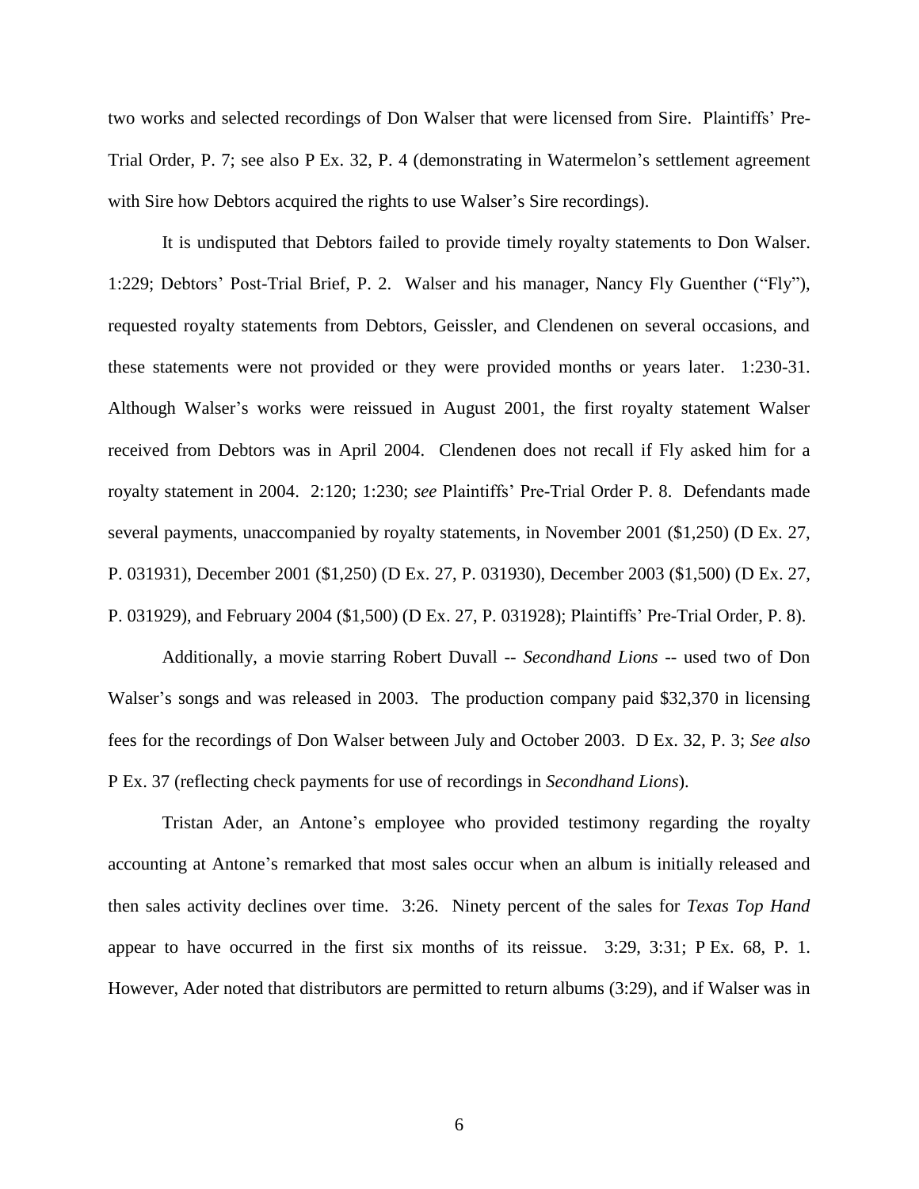two works and selected recordings of Don Walser that were licensed from Sire. Plaintiffs' Pre-Trial Order, P. 7; see also P Ex. 32, P. 4 (demonstrating in Watermelon's settlement agreement with Sire how Debtors acquired the rights to use Walser's Sire recordings).

It is undisputed that Debtors failed to provide timely royalty statements to Don Walser. 1:229; Debtors' Post-Trial Brief, P. 2. Walser and his manager, Nancy Fly Guenther ("Fly"), requested royalty statements from Debtors, Geissler, and Clendenen on several occasions, and these statements were not provided or they were provided months or years later. 1:230-31. Although Walser's works were reissued in August 2001, the first royalty statement Walser received from Debtors was in April 2004. Clendenen does not recall if Fly asked him for a royalty statement in 2004. 2:120; 1:230; *see* Plaintiffs' Pre-Trial Order P. 8. Defendants made several payments, unaccompanied by royalty statements, in November 2001 ($1,250) (D Ex. 27, P. 031931), December 2001 ($1,250) (D Ex. 27, P. 031930), December 2003 ($1,500) (D Ex. 27, P. 031929), and February 2004 ($1,500) (D Ex. 27, P. 031928); Plaintiffs' Pre-Trial Order, P. 8).

Additionally, a movie starring Robert Duvall -- *Secondhand Lions* -- used two of Don Walser's songs and was released in 2003. The production company paid $32,370 in licensing fees for the recordings of Don Walser between July and October 2003. D Ex. 32, P. 3; *See also* P Ex. 37 (reflecting check payments for use of recordings in *Secondhand Lions*).

Tristan Ader, an Antone's employee who provided testimony regarding the royalty accounting at Antone's remarked that most sales occur when an album is initially released and then sales activity declines over time. 3:26. Ninety percent of the sales for *Texas Top Hand* appear to have occurred in the first six months of its reissue. 3:29, 3:31; P Ex. 68, P. 1. However, Ader noted that distributors are permitted to return albums (3:29), and if Walser was in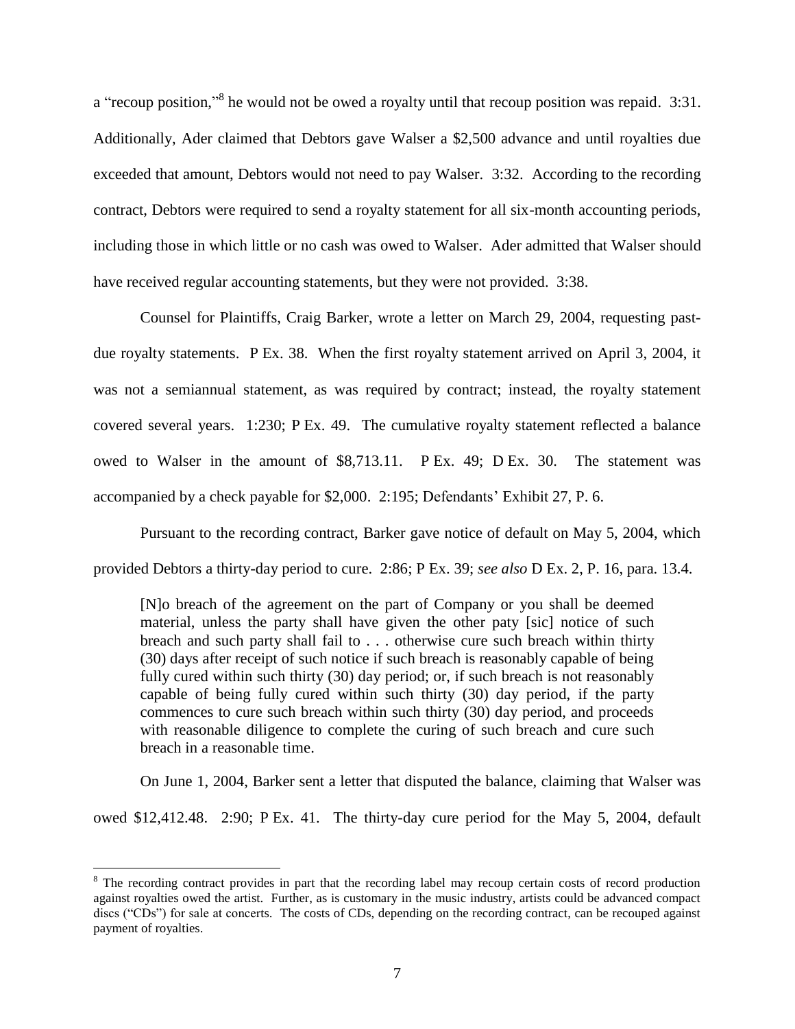a "recoup position,"[8] he would not be owed a royalty until that recoup position was repaid. 3:31. Additionally, Ader claimed that Debtors gave Walser a $2,500 advance and until royalties due exceeded that amount, Debtors would not need to pay Walser. 3:32. According to the recording contract, Debtors were required to send a royalty statement for all six-month accounting periods, including those in which little or no cash was owed to Walser. Ader admitted that Walser should have received regular accounting statements, but they were not provided. 3:38.

Counsel for Plaintiffs, Craig Barker, wrote a letter on March 29, 2004, requesting past-due royalty statements. P Ex. 38. When the first royalty statement arrived on April 3, 2004, it was not a semiannual statement, as was required by contract; instead, the royalty statement covered several years. 1:230; P Ex. 49. The cumulative royalty statement reflected a balance owed to Walser in the amount of $8,713.11. P Ex. 49; D Ex. 30. The statement was accompanied by a check payable for $2,000. 2:195; Defendants' Exhibit 27, P. 6.

Pursuant to the recording contract, Barker gave notice of default on May 5, 2004, which provided Debtors a thirty-day period to cure. 2:86; P Ex. 39; *see also* D Ex. 2, P. 16, para. 13.4.

> [N]o breach of the agreement on the part of Company or you shall be deemed material, unless the party shall have given the other paty [sic] notice of such breach and such party shall fail to . . . otherwise cure such breach within thirty (30) days after receipt of such notice if such breach is reasonably capable of being fully cured within such thirty (30) day period; or, if such breach is not reasonably capable of being fully cured within such thirty (30) day period, if the party commences to cure such breach within such thirty (30) day period, and proceeds with reasonable diligence to complete the curing of such breach and cure such breach in a reasonable time.

On June 1, 2004, Barker sent a letter that disputed the balance, claiming that Walser was owed $12,412.48. 2:90; P Ex. 41. The thirty-day cure period for the May 5, 2004, default

---

[8] The recording contract provides in part that the recording label may recoup certain costs of record production against royalties owed the artist. Further, as is customary in the music industry, artists could be advanced compact discs ("CDs") for sale at concerts. The costs of CDs, depending on the recording contract, can be recouped against payment of royalties.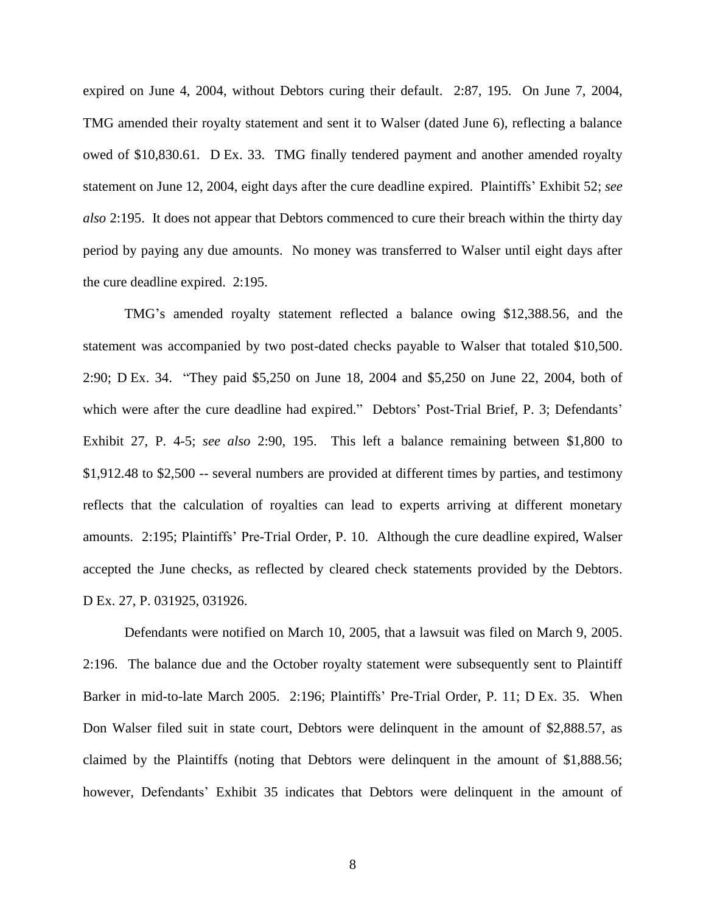expired on June 4, 2004, without Debtors curing their default. 2:87, 195. On June 7, 2004, TMG amended their royalty statement and sent it to Walser (dated June 6), reflecting a balance owed of $10,830.61. D Ex. 33. TMG finally tendered payment and another amended royalty statement on June 12, 2004, eight days after the cure deadline expired. Plaintiffs' Exhibit 52; *see also* 2:195. It does not appear that Debtors commenced to cure their breach within the thirty day period by paying any due amounts. No money was transferred to Walser until eight days after the cure deadline expired. 2:195.

TMG's amended royalty statement reflected a balance owing $12,388.56, and the statement was accompanied by two post-dated checks payable to Walser that totaled $10,500. 2:90; D Ex. 34. "They paid $5,250 on June 18, 2004 and $5,250 on June 22, 2004, both of which were after the cure deadline had expired." Debtors' Post-Trial Brief, P. 3; Defendants' Exhibit 27, P. 4-5; *see also* 2:90, 195. This left a balance remaining between $1,800 to $1,912.48 to $2,500 -- several numbers are provided at different times by parties, and testimony reflects that the calculation of royalties can lead to experts arriving at different monetary amounts. 2:195; Plaintiffs' Pre-Trial Order, P. 10. Although the cure deadline expired, Walser accepted the June checks, as reflected by cleared check statements provided by the Debtors. D Ex. 27, P. 031925, 031926.

Defendants were notified on March 10, 2005, that a lawsuit was filed on March 9, 2005. 2:196. The balance due and the October royalty statement were subsequently sent to Plaintiff Barker in mid-to-late March 2005. 2:196; Plaintiffs' Pre-Trial Order, P. 11; D Ex. 35. When Don Walser filed suit in state court, Debtors were delinquent in the amount of $2,888.57, as claimed by the Plaintiffs (noting that Debtors were delinquent in the amount of $1,888.56; however, Defendants' Exhibit 35 indicates that Debtors were delinquent in the amount of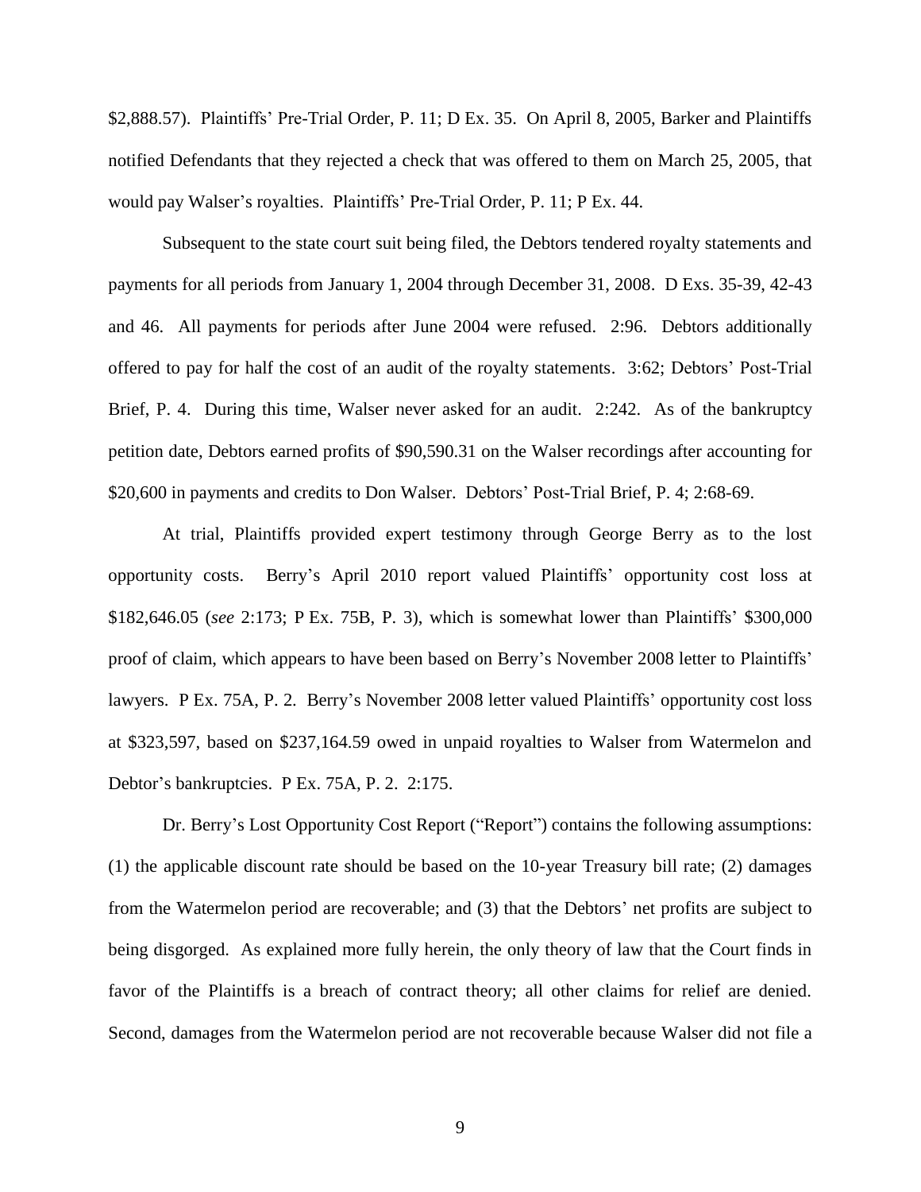$2,888.57). Plaintiffs' Pre-Trial Order, P. 11; D Ex. 35. On April 8, 2005, Barker and Plaintiffs notified Defendants that they rejected a check that was offered to them on March 25, 2005, that would pay Walser's royalties. Plaintiffs' Pre-Trial Order, P. 11; P Ex. 44.

Subsequent to the state court suit being filed, the Debtors tendered royalty statements and payments for all periods from January 1, 2004 through December 31, 2008. D Exs. 35-39, 42-43 and 46. All payments for periods after June 2004 were refused. 2:96. Debtors additionally offered to pay for half the cost of an audit of the royalty statements. 3:62; Debtors' Post-Trial Brief, P. 4. During this time, Walser never asked for an audit. 2:242. As of the bankruptcy petition date, Debtors earned profits of $90,590.31 on the Walser recordings after accounting for $20,600 in payments and credits to Don Walser. Debtors' Post-Trial Brief, P. 4; 2:68-69.

At trial, Plaintiffs provided expert testimony through George Berry as to the lost opportunity costs. Berry's April 2010 report valued Plaintiffs' opportunity cost loss at $182,646.05 (*see* 2:173; P Ex. 75B, P. 3), which is somewhat lower than Plaintiffs' $300,000 proof of claim, which appears to have been based on Berry's November 2008 letter to Plaintiffs' lawyers. P Ex. 75A, P. 2. Berry's November 2008 letter valued Plaintiffs' opportunity cost loss at $323,597, based on $237,164.59 owed in unpaid royalties to Walser from Watermelon and Debtor's bankruptcies. P Ex. 75A, P. 2. 2:175.

Dr. Berry's Lost Opportunity Cost Report ("Report") contains the following assumptions: (1) the applicable discount rate should be based on the 10-year Treasury bill rate; (2) damages from the Watermelon period are recoverable; and (3) that the Debtors' net profits are subject to being disgorged. As explained more fully herein, the only theory of law that the Court finds in favor of the Plaintiffs is a breach of contract theory; all other claims for relief are denied. Second, damages from the Watermelon period are not recoverable because Walser did not file a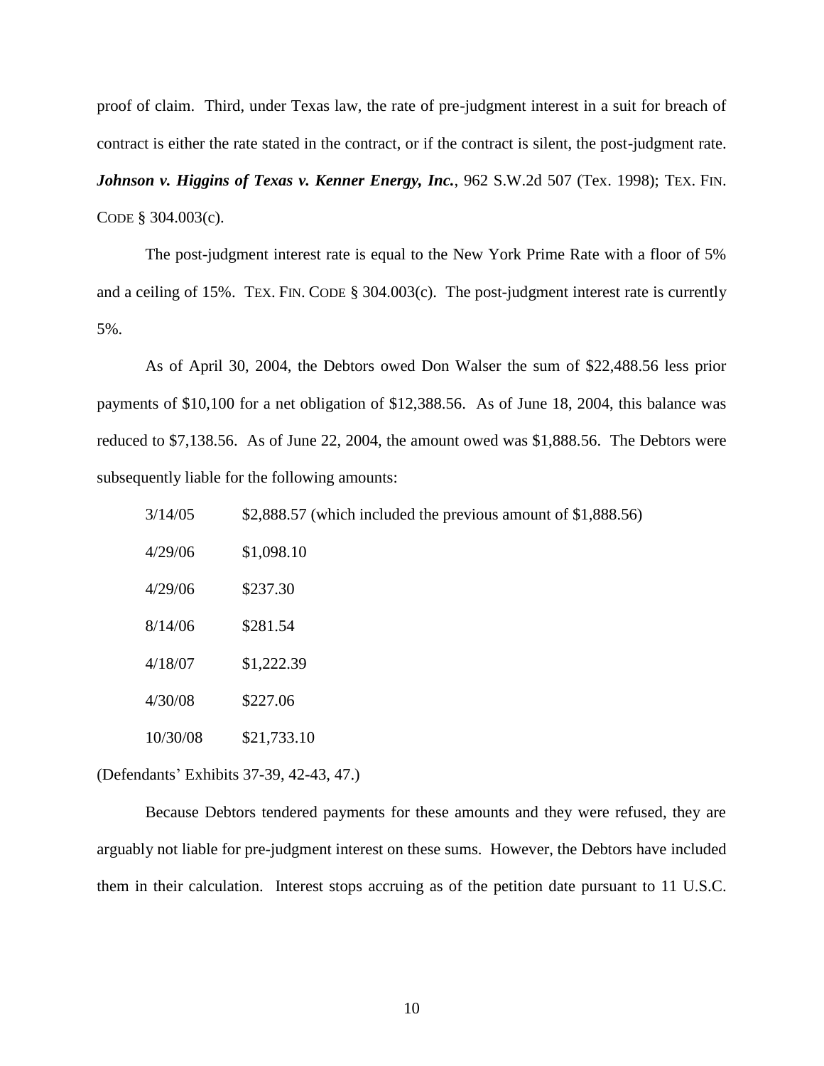proof of claim. Third, under Texas law, the rate of pre-judgment interest in a suit for breach of contract is either the rate stated in the contract, or if the contract is silent, the post-judgment rate. ***Johnson v. Higgins of Texas v. Kenner Energy, Inc.***, 962 S.W.2d 507 (Tex. 1998); TEX. FIN. CODE § 304.003(c).

The post-judgment interest rate is equal to the New York Prime Rate with a floor of 5% and a ceiling of 15%. TEX. FIN. CODE § 304.003(c). The post-judgment interest rate is currently 5%.

As of April 30, 2004, the Debtors owed Don Walser the sum of $22,488.56 less prior payments of $10,100 for a net obligation of $12,388.56. As of June 18, 2004, this balance was reduced to $7,138.56. As of June 22, 2004, the amount owed was $1,888.56. The Debtors were subsequently liable for the following amounts:

| | |
|---|---|
| 3/14/05 | $2,888.57 (which included the previous amount of $1,888.56) |
| 4/29/06 | $1,098.10 |
| 4/29/06 | $237.30 |
| 8/14/06 | $281.54 |
| 4/18/07 | $1,222.39 |
| 4/30/08 | $227.06 |
| 10/30/08 | $21,733.10 |

(Defendants' Exhibits 37-39, 42-43, 47.)

Because Debtors tendered payments for these amounts and they were refused, they are arguably not liable for pre-judgment interest on these sums. However, the Debtors have included them in their calculation. Interest stops accruing as of the petition date pursuant to 11 U.S.C.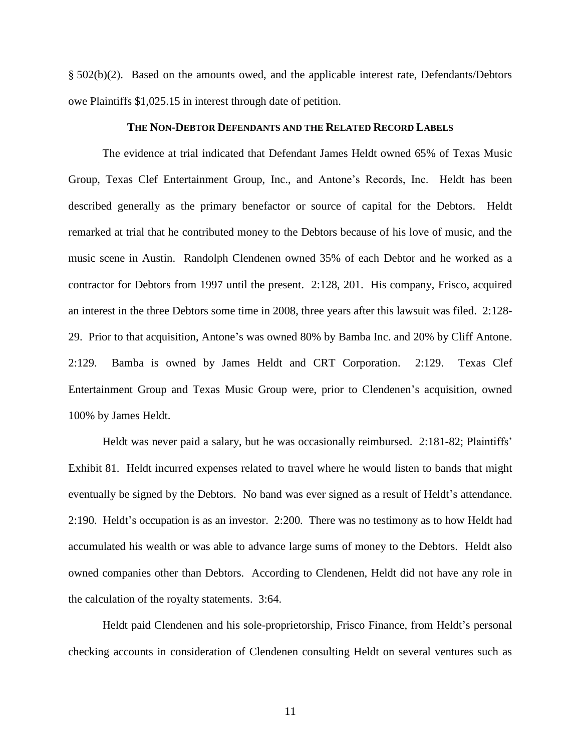§ 502(b)(2). Based on the amounts owed, and the applicable interest rate, Defendants/Debtors owe Plaintiffs $1,025.15 in interest through date of petition.

## THE NON-DEBTOR DEFENDANTS AND THE RELATED RECORD LABELS

The evidence at trial indicated that Defendant James Heldt owned 65% of Texas Music Group, Texas Clef Entertainment Group, Inc., and Antone's Records, Inc. Heldt has been described generally as the primary benefactor or source of capital for the Debtors. Heldt remarked at trial that he contributed money to the Debtors because of his love of music, and the music scene in Austin. Randolph Clendenen owned 35% of each Debtor and he worked as a contractor for Debtors from 1997 until the present. 2:128, 201. His company, Frisco, acquired an interest in the three Debtors some time in 2008, three years after this lawsuit was filed. 2:128-29. Prior to that acquisition, Antone's was owned 80% by Bamba Inc. and 20% by Cliff Antone. 2:129. Bamba is owned by James Heldt and CRT Corporation. 2:129. Texas Clef Entertainment Group and Texas Music Group were, prior to Clendenen's acquisition, owned 100% by James Heldt.

Heldt was never paid a salary, but he was occasionally reimbursed. 2:181-82; Plaintiffs' Exhibit 81. Heldt incurred expenses related to travel where he would listen to bands that might eventually be signed by the Debtors. No band was ever signed as a result of Heldt's attendance. 2:190. Heldt's occupation is as an investor. 2:200. There was no testimony as to how Heldt had accumulated his wealth or was able to advance large sums of money to the Debtors. Heldt also owned companies other than Debtors. According to Clendenen, Heldt did not have any role in the calculation of the royalty statements. 3:64.

Heldt paid Clendenen and his sole-proprietorship, Frisco Finance, from Heldt's personal checking accounts in consideration of Clendenen consulting Heldt on several ventures such as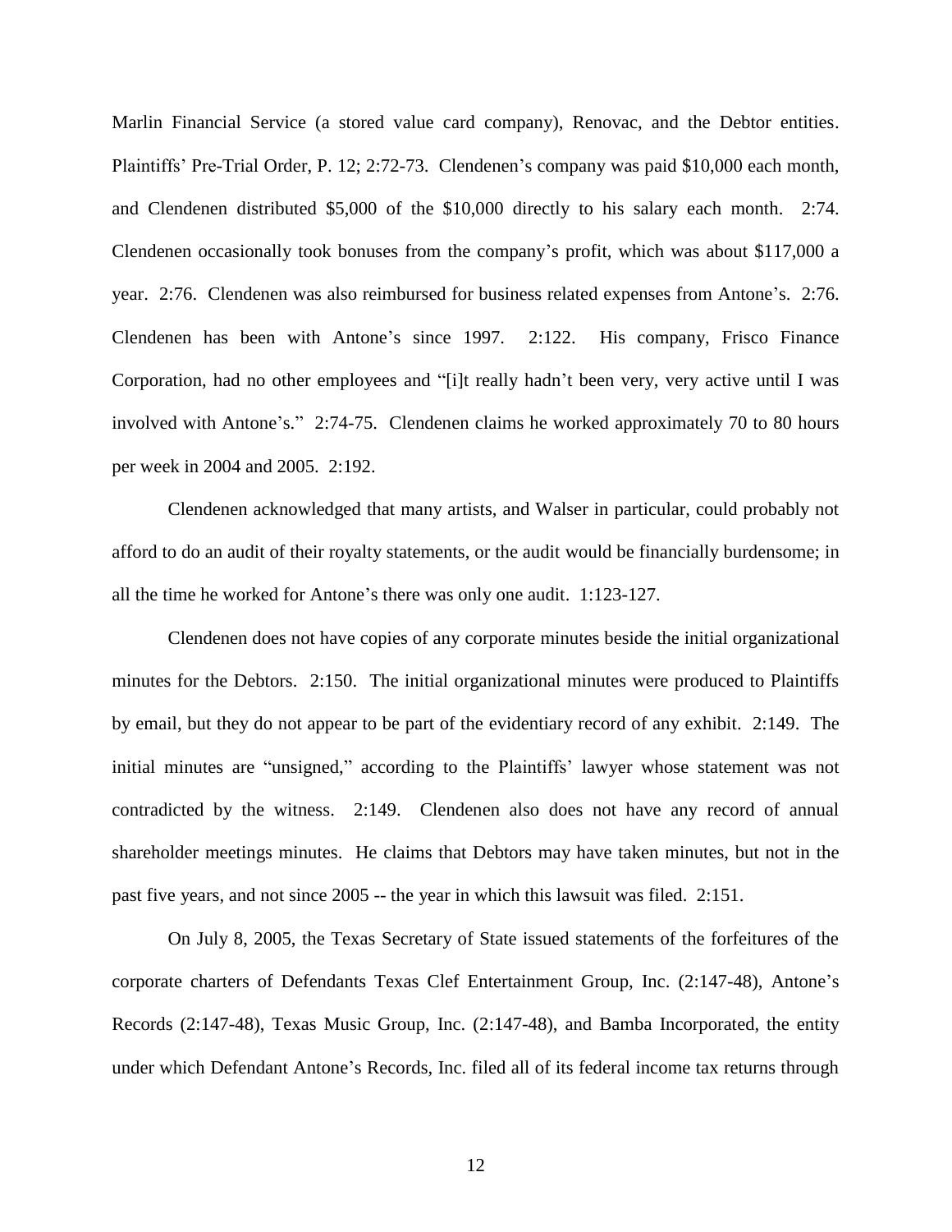Marlin Financial Service (a stored value card company), Renovac, and the Debtor entities. Plaintiffs' Pre-Trial Order, P. 12; 2:72-73. Clendenen's company was paid $10,000 each month, and Clendenen distributed $5,000 of the $10,000 directly to his salary each month. 2:74. Clendenen occasionally took bonuses from the company's profit, which was about $117,000 a year. 2:76. Clendenen was also reimbursed for business related expenses from Antone's. 2:76. Clendenen has been with Antone's since 1997. 2:122. His company, Frisco Finance Corporation, had no other employees and "[i]t really hadn't been very, very active until I was involved with Antone's." 2:74-75. Clendenen claims he worked approximately 70 to 80 hours per week in 2004 and 2005. 2:192.

Clendenen acknowledged that many artists, and Walser in particular, could probably not afford to do an audit of their royalty statements, or the audit would be financially burdensome; in all the time he worked for Antone's there was only one audit. 1:123-127.

Clendenen does not have copies of any corporate minutes beside the initial organizational minutes for the Debtors. 2:150. The initial organizational minutes were produced to Plaintiffs by email, but they do not appear to be part of the evidentiary record of any exhibit. 2:149. The initial minutes are "unsigned," according to the Plaintiffs' lawyer whose statement was not contradicted by the witness. 2:149. Clendenen also does not have any record of annual shareholder meetings minutes. He claims that Debtors may have taken minutes, but not in the past five years, and not since 2005 -- the year in which this lawsuit was filed. 2:151.

On July 8, 2005, the Texas Secretary of State issued statements of the forfeitures of the corporate charters of Defendants Texas Clef Entertainment Group, Inc. (2:147-48), Antone's Records (2:147-48), Texas Music Group, Inc. (2:147-48), and Bamba Incorporated, the entity under which Defendant Antone's Records, Inc. filed all of its federal income tax returns through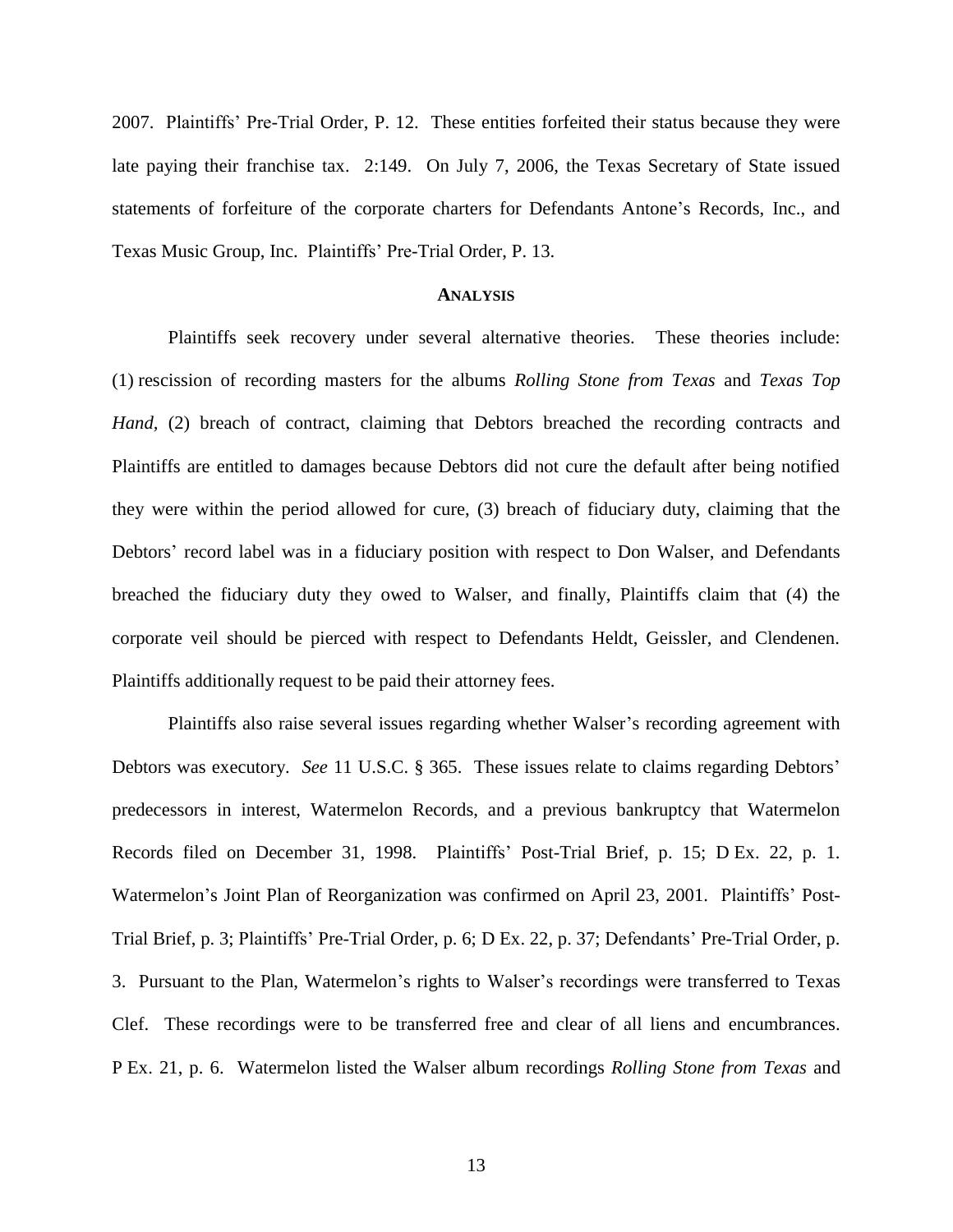2007. Plaintiffs' Pre-Trial Order, P. 12. These entities forfeited their status because they were late paying their franchise tax. 2:149. On July 7, 2006, the Texas Secretary of State issued statements of forfeiture of the corporate charters for Defendants Antone's Records, Inc., and Texas Music Group, Inc. Plaintiffs' Pre-Trial Order, P. 13.

## ANALYSIS

Plaintiffs seek recovery under several alternative theories. These theories include: (1) rescission of recording masters for the albums *Rolling Stone from Texas* and *Texas Top Hand*, (2) breach of contract, claiming that Debtors breached the recording contracts and Plaintiffs are entitled to damages because Debtors did not cure the default after being notified they were within the period allowed for cure, (3) breach of fiduciary duty, claiming that the Debtors' record label was in a fiduciary position with respect to Don Walser, and Defendants breached the fiduciary duty they owed to Walser, and finally, Plaintiffs claim that (4) the corporate veil should be pierced with respect to Defendants Heldt, Geissler, and Clendenen. Plaintiffs additionally request to be paid their attorney fees.

Plaintiffs also raise several issues regarding whether Walser's recording agreement with Debtors was executory. *See* 11 U.S.C. § 365. These issues relate to claims regarding Debtors' predecessors in interest, Watermelon Records, and a previous bankruptcy that Watermelon Records filed on December 31, 1998. Plaintiffs' Post-Trial Brief, p. 15; D Ex. 22, p. 1. Watermelon's Joint Plan of Reorganization was confirmed on April 23, 2001. Plaintiffs' Post-Trial Brief, p. 3; Plaintiffs' Pre-Trial Order, p. 6; D Ex. 22, p. 37; Defendants' Pre-Trial Order, p. 3. Pursuant to the Plan, Watermelon's rights to Walser's recordings were transferred to Texas Clef. These recordings were to be transferred free and clear of all liens and encumbrances. P Ex. 21, p. 6. Watermelon listed the Walser album recordings *Rolling Stone from Texas* and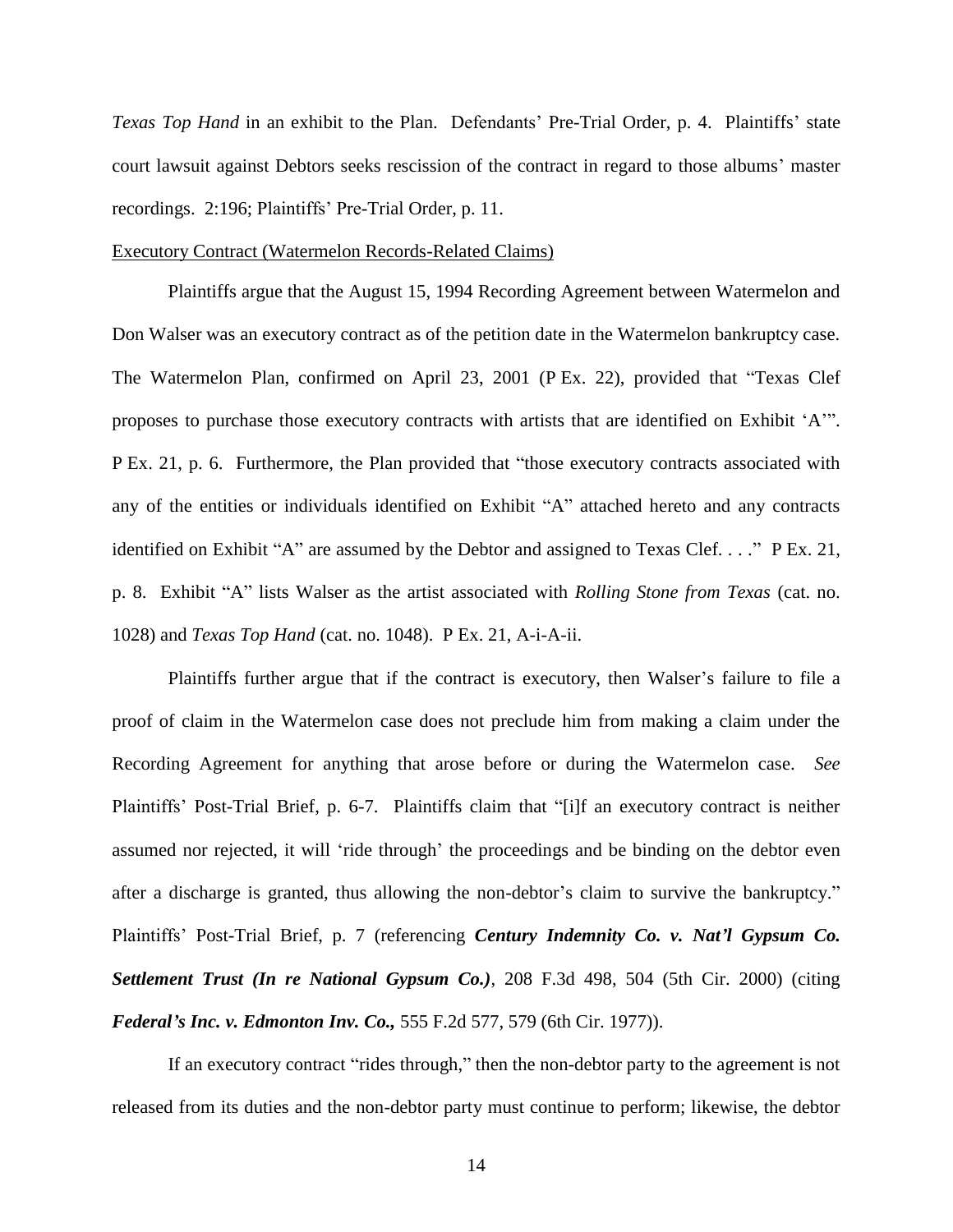*Texas Top Hand* in an exhibit to the Plan. Defendants' Pre-Trial Order, p. 4. Plaintiffs' state court lawsuit against Debtors seeks rescission of the contract in regard to those albums' master recordings. 2:196; Plaintiffs' Pre-Trial Order, p. 11.

Executory Contract (Watermelon Records-Related Claims)

Plaintiffs argue that the August 15, 1994 Recording Agreement between Watermelon and Don Walser was an executory contract as of the petition date in the Watermelon bankruptcy case. The Watermelon Plan, confirmed on April 23, 2001 (P Ex. 22), provided that "Texas Clef proposes to purchase those executory contracts with artists that are identified on Exhibit 'A'". P Ex. 21, p. 6. Furthermore, the Plan provided that "those executory contracts associated with any of the entities or individuals identified on Exhibit "A" attached hereto and any contracts identified on Exhibit "A" are assumed by the Debtor and assigned to Texas Clef. . . ." P Ex. 21, p. 8. Exhibit "A" lists Walser as the artist associated with *Rolling Stone from Texas* (cat. no. 1028) and *Texas Top Hand* (cat. no. 1048). P Ex. 21, A-i-A-ii.

Plaintiffs further argue that if the contract is executory, then Walser's failure to file a proof of claim in the Watermelon case does not preclude him from making a claim under the Recording Agreement for anything that arose before or during the Watermelon case. *See* Plaintiffs' Post-Trial Brief, p. 6-7. Plaintiffs claim that "[i]f an executory contract is neither assumed nor rejected, it will 'ride through' the proceedings and be binding on the debtor even after a discharge is granted, thus allowing the non-debtor's claim to survive the bankruptcy." Plaintiffs' Post-Trial Brief, p. 7 (referencing ***Century Indemnity Co. v. Nat'l Gypsum Co. Settlement Trust (In re National Gypsum Co.)***, 208 F.3d 498, 504 (5th Cir. 2000) (citing ***Federal's Inc. v. Edmonton Inv. Co.,*** 555 F.2d 577, 579 (6th Cir. 1977)).

If an executory contract "rides through," then the non-debtor party to the agreement is not released from its duties and the non-debtor party must continue to perform; likewise, the debtor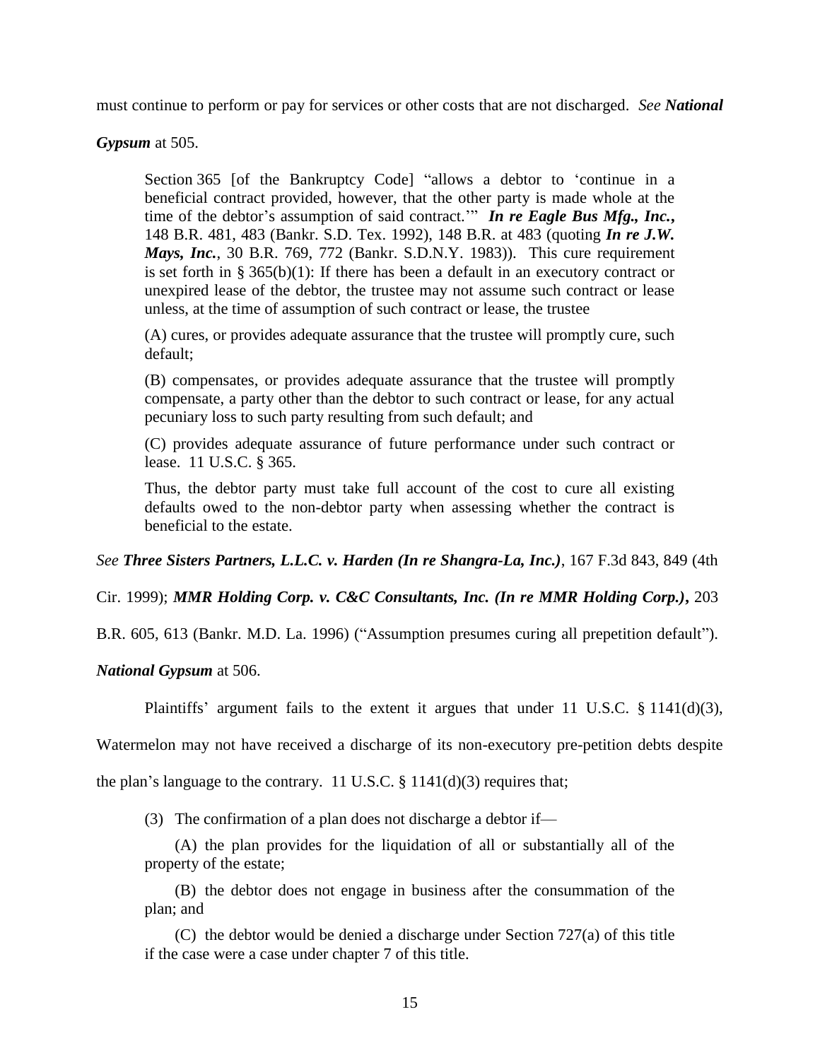must continue to perform or pay for services or other costs that are not discharged. *See* ***National Gypsum*** at 505.

> Section 365 [of the Bankruptcy Code] "allows a debtor to 'continue in a beneficial contract provided, however, that the other party is made whole at the time of the debtor's assumption of said contract.'" ***In re Eagle Bus Mfg., Inc.***, 148 B.R. 481, 483 (Bankr. S.D. Tex. 1992), 148 B.R. at 483 (quoting ***In re J.W. Mays, Inc.***, 30 B.R. 769, 772 (Bankr. S.D.N.Y. 1983)). This cure requirement is set forth in § 365(b)(1): If there has been a default in an executory contract or unexpired lease of the debtor, the trustee may not assume such contract or lease unless, at the time of assumption of such contract or lease, the trustee
>
> (A) cures, or provides adequate assurance that the trustee will promptly cure, such default;
>
> (B) compensates, or provides adequate assurance that the trustee will promptly compensate, a party other than the debtor to such contract or lease, for any actual pecuniary loss to such party resulting from such default; and
>
> (C) provides adequate assurance of future performance under such contract or lease. 11 U.S.C. § 365.
>
> Thus, the debtor party must take full account of the cost to cure all existing defaults owed to the non-debtor party when assessing whether the contract is beneficial to the estate.

*See* ***Three Sisters Partners, L.L.C. v. Harden (In re Shangra-La, Inc.)***, 167 F.3d 843, 849 (4th Cir. 1999); ***MMR Holding Corp. v. C&C Consultants, Inc. (In re MMR Holding Corp.)***, 203 B.R. 605, 613 (Bankr. M.D. La. 1996) ("Assumption presumes curing all prepetition default"). ***National Gypsum*** at 506.

Plaintiffs' argument fails to the extent it argues that under 11 U.S.C. § 1141(d)(3), Watermelon may not have received a discharge of its non-executory pre-petition debts despite the plan's language to the contrary. 11 U.S.C. § 1141(d)(3) requires that;

> (3) The confirmation of a plan does not discharge a debtor if—
>
> (A) the plan provides for the liquidation of all or substantially all of the property of the estate;
>
> (B) the debtor does not engage in business after the consummation of the plan; and
>
> (C) the debtor would be denied a discharge under Section 727(a) of this title if the case were a case under chapter 7 of this title.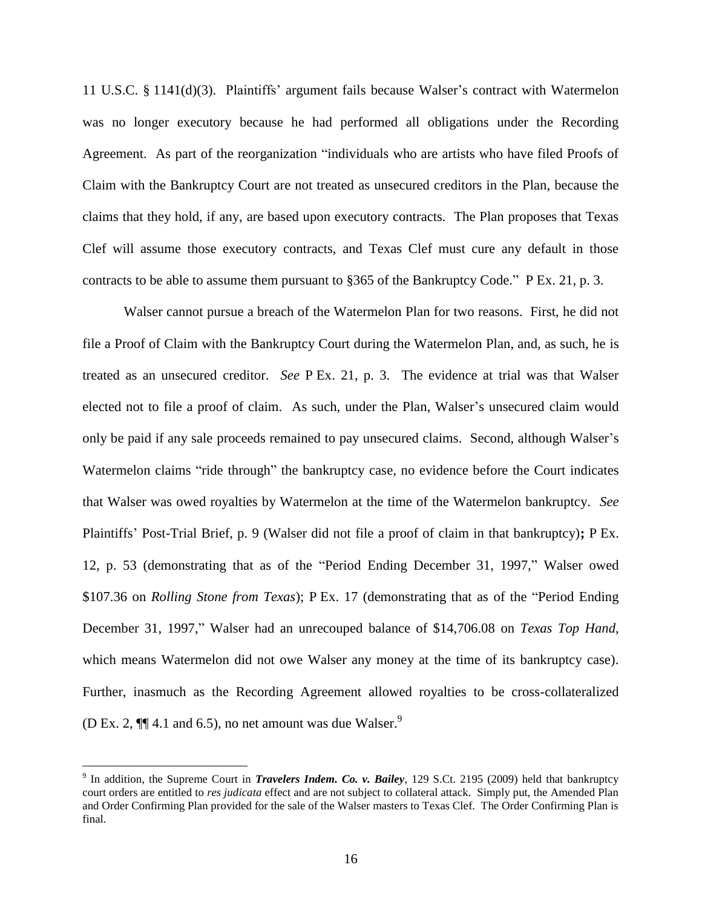11 U.S.C. § 1141(d)(3). Plaintiffs' argument fails because Walser's contract with Watermelon was no longer executory because he had performed all obligations under the Recording Agreement. As part of the reorganization "individuals who are artists who have filed Proofs of Claim with the Bankruptcy Court are not treated as unsecured creditors in the Plan, because the claims that they hold, if any, are based upon executory contracts. The Plan proposes that Texas Clef will assume those executory contracts, and Texas Clef must cure any default in those contracts to be able to assume them pursuant to §365 of the Bankruptcy Code." P Ex. 21, p. 3.

Walser cannot pursue a breach of the Watermelon Plan for two reasons. First, he did not file a Proof of Claim with the Bankruptcy Court during the Watermelon Plan, and, as such, he is treated as an unsecured creditor. *See* P Ex. 21, p. 3. The evidence at trial was that Walser elected not to file a proof of claim. As such, under the Plan, Walser's unsecured claim would only be paid if any sale proceeds remained to pay unsecured claims. Second, although Walser's Watermelon claims "ride through" the bankruptcy case, no evidence before the Court indicates that Walser was owed royalties by Watermelon at the time of the Watermelon bankruptcy. *See* Plaintiffs' Post-Trial Brief, p. 9 (Walser did not file a proof of claim in that bankruptcy)**;** P Ex. 12, p. 53 (demonstrating that as of the "Period Ending December 31, 1997," Walser owed $107.36 on *Rolling Stone from Texas*); P Ex. 17 (demonstrating that as of the "Period Ending December 31, 1997," Walser had an unrecouped balance of $14,706.08 on *Texas Top Hand,* which means Watermelon did not owe Walser any money at the time of its bankruptcy case). Further, inasmuch as the Recording Agreement allowed royalties to be cross-collateralized (D Ex. 2, ¶¶ 4.1 and 6.5), no net amount was due Walser.[9]

[9] In addition, the Supreme Court in ***Travelers Indem. Co. v. Bailey***, 129 S.Ct. 2195 (2009) held that bankruptcy court orders are entitled to *res judicata* effect and are not subject to collateral attack. Simply put, the Amended Plan and Order Confirming Plan provided for the sale of the Walser masters to Texas Clef. The Order Confirming Plan is final.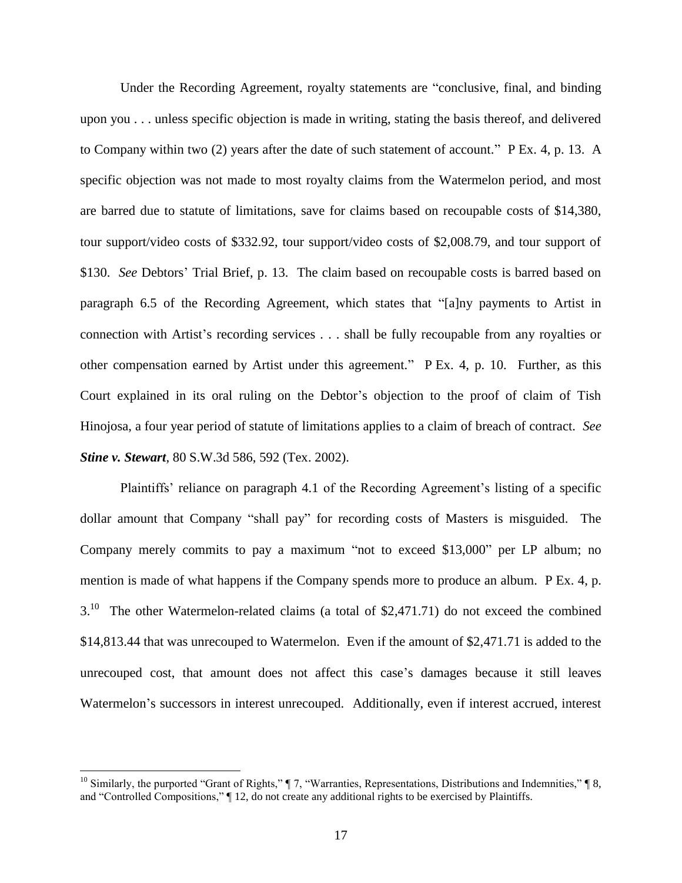Under the Recording Agreement, royalty statements are "conclusive, final, and binding upon you . . . unless specific objection is made in writing, stating the basis thereof, and delivered to Company within two (2) years after the date of such statement of account." P Ex. 4, p. 13. A specific objection was not made to most royalty claims from the Watermelon period, and most are barred due to statute of limitations, save for claims based on recoupable costs of $14,380, tour support/video costs of $332.92, tour support/video costs of $2,008.79, and tour support of $130. *See* Debtors' Trial Brief, p. 13. The claim based on recoupable costs is barred based on paragraph 6.5 of the Recording Agreement, which states that "[a]ny payments to Artist in connection with Artist's recording services . . . shall be fully recoupable from any royalties or other compensation earned by Artist under this agreement." P Ex. 4, p. 10. Further, as this Court explained in its oral ruling on the Debtor's objection to the proof of claim of Tish Hinojosa, a four year period of statute of limitations applies to a claim of breach of contract. *See* ***Stine v. Stewart***, 80 S.W.3d 586, 592 (Tex. 2002).

Plaintiffs' reliance on paragraph 4.1 of the Recording Agreement's listing of a specific dollar amount that Company "shall pay" for recording costs of Masters is misguided. The Company merely commits to pay a maximum "not to exceed $13,000" per LP album; no mention is made of what happens if the Company spends more to produce an album. P Ex. 4, p. 3.[10] The other Watermelon-related claims (a total of $2,471.71) do not exceed the combined $14,813.44 that was unrecouped to Watermelon. Even if the amount of $2,471.71 is added to the unrecouped cost, that amount does not affect this case's damages because it still leaves Watermelon's successors in interest unrecouped. Additionally, even if interest accrued, interest

---

[10] Similarly, the purported "Grant of Rights," ¶ 7, "Warranties, Representations, Distributions and Indemnities," ¶ 8, and "Controlled Compositions," ¶ 12, do not create any additional rights to be exercised by Plaintiffs.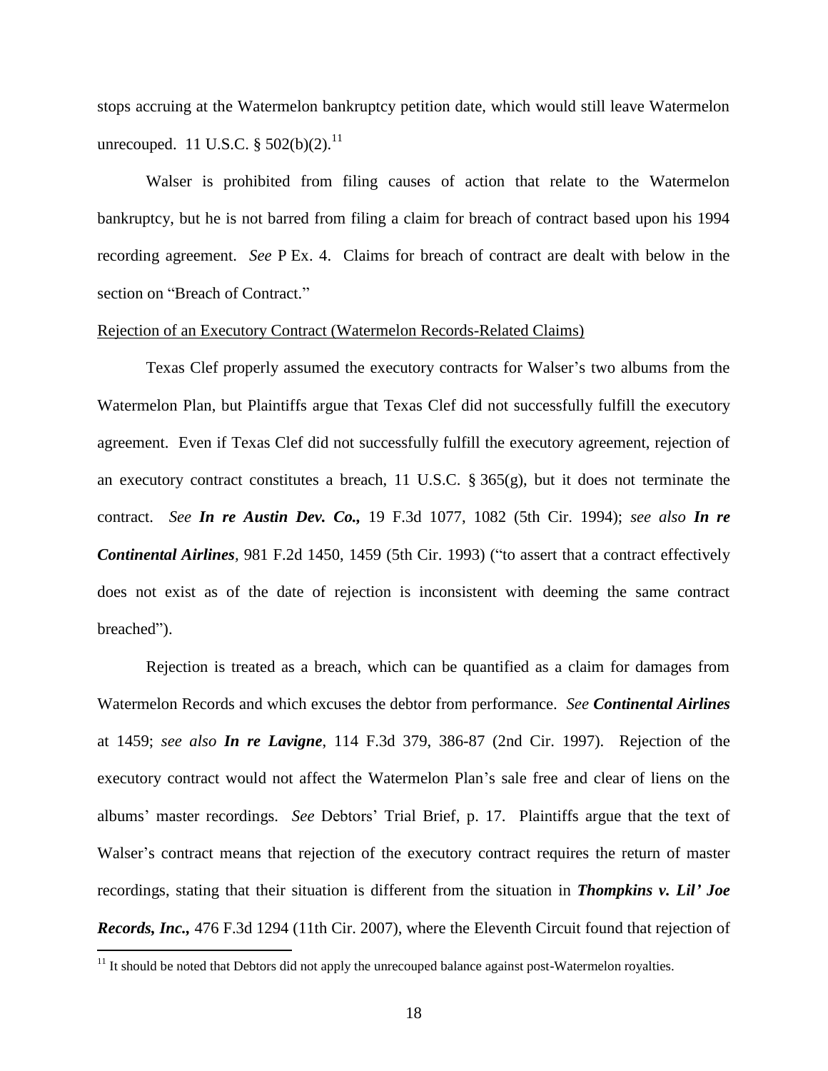stops accruing at the Watermelon bankruptcy petition date, which would still leave Watermelon unrecouped. 11 U.S.C. § 502(b)(2).[11]

Walser is prohibited from filing causes of action that relate to the Watermelon bankruptcy, but he is not barred from filing a claim for breach of contract based upon his 1994 recording agreement. *See* P Ex. 4. Claims for breach of contract are dealt with below in the section on "Breach of Contract."

Rejection of an Executory Contract (Watermelon Records-Related Claims)

Texas Clef properly assumed the executory contracts for Walser's two albums from the Watermelon Plan, but Plaintiffs argue that Texas Clef did not successfully fulfill the executory agreement. Even if Texas Clef did not successfully fulfill the executory agreement, rejection of an executory contract constitutes a breach, 11 U.S.C. § 365(g), but it does not terminate the contract. *See* ***In re Austin Dev. Co.,*** 19 F.3d 1077, 1082 (5th Cir. 1994); *see also* ***In re Continental Airlines****,* 981 F.2d 1450, 1459 (5th Cir. 1993) ("to assert that a contract effectively does not exist as of the date of rejection is inconsistent with deeming the same contract breached").

Rejection is treated as a breach, which can be quantified as a claim for damages from Watermelon Records and which excuses the debtor from performance. *See* ***Continental Airlines*** at 1459; *see also* ***In re Lavigne***, 114 F.3d 379, 386-87 (2nd Cir. 1997). Rejection of the executory contract would not affect the Watermelon Plan's sale free and clear of liens on the albums' master recordings. *See* Debtors' Trial Brief, p. 17. Plaintiffs argue that the text of Walser's contract means that rejection of the executory contract requires the return of master recordings, stating that their situation is different from the situation in ***Thompkins v. Lil' Joe Records, Inc.,*** 476 F.3d 1294 (11th Cir. 2007), where the Eleventh Circuit found that rejection of

[11] It should be noted that Debtors did not apply the unrecouped balance against post-Watermelon royalties.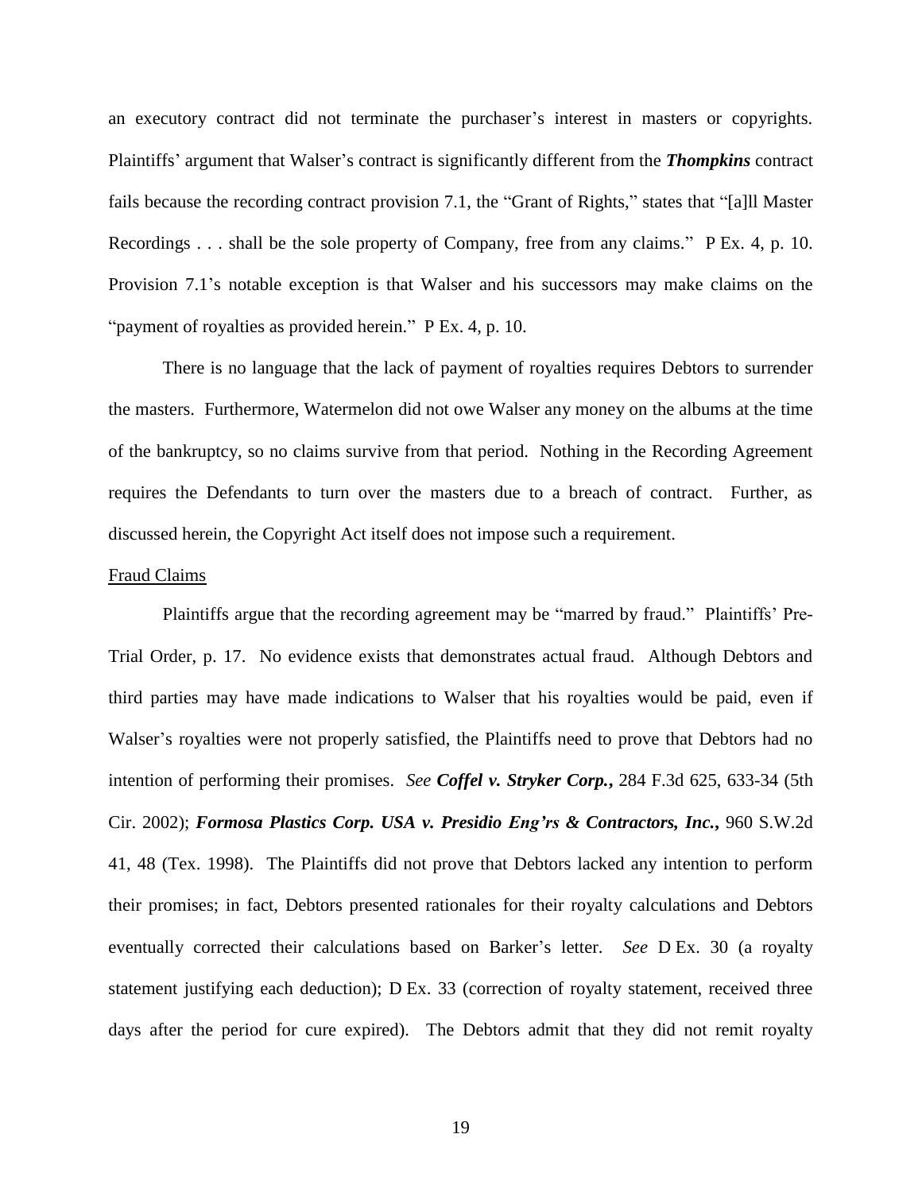an executory contract did not terminate the purchaser's interest in masters or copyrights. Plaintiffs' argument that Walser's contract is significantly different from the ***Thompkins*** contract fails because the recording contract provision 7.1, the "Grant of Rights," states that "[a]ll Master Recordings . . . shall be the sole property of Company, free from any claims." P Ex. 4, p. 10. Provision 7.1's notable exception is that Walser and his successors may make claims on the "payment of royalties as provided herein." P Ex. 4, p. 10.

There is no language that the lack of payment of royalties requires Debtors to surrender the masters. Furthermore, Watermelon did not owe Walser any money on the albums at the time of the bankruptcy, so no claims survive from that period. Nothing in the Recording Agreement requires the Defendants to turn over the masters due to a breach of contract. Further, as discussed herein, the Copyright Act itself does not impose such a requirement.

Fraud Claims

Plaintiffs argue that the recording agreement may be "marred by fraud." Plaintiffs' Pre-Trial Order, p. 17. No evidence exists that demonstrates actual fraud. Although Debtors and third parties may have made indications to Walser that his royalties would be paid, even if Walser's royalties were not properly satisfied, the Plaintiffs need to prove that Debtors had no intention of performing their promises. *See* ***Coffel v. Stryker Corp.***, 284 F.3d 625, 633-34 (5th Cir. 2002); ***Formosa Plastics Corp. USA v. Presidio Eng'rs & Contractors, Inc.***, 960 S.W.2d 41, 48 (Tex. 1998). The Plaintiffs did not prove that Debtors lacked any intention to perform their promises; in fact, Debtors presented rationales for their royalty calculations and Debtors eventually corrected their calculations based on Barker's letter. *See* D Ex. 30 (a royalty statement justifying each deduction); D Ex. 33 (correction of royalty statement, received three days after the period for cure expired). The Debtors admit that they did not remit royalty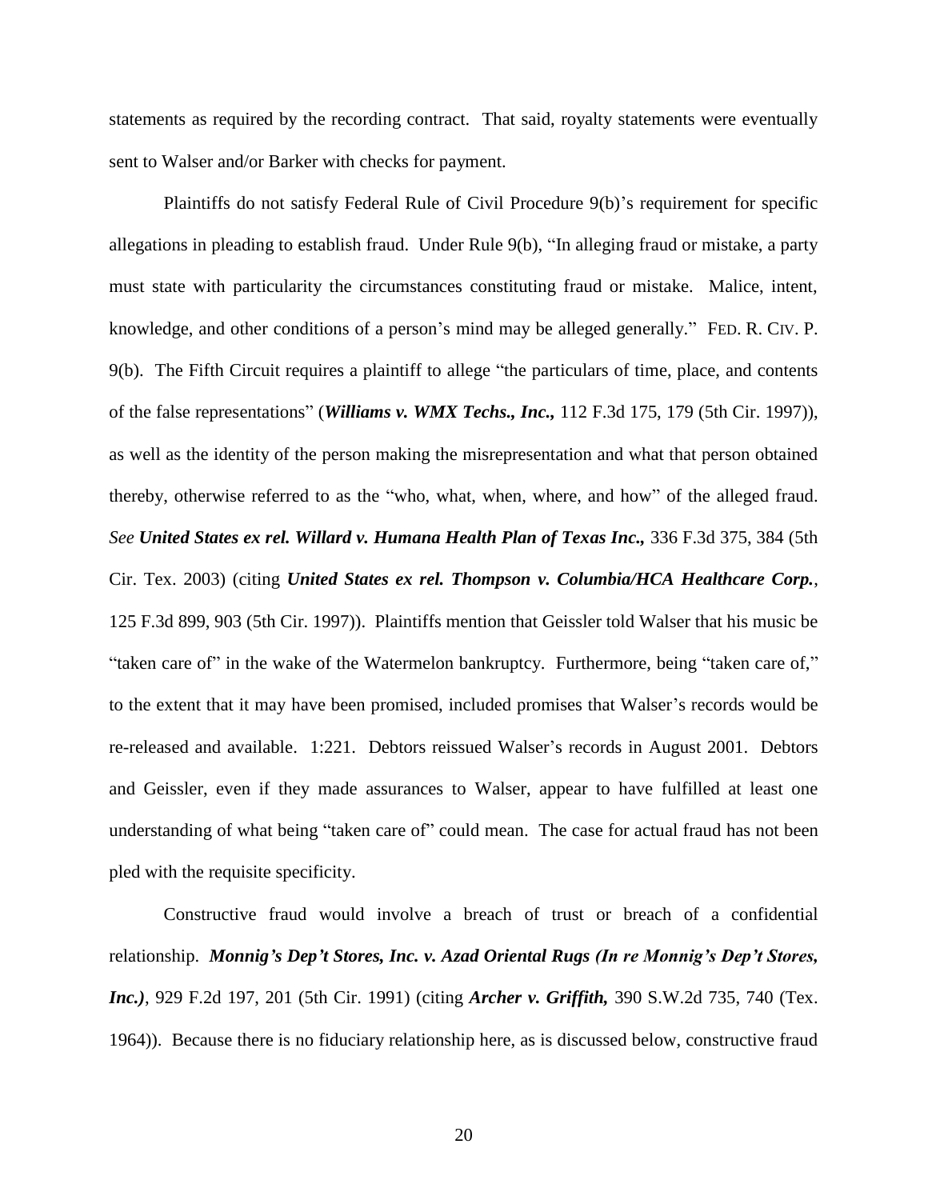statements as required by the recording contract. That said, royalty statements were eventually sent to Walser and/or Barker with checks for payment.

Plaintiffs do not satisfy Federal Rule of Civil Procedure 9(b)'s requirement for specific allegations in pleading to establish fraud. Under Rule 9(b), "In alleging fraud or mistake, a party must state with particularity the circumstances constituting fraud or mistake. Malice, intent, knowledge, and other conditions of a person's mind may be alleged generally." FED. R. CIV. P. 9(b). The Fifth Circuit requires a plaintiff to allege "the particulars of time, place, and contents of the false representations" (***Williams v. WMX Techs., Inc.,*** 112 F.3d 175, 179 (5th Cir. 1997)), as well as the identity of the person making the misrepresentation and what that person obtained thereby, otherwise referred to as the "who, what, when, where, and how" of the alleged fraud. *See* ***United States ex rel. Willard v. Humana Health Plan of Texas Inc.,*** 336 F.3d 375, 384 (5th Cir. Tex. 2003) (citing ***United States ex rel. Thompson v. Columbia/HCA Healthcare Corp.***, 125 F.3d 899, 903 (5th Cir. 1997)). Plaintiffs mention that Geissler told Walser that his music be "taken care of" in the wake of the Watermelon bankruptcy. Furthermore, being "taken care of," to the extent that it may have been promised, included promises that Walser's records would be re-released and available. 1:221. Debtors reissued Walser's records in August 2001. Debtors and Geissler, even if they made assurances to Walser, appear to have fulfilled at least one understanding of what being "taken care of" could mean. The case for actual fraud has not been pled with the requisite specificity.

Constructive fraud would involve a breach of trust or breach of a confidential relationship. ***Monnig's Dep't Stores, Inc. v. Azad Oriental Rugs (In re Monnig's Dep't Stores, Inc.)***, 929 F.2d 197, 201 (5th Cir. 1991) (citing ***Archer v. Griffith,*** 390 S.W.2d 735, 740 (Tex. 1964)). Because there is no fiduciary relationship here, as is discussed below, constructive fraud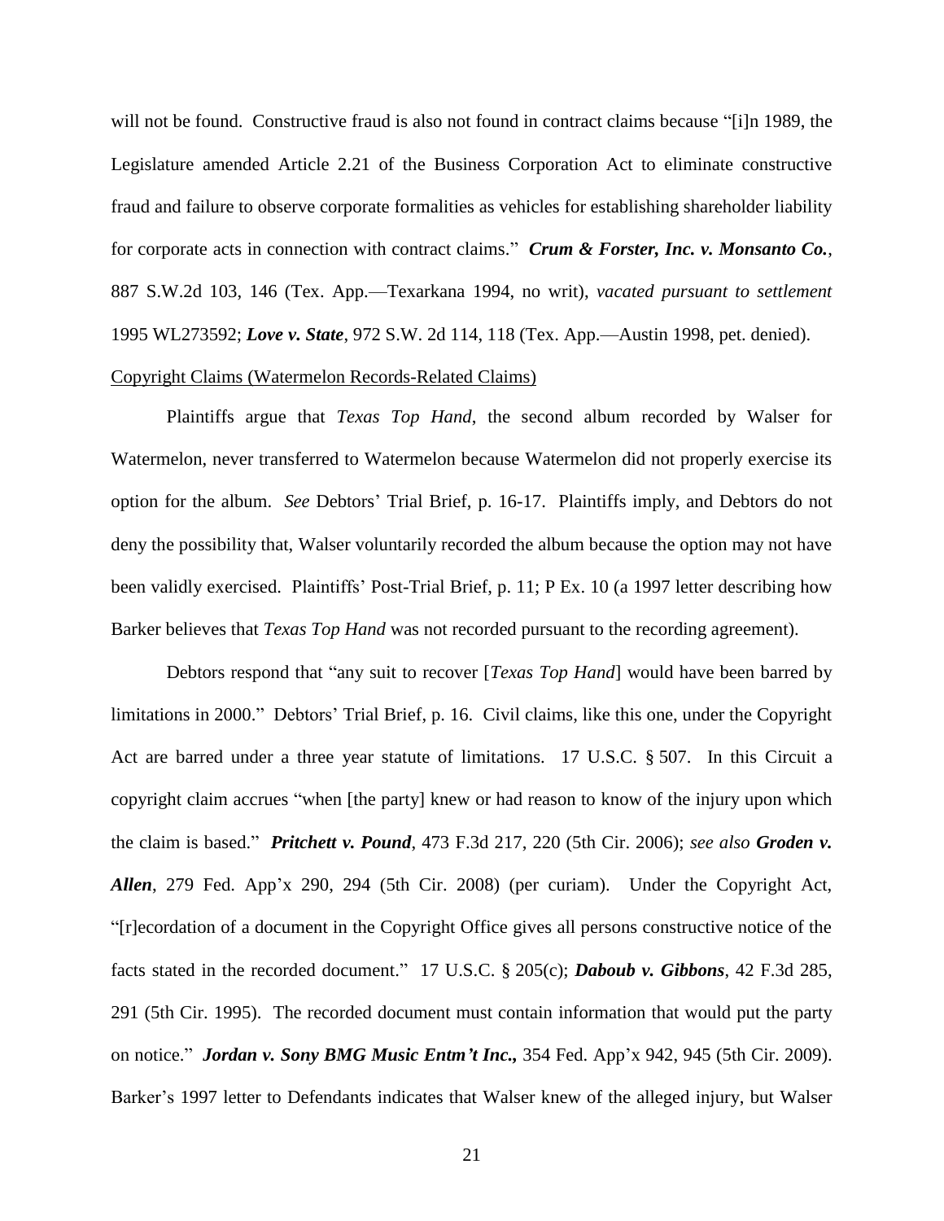will not be found. Constructive fraud is also not found in contract claims because "[i]n 1989, the Legislature amended Article 2.21 of the Business Corporation Act to eliminate constructive fraud and failure to observe corporate formalities as vehicles for establishing shareholder liability for corporate acts in connection with contract claims." ***Crum & Forster, Inc. v. Monsanto Co.***, 887 S.W.2d 103, 146 (Tex. App.—Texarkana 1994, no writ), *vacated pursuant to settlement* 1995 WL273592; ***Love v. State***, 972 S.W. 2d 114, 118 (Tex. App.—Austin 1998, pet. denied).

Copyright Claims (Watermelon Records-Related Claims)

Plaintiffs argue that *Texas Top Hand*, the second album recorded by Walser for Watermelon, never transferred to Watermelon because Watermelon did not properly exercise its option for the album. *See* Debtors' Trial Brief, p. 16-17. Plaintiffs imply, and Debtors do not deny the possibility that, Walser voluntarily recorded the album because the option may not have been validly exercised. Plaintiffs' Post-Trial Brief, p. 11; P Ex. 10 (a 1997 letter describing how Barker believes that *Texas Top Hand* was not recorded pursuant to the recording agreement).

Debtors respond that "any suit to recover [*Texas Top Hand*] would have been barred by limitations in 2000." Debtors' Trial Brief, p. 16. Civil claims, like this one, under the Copyright Act are barred under a three year statute of limitations. 17 U.S.C. § 507. In this Circuit a copyright claim accrues "when [the party] knew or had reason to know of the injury upon which the claim is based." ***Pritchett v. Pound***, 473 F.3d 217, 220 (5th Cir. 2006); *see also* ***Groden v. Allen***, 279 Fed. App'x 290, 294 (5th Cir. 2008) (per curiam). Under the Copyright Act, "[r]ecordation of a document in the Copyright Office gives all persons constructive notice of the facts stated in the recorded document." 17 U.S.C. § 205(c); ***Daboub v. Gibbons***, 42 F.3d 285, 291 (5th Cir. 1995). The recorded document must contain information that would put the party on notice." ***Jordan v. Sony BMG Music Entm't Inc.,*** 354 Fed. App'x 942, 945 (5th Cir. 2009). Barker's 1997 letter to Defendants indicates that Walser knew of the alleged injury, but Walser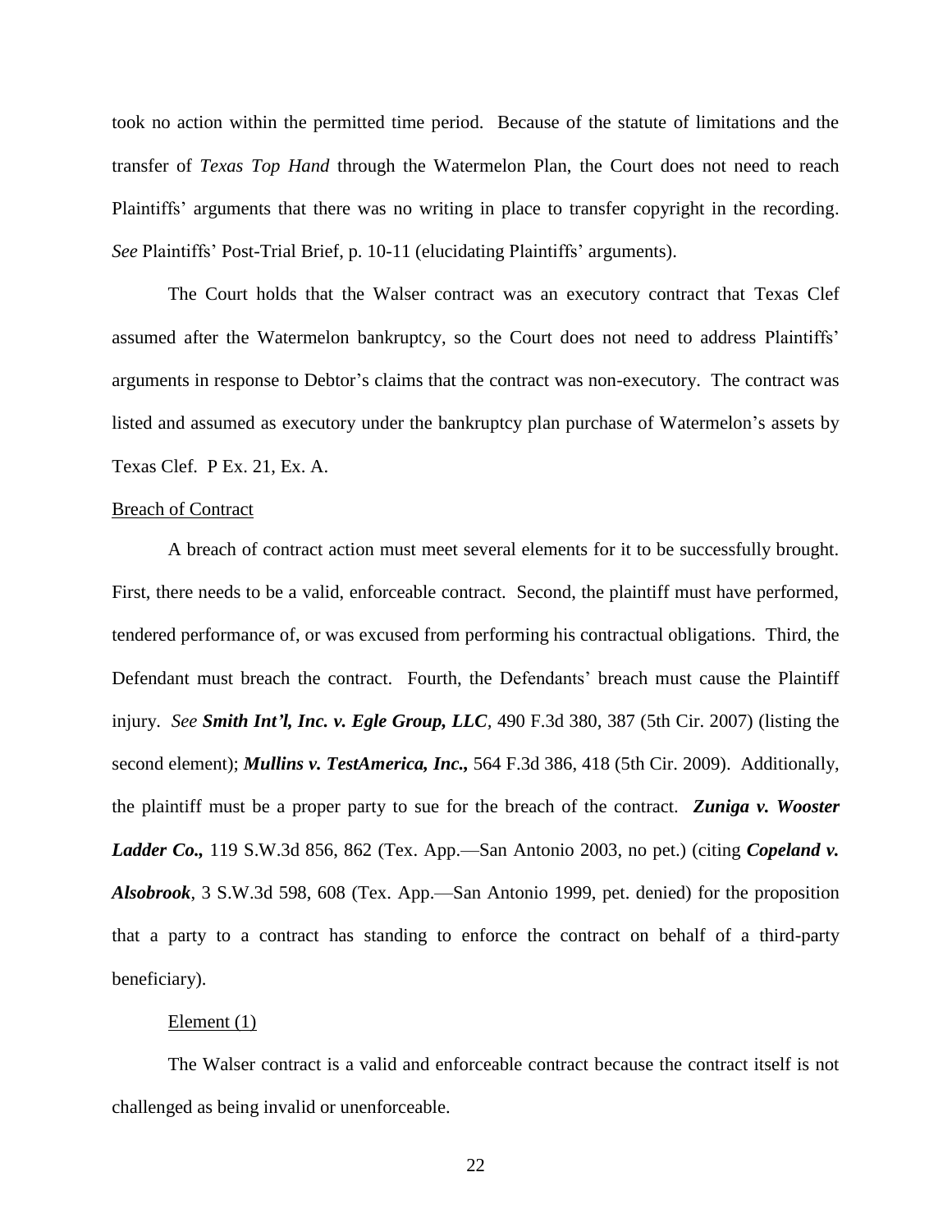took no action within the permitted time period. Because of the statute of limitations and the transfer of *Texas Top Hand* through the Watermelon Plan, the Court does not need to reach Plaintiffs' arguments that there was no writing in place to transfer copyright in the recording. *See* Plaintiffs' Post-Trial Brief, p. 10-11 (elucidating Plaintiffs' arguments).

The Court holds that the Walser contract was an executory contract that Texas Clef assumed after the Watermelon bankruptcy, so the Court does not need to address Plaintiffs' arguments in response to Debtor's claims that the contract was non-executory. The contract was listed and assumed as executory under the bankruptcy plan purchase of Watermelon's assets by Texas Clef. P Ex. 21, Ex. A.

<u>Breach of Contract</u>

A breach of contract action must meet several elements for it to be successfully brought. First, there needs to be a valid, enforceable contract. Second, the plaintiff must have performed, tendered performance of, or was excused from performing his contractual obligations. Third, the Defendant must breach the contract. Fourth, the Defendants' breach must cause the Plaintiff injury. *See* ***Smith Int'l, Inc. v. Egle Group, LLC***, 490 F.3d 380, 387 (5th Cir. 2007) (listing the second element); ***Mullins v. TestAmerica, Inc.,*** 564 F.3d 386, 418 (5th Cir. 2009). Additionally, the plaintiff must be a proper party to sue for the breach of the contract. ***Zuniga v. Wooster Ladder Co.,*** 119 S.W.3d 856, 862 (Tex. App.—San Antonio 2003, no pet.) (citing ***Copeland v. Alsobrook***, 3 S.W.3d 598, 608 (Tex. App.—San Antonio 1999, pet. denied) for the proposition that a party to a contract has standing to enforce the contract on behalf of a third-party beneficiary).

<u>Element (1)</u>

The Walser contract is a valid and enforceable contract because the contract itself is not challenged as being invalid or unenforceable.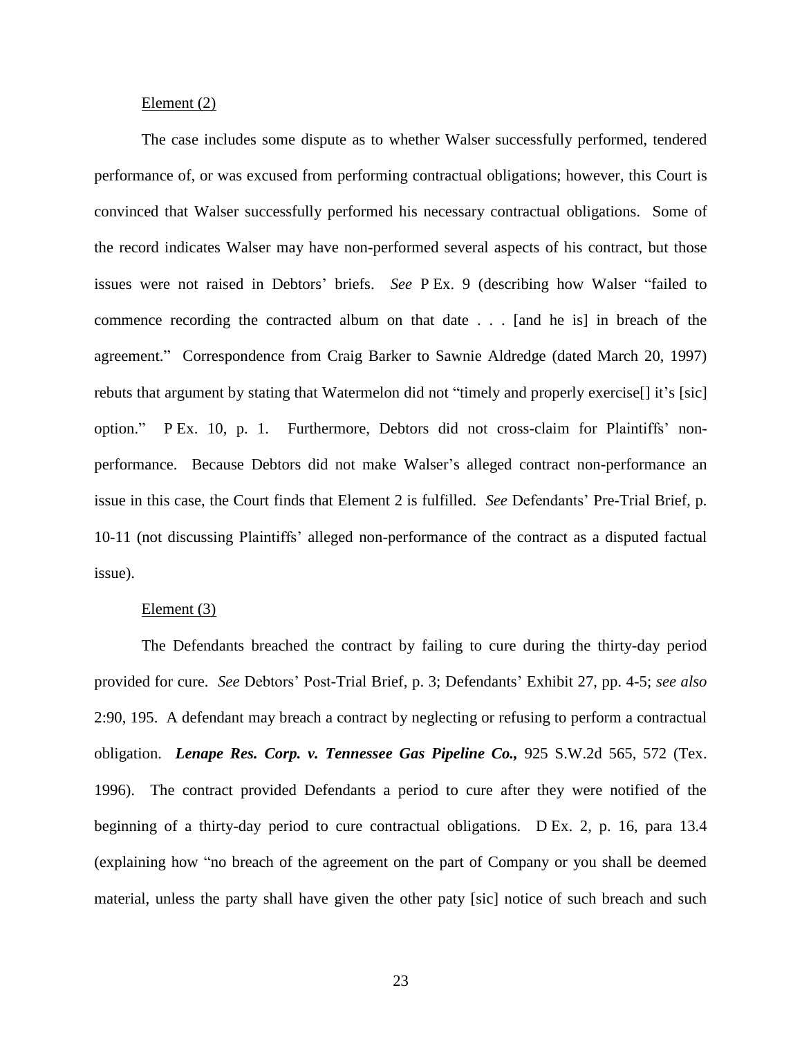Element (2)

The case includes some dispute as to whether Walser successfully performed, tendered performance of, or was excused from performing contractual obligations; however, this Court is convinced that Walser successfully performed his necessary contractual obligations. Some of the record indicates Walser may have non-performed several aspects of his contract, but those issues were not raised in Debtors' briefs. *See* P Ex. 9 (describing how Walser "failed to commence recording the contracted album on that date . . . [and he is] in breach of the agreement." Correspondence from Craig Barker to Sawnie Aldredge (dated March 20, 1997) rebuts that argument by stating that Watermelon did not "timely and properly exercise[] it's [sic] option." P Ex. 10, p. 1. Furthermore, Debtors did not cross-claim for Plaintiffs' non-performance. Because Debtors did not make Walser's alleged contract non-performance an issue in this case, the Court finds that Element 2 is fulfilled. *See* Defendants' Pre-Trial Brief, p. 10-11 (not discussing Plaintiffs' alleged non-performance of the contract as a disputed factual issue).

Element (3)

The Defendants breached the contract by failing to cure during the thirty-day period provided for cure. *See* Debtors' Post-Trial Brief, p. 3; Defendants' Exhibit 27, pp. 4-5; *see also* 2:90, 195. A defendant may breach a contract by neglecting or refusing to perform a contractual obligation. ***Lenape Res. Corp. v. Tennessee Gas Pipeline Co.,*** 925 S.W.2d 565, 572 (Tex. 1996). The contract provided Defendants a period to cure after they were notified of the beginning of a thirty-day period to cure contractual obligations. D Ex. 2, p. 16, para 13.4 (explaining how "no breach of the agreement on the part of Company or you shall be deemed material, unless the party shall have given the other paty [sic] notice of such breach and such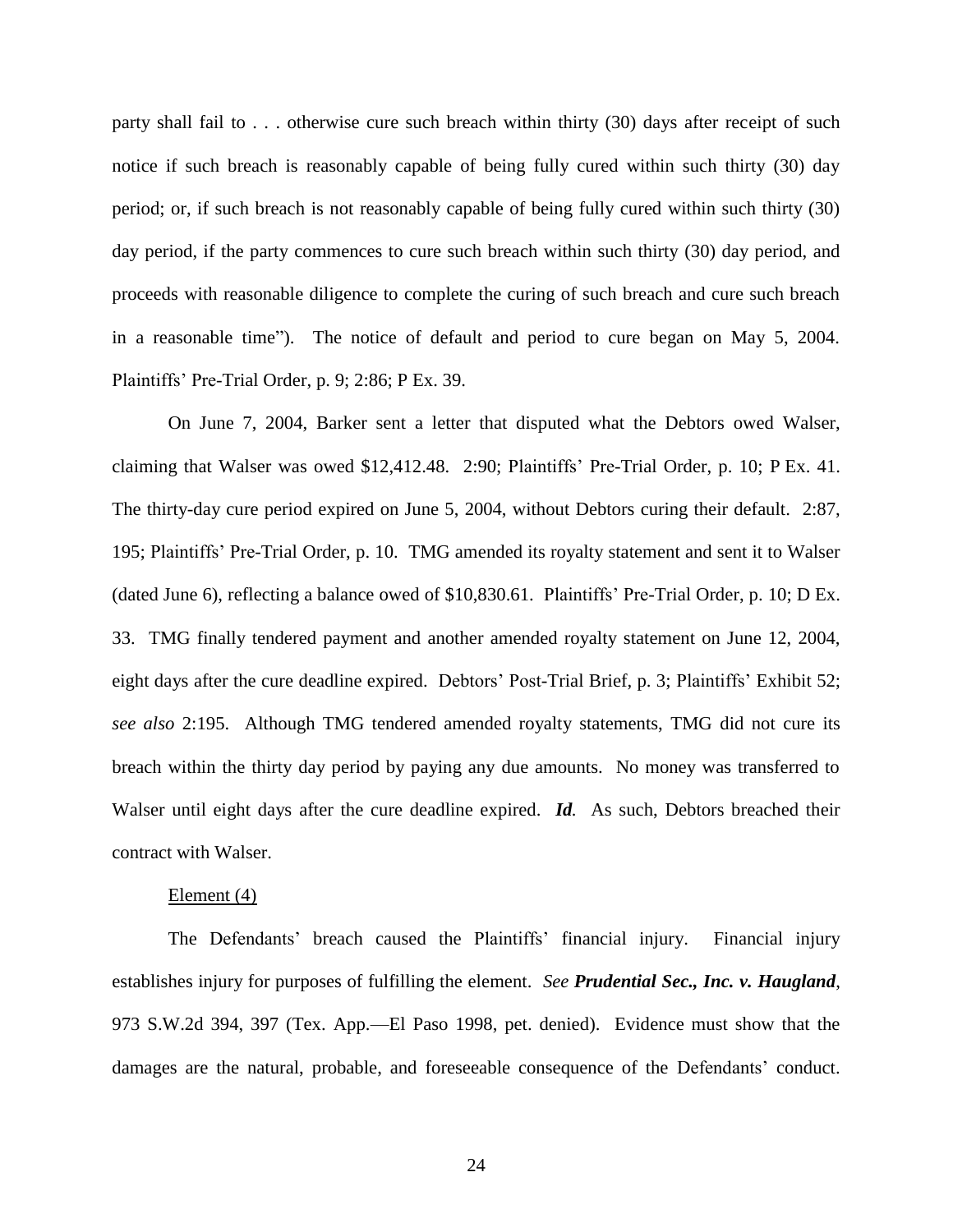party shall fail to . . . otherwise cure such breach within thirty (30) days after receipt of such notice if such breach is reasonably capable of being fully cured within such thirty (30) day period; or, if such breach is not reasonably capable of being fully cured within such thirty (30) day period, if the party commences to cure such breach within such thirty (30) day period, and proceeds with reasonable diligence to complete the curing of such breach and cure such breach in a reasonable time"). The notice of default and period to cure began on May 5, 2004. Plaintiffs' Pre-Trial Order, p. 9; 2:86; P Ex. 39.

On June 7, 2004, Barker sent a letter that disputed what the Debtors owed Walser, claiming that Walser was owed $12,412.48. 2:90; Plaintiffs' Pre-Trial Order, p. 10; P Ex. 41. The thirty-day cure period expired on June 5, 2004, without Debtors curing their default. 2:87, 195; Plaintiffs' Pre-Trial Order, p. 10. TMG amended its royalty statement and sent it to Walser (dated June 6), reflecting a balance owed of $10,830.61. Plaintiffs' Pre-Trial Order, p. 10; D Ex. 33. TMG finally tendered payment and another amended royalty statement on June 12, 2004, eight days after the cure deadline expired. Debtors' Post-Trial Brief, p. 3; Plaintiffs' Exhibit 52; *see also* 2:195. Although TMG tendered amended royalty statements, TMG did not cure its breach within the thirty day period by paying any due amounts. No money was transferred to Walser until eight days after the cure deadline expired. ***Id.*** As such, Debtors breached their contract with Walser.

<u>Element (4)</u>

The Defendants' breach caused the Plaintiffs' financial injury. Financial injury establishes injury for purposes of fulfilling the element. *See* ***Prudential Sec., Inc. v. Haugland***, 973 S.W.2d 394, 397 (Tex. App.—El Paso 1998, pet. denied). Evidence must show that the damages are the natural, probable, and foreseeable consequence of the Defendants' conduct.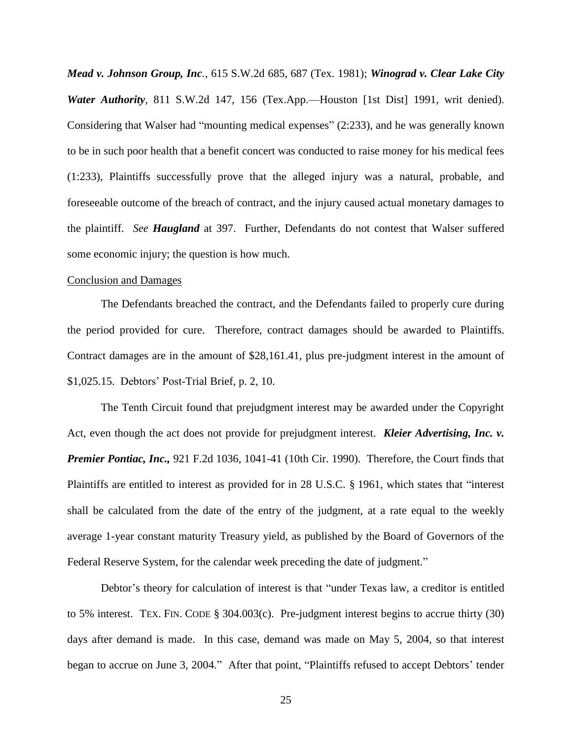***Mead v. Johnson Group, Inc.***, 615 S.W.2d 685, 687 (Tex. 1981); ***Winograd v. Clear Lake City Water Authority***, 811 S.W.2d 147, 156 (Tex.App.—Houston [1st Dist] 1991, writ denied). Considering that Walser had "mounting medical expenses" (2:233), and he was generally known to be in such poor health that a benefit concert was conducted to raise money for his medical fees (1:233), Plaintiffs successfully prove that the alleged injury was a natural, probable, and foreseeable outcome of the breach of contract, and the injury caused actual monetary damages to the plaintiff. *See* ***Haugland*** at 397. Further, Defendants do not contest that Walser suffered some economic injury; the question is how much.

Conclusion and Damages

The Defendants breached the contract, and the Defendants failed to properly cure during the period provided for cure. Therefore, contract damages should be awarded to Plaintiffs. Contract damages are in the amount of $28,161.41, plus pre-judgment interest in the amount of $1,025.15. Debtors' Post-Trial Brief, p. 2, 10.

The Tenth Circuit found that prejudgment interest may be awarded under the Copyright Act, even though the act does not provide for prejudgment interest. ***Kleier Advertising, Inc. v. Premier Pontiac, Inc.,*** 921 F.2d 1036, 1041-41 (10th Cir. 1990). Therefore, the Court finds that Plaintiffs are entitled to interest as provided for in 28 U.S.C. § 1961, which states that "interest shall be calculated from the date of the entry of the judgment, at a rate equal to the weekly average 1-year constant maturity Treasury yield, as published by the Board of Governors of the Federal Reserve System, for the calendar week preceding the date of judgment."

Debtor's theory for calculation of interest is that "under Texas law, a creditor is entitled to 5% interest. TEX. FIN. CODE § 304.003(c). Pre-judgment interest begins to accrue thirty (30) days after demand is made. In this case, demand was made on May 5, 2004, so that interest began to accrue on June 3, 2004." After that point, "Plaintiffs refused to accept Debtors' tender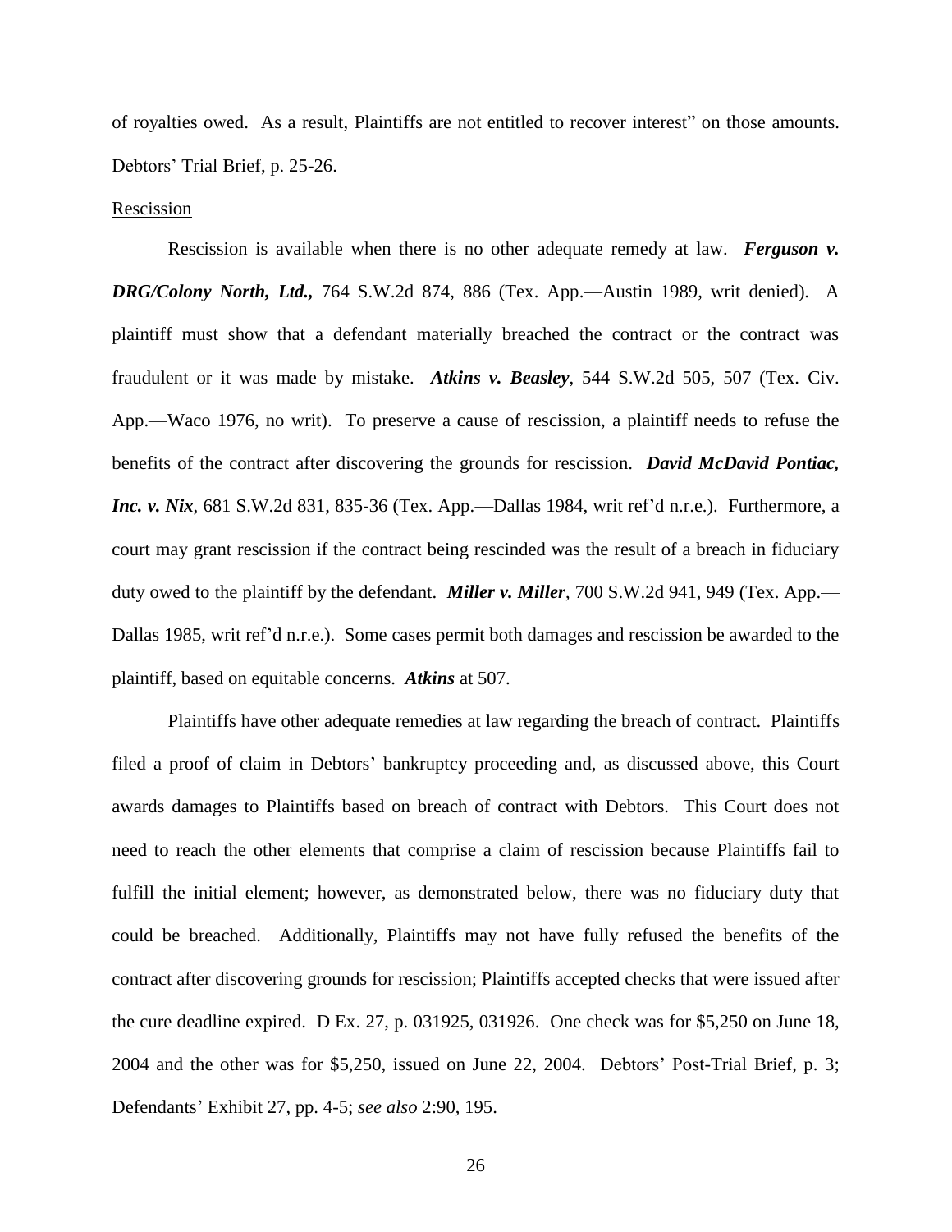of royalties owed. As a result, Plaintiffs are not entitled to recover interest" on those amounts. Debtors' Trial Brief, p. 25-26.

<u>Rescission</u>

Rescission is available when there is no other adequate remedy at law. ***Ferguson v. DRG/Colony North, Ltd.,*** 764 S.W.2d 874, 886 (Tex. App.—Austin 1989, writ denied). A plaintiff must show that a defendant materially breached the contract or the contract was fraudulent or it was made by mistake. ***Atkins v. Beasley***, 544 S.W.2d 505, 507 (Tex. Civ. App.—Waco 1976, no writ). To preserve a cause of rescission, a plaintiff needs to refuse the benefits of the contract after discovering the grounds for rescission. ***David McDavid Pontiac, Inc. v. Nix***, 681 S.W.2d 831, 835-36 (Tex. App.—Dallas 1984, writ ref'd n.r.e.). Furthermore, a court may grant rescission if the contract being rescinded was the result of a breach in fiduciary duty owed to the plaintiff by the defendant. ***Miller v. Miller***, 700 S.W.2d 941, 949 (Tex. App.—Dallas 1985, writ ref'd n.r.e.). Some cases permit both damages and rescission be awarded to the plaintiff, based on equitable concerns. ***Atkins*** at 507.

Plaintiffs have other adequate remedies at law regarding the breach of contract. Plaintiffs filed a proof of claim in Debtors' bankruptcy proceeding and, as discussed above, this Court awards damages to Plaintiffs based on breach of contract with Debtors. This Court does not need to reach the other elements that comprise a claim of rescission because Plaintiffs fail to fulfill the initial element; however, as demonstrated below, there was no fiduciary duty that could be breached. Additionally, Plaintiffs may not have fully refused the benefits of the contract after discovering grounds for rescission; Plaintiffs accepted checks that were issued after the cure deadline expired. D Ex. 27, p. 031925, 031926. One check was for $5,250 on June 18, 2004 and the other was for $5,250, issued on June 22, 2004. Debtors' Post-Trial Brief, p. 3; Defendants' Exhibit 27, pp. 4-5; *see also* 2:90, 195.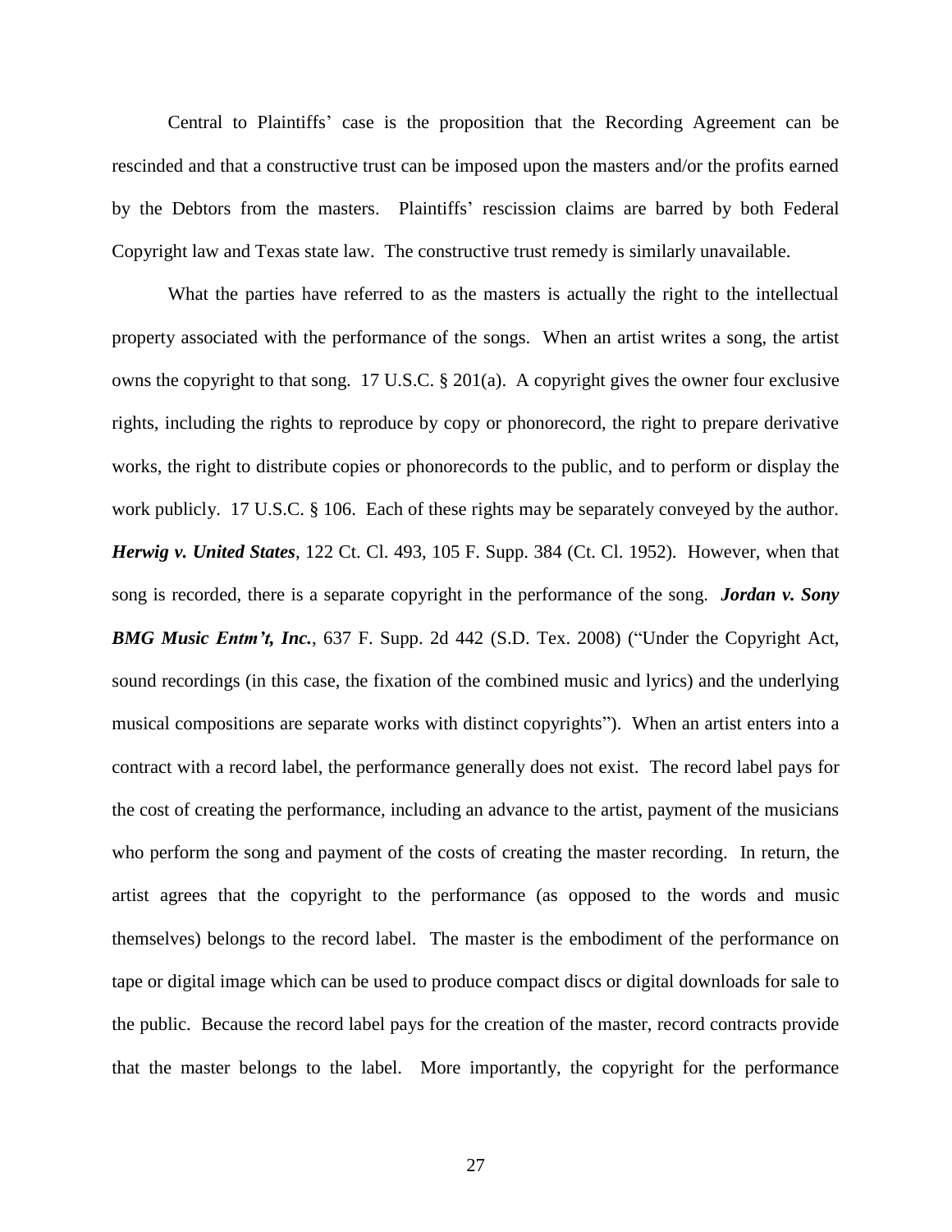Central to Plaintiffs' case is the proposition that the Recording Agreement can be rescinded and that a constructive trust can be imposed upon the masters and/or the profits earned by the Debtors from the masters. Plaintiffs' rescission claims are barred by both Federal Copyright law and Texas state law. The constructive trust remedy is similarly unavailable.

What the parties have referred to as the masters is actually the right to the intellectual property associated with the performance of the songs. When an artist writes a song, the artist owns the copyright to that song. 17 U.S.C. § 201(a). A copyright gives the owner four exclusive rights, including the rights to reproduce by copy or phonorecord, the right to prepare derivative works, the right to distribute copies or phonorecords to the public, and to perform or display the work publicly. 17 U.S.C. § 106. Each of these rights may be separately conveyed by the author. ***Herwig v. United States***, 122 Ct. Cl. 493, 105 F. Supp. 384 (Ct. Cl. 1952). However, when that song is recorded, there is a separate copyright in the performance of the song. ***Jordan v. Sony BMG Music Entm't, Inc.***, 637 F. Supp. 2d 442 (S.D. Tex. 2008) ("Under the Copyright Act, sound recordings (in this case, the fixation of the combined music and lyrics) and the underlying musical compositions are separate works with distinct copyrights"). When an artist enters into a contract with a record label, the performance generally does not exist. The record label pays for the cost of creating the performance, including an advance to the artist, payment of the musicians who perform the song and payment of the costs of creating the master recording. In return, the artist agrees that the copyright to the performance (as opposed to the words and music themselves) belongs to the record label. The master is the embodiment of the performance on tape or digital image which can be used to produce compact discs or digital downloads for sale to the public. Because the record label pays for the creation of the master, record contracts provide that the master belongs to the label. More importantly, the copyright for the performance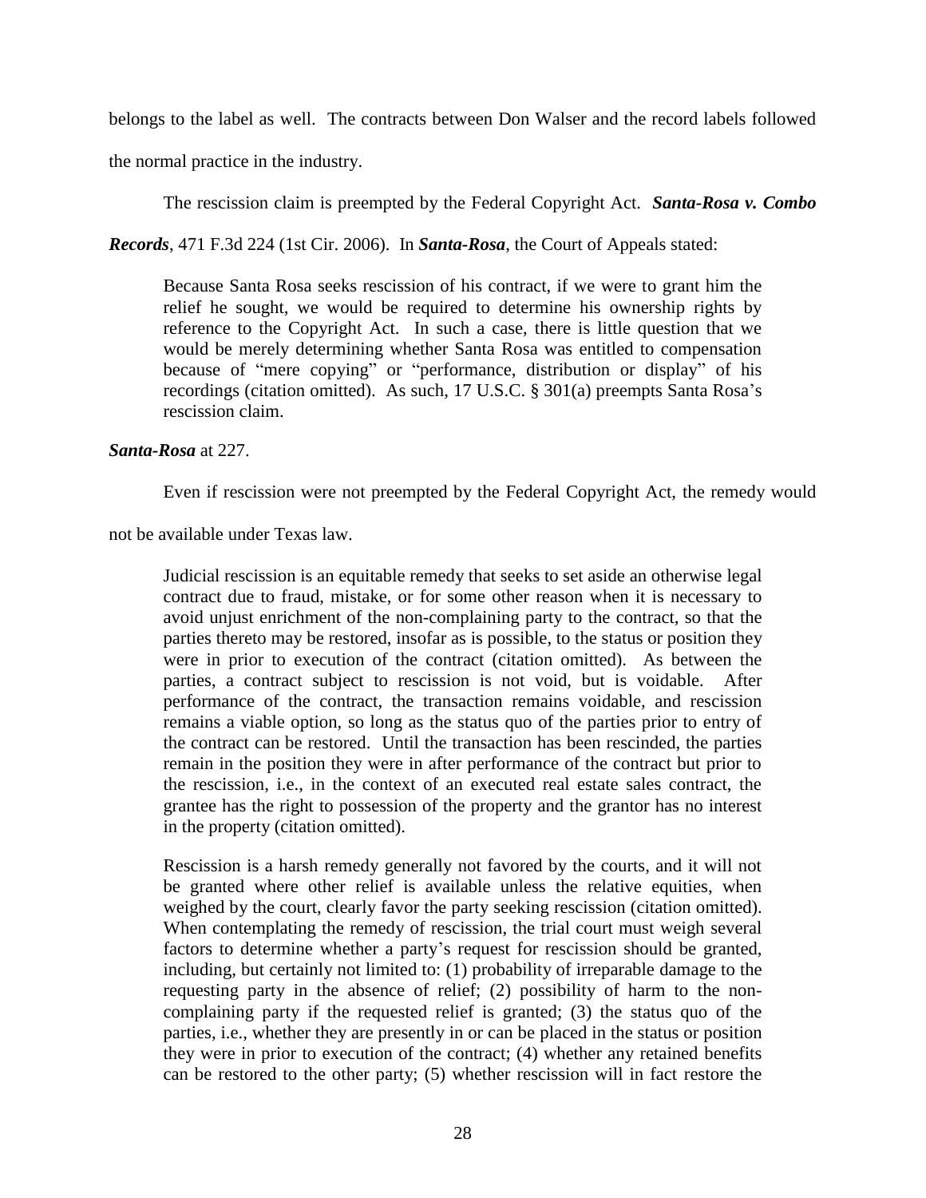belongs to the label as well. The contracts between Don Walser and the record labels followed the normal practice in the industry.

The rescission claim is preempted by the Federal Copyright Act. ***Santa-Rosa v. Combo Records***, 471 F.3d 224 (1st Cir. 2006). In ***Santa-Rosa***, the Court of Appeals stated:

> Because Santa Rosa seeks rescission of his contract, if we were to grant him the relief he sought, we would be required to determine his ownership rights by reference to the Copyright Act. In such a case, there is little question that we would be merely determining whether Santa Rosa was entitled to compensation because of "mere copying" or "performance, distribution or display" of his recordings (citation omitted). As such, 17 U.S.C. § 301(a) preempts Santa Rosa's rescission claim.

***Santa-Rosa*** at 227.

Even if rescission were not preempted by the Federal Copyright Act, the remedy would not be available under Texas law.

> Judicial rescission is an equitable remedy that seeks to set aside an otherwise legal contract due to fraud, mistake, or for some other reason when it is necessary to avoid unjust enrichment of the non-complaining party to the contract, so that the parties thereto may be restored, insofar as is possible, to the status or position they were in prior to execution of the contract (citation omitted). As between the parties, a contract subject to rescission is not void, but is voidable. After performance of the contract, the transaction remains voidable, and rescission remains a viable option, so long as the status quo of the parties prior to entry of the contract can be restored. Until the transaction has been rescinded, the parties remain in the position they were in after performance of the contract but prior to the rescission, i.e., in the context of an executed real estate sales contract, the grantee has the right to possession of the property and the grantor has no interest in the property (citation omitted).
>
> Rescission is a harsh remedy generally not favored by the courts, and it will not be granted where other relief is available unless the relative equities, when weighed by the court, clearly favor the party seeking rescission (citation omitted). When contemplating the remedy of rescission, the trial court must weigh several factors to determine whether a party's request for rescission should be granted, including, but certainly not limited to: (1) probability of irreparable damage to the requesting party in the absence of relief; (2) possibility of harm to the non-complaining party if the requested relief is granted; (3) the status quo of the parties, i.e., whether they are presently in or can be placed in the status or position they were in prior to execution of the contract; (4) whether any retained benefits can be restored to the other party; (5) whether rescission will in fact restore the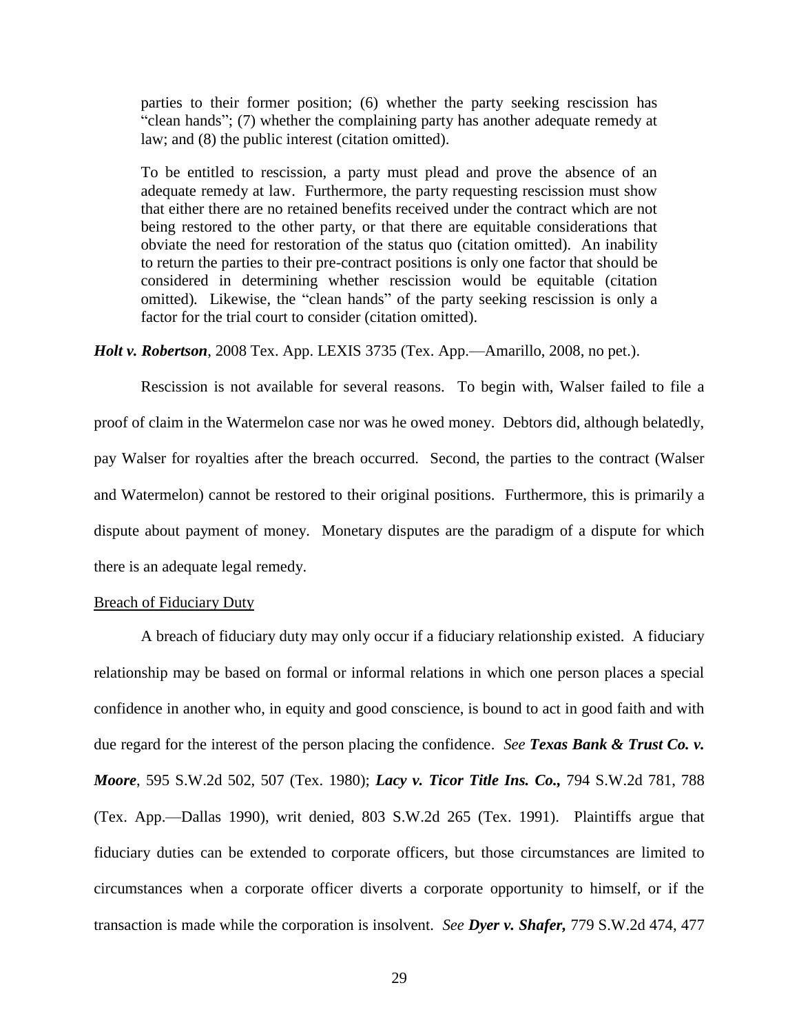> parties to their former position; (6) whether the party seeking rescission has "clean hands"; (7) whether the complaining party has another adequate remedy at law; and (8) the public interest (citation omitted).
>
> To be entitled to rescission, a party must plead and prove the absence of an adequate remedy at law. Furthermore, the party requesting rescission must show that either there are no retained benefits received under the contract which are not being restored to the other party, or that there are equitable considerations that obviate the need for restoration of the status quo (citation omitted). An inability to return the parties to their pre-contract positions is only one factor that should be considered in determining whether rescission would be equitable (citation omitted). Likewise, the "clean hands" of the party seeking rescission is only a factor for the trial court to consider (citation omitted).

***Holt v. Robertson***, 2008 Tex. App. LEXIS 3735 (Tex. App.—Amarillo, 2008, no pet.).

Rescission is not available for several reasons. To begin with, Walser failed to file a proof of claim in the Watermelon case nor was he owed money. Debtors did, although belatedly, pay Walser for royalties after the breach occurred. Second, the parties to the contract (Walser and Watermelon) cannot be restored to their original positions. Furthermore, this is primarily a dispute about payment of money. Monetary disputes are the paradigm of a dispute for which there is an adequate legal remedy.

<u>Breach of Fiduciary Duty</u>

A breach of fiduciary duty may only occur if a fiduciary relationship existed. A fiduciary relationship may be based on formal or informal relations in which one person places a special confidence in another who, in equity and good conscience, is bound to act in good faith and with due regard for the interest of the person placing the confidence. *See* ***Texas Bank & Trust Co. v. Moore***, 595 S.W.2d 502, 507 (Tex. 1980); ***Lacy v. Ticor Title Ins. Co.,*** 794 S.W.2d 781, 788 (Tex. App.—Dallas 1990), writ denied, 803 S.W.2d 265 (Tex. 1991). Plaintiffs argue that fiduciary duties can be extended to corporate officers, but those circumstances are limited to circumstances when a corporate officer diverts a corporate opportunity to himself, or if the transaction is made while the corporation is insolvent. *See* ***Dyer v. Shafer,*** 779 S.W.2d 474, 477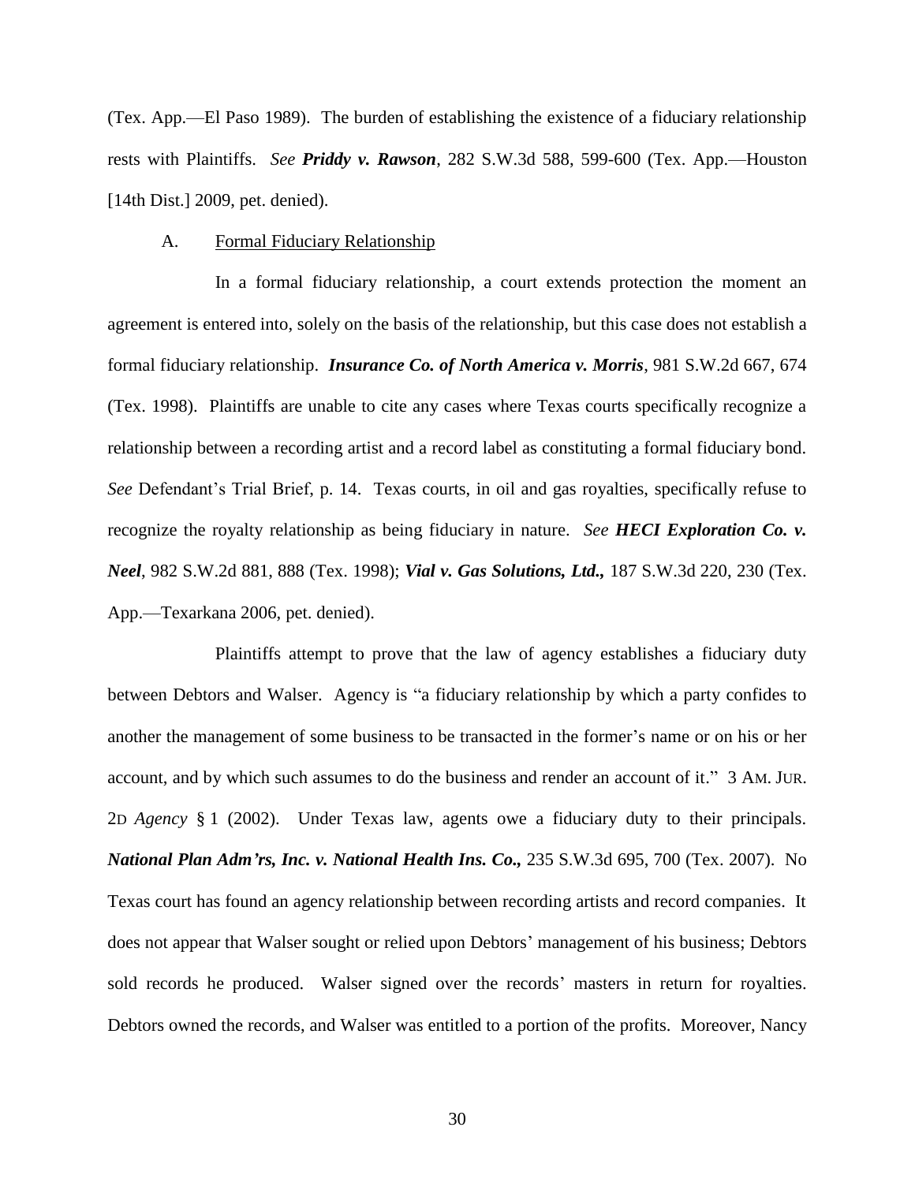(Tex. App.—El Paso 1989). The burden of establishing the existence of a fiduciary relationship rests with Plaintiffs. *See* ***Priddy v. Rawson***, 282 S.W.3d 588, 599-600 (Tex. App.—Houston [14th Dist.] 2009, pet. denied).

A. <u>Formal Fiduciary Relationship</u>

In a formal fiduciary relationship, a court extends protection the moment an agreement is entered into, solely on the basis of the relationship, but this case does not establish a formal fiduciary relationship. ***Insurance Co. of North America v. Morris***, 981 S.W.2d 667, 674 (Tex. 1998). Plaintiffs are unable to cite any cases where Texas courts specifically recognize a relationship between a recording artist and a record label as constituting a formal fiduciary bond. *See* Defendant's Trial Brief, p. 14. Texas courts, in oil and gas royalties, specifically refuse to recognize the royalty relationship as being fiduciary in nature. *See* ***HECI Exploration Co. v. Neel***, 982 S.W.2d 881, 888 (Tex. 1998); ***Vial v. Gas Solutions, Ltd.,*** 187 S.W.3d 220, 230 (Tex. App.—Texarkana 2006, pet. denied).

Plaintiffs attempt to prove that the law of agency establishes a fiduciary duty between Debtors and Walser. Agency is "a fiduciary relationship by which a party confides to another the management of some business to be transacted in the former's name or on his or her account, and by which such assumes to do the business and render an account of it." 3 AM. JUR. 2D *Agency* § 1 (2002). Under Texas law, agents owe a fiduciary duty to their principals. ***National Plan Adm'rs, Inc. v. National Health Ins. Co.,*** 235 S.W.3d 695, 700 (Tex. 2007). No Texas court has found an agency relationship between recording artists and record companies. It does not appear that Walser sought or relied upon Debtors' management of his business; Debtors sold records he produced. Walser signed over the records' masters in return for royalties. Debtors owned the records, and Walser was entitled to a portion of the profits. Moreover, Nancy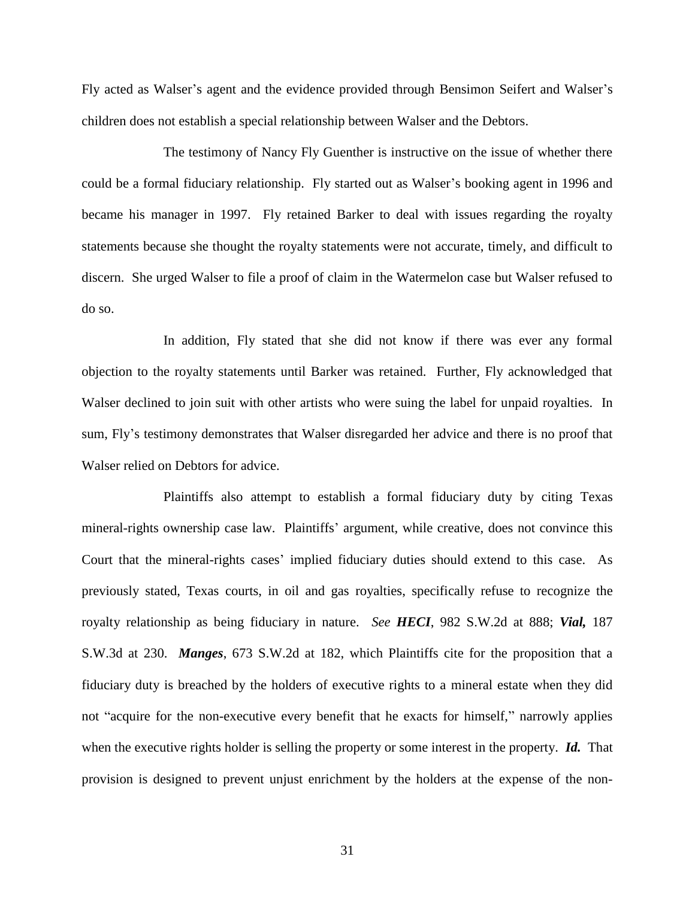Fly acted as Walser's agent and the evidence provided through Bensimon Seifert and Walser's children does not establish a special relationship between Walser and the Debtors.

The testimony of Nancy Fly Guenther is instructive on the issue of whether there could be a formal fiduciary relationship. Fly started out as Walser's booking agent in 1996 and became his manager in 1997. Fly retained Barker to deal with issues regarding the royalty statements because she thought the royalty statements were not accurate, timely, and difficult to discern. She urged Walser to file a proof of claim in the Watermelon case but Walser refused to do so.

In addition, Fly stated that she did not know if there was ever any formal objection to the royalty statements until Barker was retained. Further, Fly acknowledged that Walser declined to join suit with other artists who were suing the label for unpaid royalties. In sum, Fly's testimony demonstrates that Walser disregarded her advice and there is no proof that Walser relied on Debtors for advice.

Plaintiffs also attempt to establish a formal fiduciary duty by citing Texas mineral-rights ownership case law. Plaintiffs' argument, while creative, does not convince this Court that the mineral-rights cases' implied fiduciary duties should extend to this case. As previously stated, Texas courts, in oil and gas royalties, specifically refuse to recognize the royalty relationship as being fiduciary in nature. *See* ***HECI***, 982 S.W.2d at 888; ***Vial,*** 187 S.W.3d at 230. ***Manges***, 673 S.W.2d at 182, which Plaintiffs cite for the proposition that a fiduciary duty is breached by the holders of executive rights to a mineral estate when they did not "acquire for the non-executive every benefit that he exacts for himself," narrowly applies when the executive rights holder is selling the property or some interest in the property. ***Id.*** That provision is designed to prevent unjust enrichment by the holders at the expense of the non-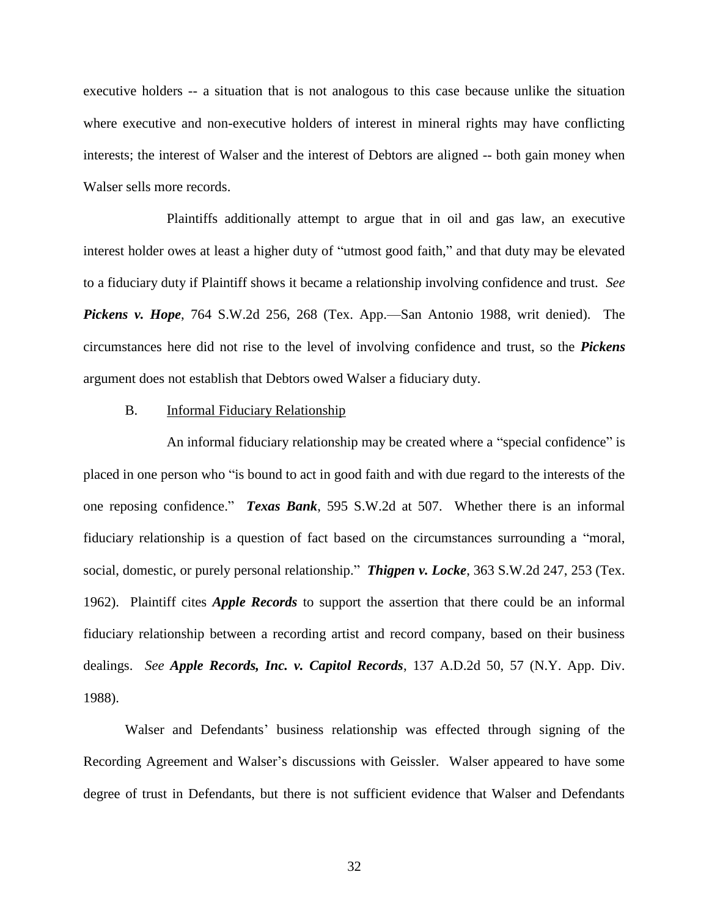executive holders -- a situation that is not analogous to this case because unlike the situation where executive and non-executive holders of interest in mineral rights may have conflicting interests; the interest of Walser and the interest of Debtors are aligned -- both gain money when Walser sells more records.

Plaintiffs additionally attempt to argue that in oil and gas law, an executive interest holder owes at least a higher duty of "utmost good faith," and that duty may be elevated to a fiduciary duty if Plaintiff shows it became a relationship involving confidence and trust. *See* ***Pickens v. Hope***, 764 S.W.2d 256, 268 (Tex. App.—San Antonio 1988, writ denied). The circumstances here did not rise to the level of involving confidence and trust, so the ***Pickens*** argument does not establish that Debtors owed Walser a fiduciary duty.

### B. Informal Fiduciary Relationship

An informal fiduciary relationship may be created where a "special confidence" is placed in one person who "is bound to act in good faith and with due regard to the interests of the one reposing confidence." ***Texas Bank***, 595 S.W.2d at 507. Whether there is an informal fiduciary relationship is a question of fact based on the circumstances surrounding a "moral, social, domestic, or purely personal relationship." ***Thigpen v. Locke***, 363 S.W.2d 247, 253 (Tex. 1962). Plaintiff cites ***Apple Records*** to support the assertion that there could be an informal fiduciary relationship between a recording artist and record company, based on their business dealings. *See* ***Apple Records, Inc. v. Capitol Records***, 137 A.D.2d 50, 57 (N.Y. App. Div. 1988).

Walser and Defendants' business relationship was effected through signing of the Recording Agreement and Walser's discussions with Geissler. Walser appeared to have some degree of trust in Defendants, but there is not sufficient evidence that Walser and Defendants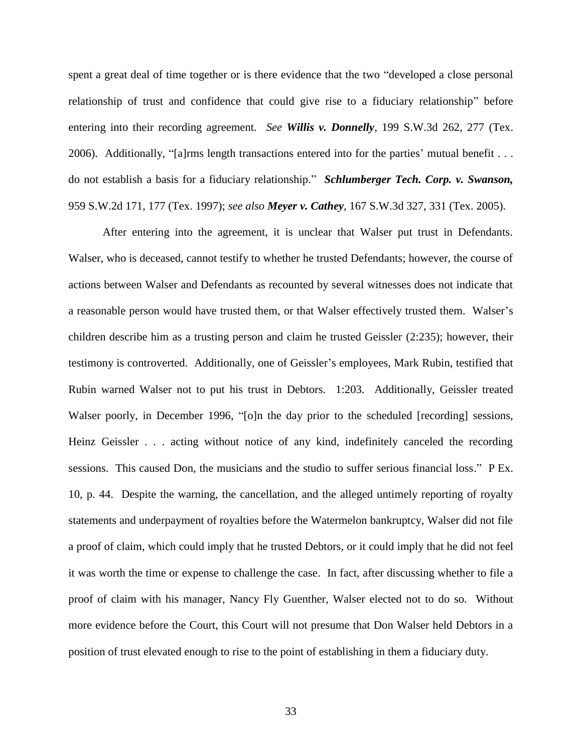spent a great deal of time together or is there evidence that the two "developed a close personal relationship of trust and confidence that could give rise to a fiduciary relationship" before entering into their recording agreement. *See* ***Willis v. Donnelly***, 199 S.W.3d 262, 277 (Tex. 2006). Additionally, "[a]rms length transactions entered into for the parties' mutual benefit . . . do not establish a basis for a fiduciary relationship." ***Schlumberger Tech. Corp. v. Swanson,*** 959 S.W.2d 171, 177 (Tex. 1997); *see also* ***Meyer v. Cathey***, 167 S.W.3d 327, 331 (Tex. 2005).

After entering into the agreement, it is unclear that Walser put trust in Defendants. Walser, who is deceased, cannot testify to whether he trusted Defendants; however, the course of actions between Walser and Defendants as recounted by several witnesses does not indicate that a reasonable person would have trusted them, or that Walser effectively trusted them. Walser's children describe him as a trusting person and claim he trusted Geissler (2:235); however, their testimony is controverted. Additionally, one of Geissler's employees, Mark Rubin, testified that Rubin warned Walser not to put his trust in Debtors. 1:203. Additionally, Geissler treated Walser poorly, in December 1996, "[o]n the day prior to the scheduled [recording] sessions, Heinz Geissler . . . acting without notice of any kind, indefinitely canceled the recording sessions. This caused Don, the musicians and the studio to suffer serious financial loss." P Ex. 10, p. 44. Despite the warning, the cancellation, and the alleged untimely reporting of royalty statements and underpayment of royalties before the Watermelon bankruptcy, Walser did not file a proof of claim, which could imply that he trusted Debtors, or it could imply that he did not feel it was worth the time or expense to challenge the case. In fact, after discussing whether to file a proof of claim with his manager, Nancy Fly Guenther, Walser elected not to do so. Without more evidence before the Court, this Court will not presume that Don Walser held Debtors in a position of trust elevated enough to rise to the point of establishing in them a fiduciary duty.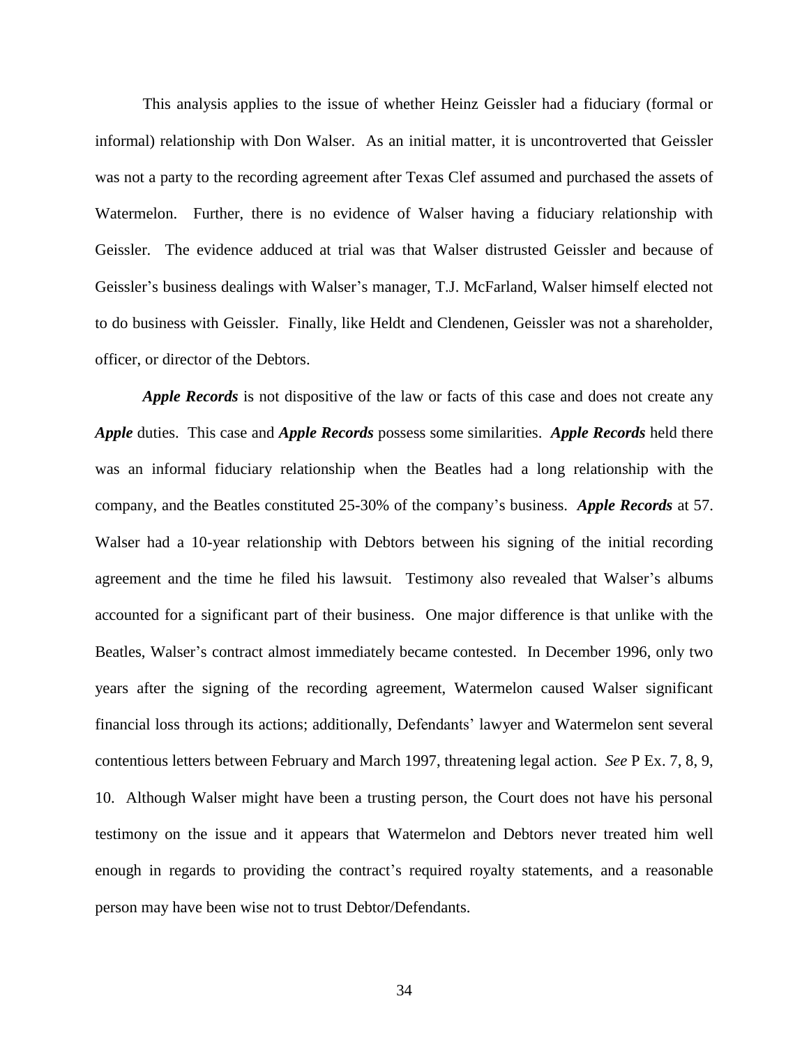This analysis applies to the issue of whether Heinz Geissler had a fiduciary (formal or informal) relationship with Don Walser. As an initial matter, it is uncontroverted that Geissler was not a party to the recording agreement after Texas Clef assumed and purchased the assets of Watermelon. Further, there is no evidence of Walser having a fiduciary relationship with Geissler. The evidence adduced at trial was that Walser distrusted Geissler and because of Geissler's business dealings with Walser's manager, T.J. McFarland, Walser himself elected not to do business with Geissler. Finally, like Heldt and Clendenen, Geissler was not a shareholder, officer, or director of the Debtors.

***Apple Records*** is not dispositive of the law or facts of this case and does not create any ***Apple*** duties. This case and ***Apple Records*** possess some similarities. ***Apple Records*** held there was an informal fiduciary relationship when the Beatles had a long relationship with the company, and the Beatles constituted 25-30% of the company's business. ***Apple Records*** at 57. Walser had a 10-year relationship with Debtors between his signing of the initial recording agreement and the time he filed his lawsuit. Testimony also revealed that Walser's albums accounted for a significant part of their business. One major difference is that unlike with the Beatles, Walser's contract almost immediately became contested. In December 1996, only two years after the signing of the recording agreement, Watermelon caused Walser significant financial loss through its actions; additionally, Defendants' lawyer and Watermelon sent several contentious letters between February and March 1997, threatening legal action. *See* P Ex. 7, 8, 9, 10. Although Walser might have been a trusting person, the Court does not have his personal testimony on the issue and it appears that Watermelon and Debtors never treated him well enough in regards to providing the contract's required royalty statements, and a reasonable person may have been wise not to trust Debtor/Defendants.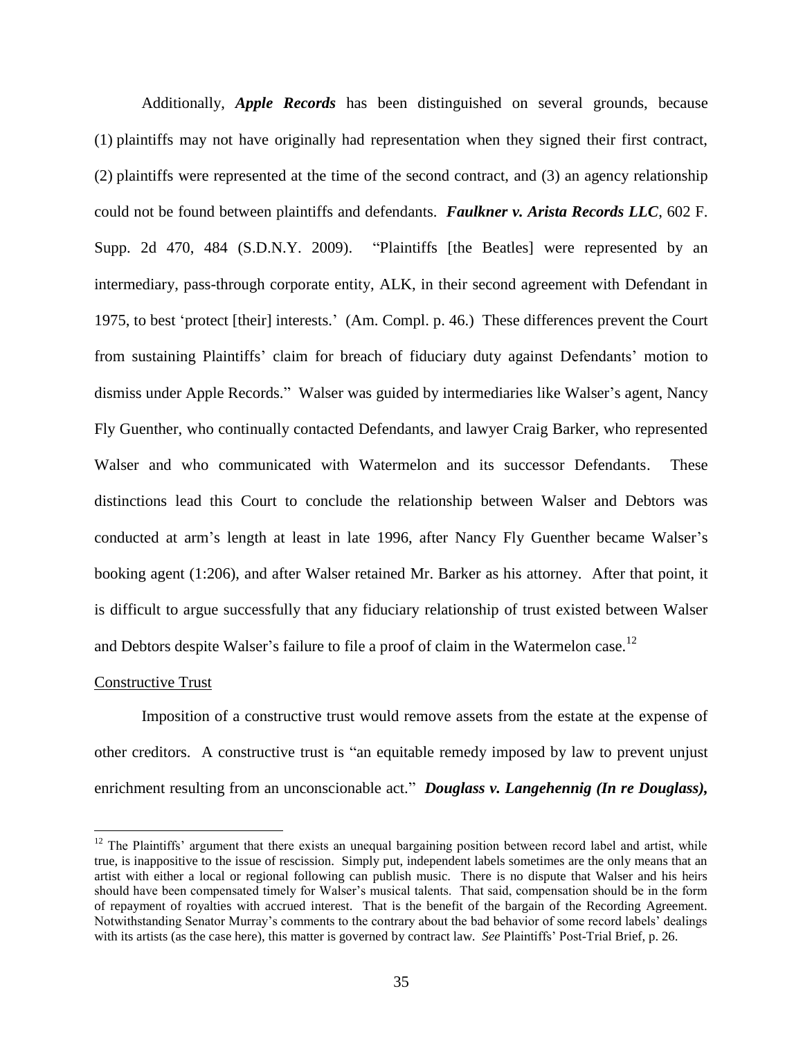Additionally, ***Apple Records*** has been distinguished on several grounds, because (1) plaintiffs may not have originally had representation when they signed their first contract, (2) plaintiffs were represented at the time of the second contract, and (3) an agency relationship could not be found between plaintiffs and defendants. ***Faulkner v. Arista Records LLC***, 602 F. Supp. 2d 470, 484 (S.D.N.Y. 2009). "Plaintiffs [the Beatles] were represented by an intermediary, pass-through corporate entity, ALK, in their second agreement with Defendant in 1975, to best 'protect [their] interests.' (Am. Compl. p. 46.) These differences prevent the Court from sustaining Plaintiffs' claim for breach of fiduciary duty against Defendants' motion to dismiss under Apple Records." Walser was guided by intermediaries like Walser's agent, Nancy Fly Guenther, who continually contacted Defendants, and lawyer Craig Barker, who represented Walser and who communicated with Watermelon and its successor Defendants. These distinctions lead this Court to conclude the relationship between Walser and Debtors was conducted at arm's length at least in late 1996, after Nancy Fly Guenther became Walser's booking agent (1:206), and after Walser retained Mr. Barker as his attorney. After that point, it is difficult to argue successfully that any fiduciary relationship of trust existed between Walser and Debtors despite Walser's failure to file a proof of claim in the Watermelon case.[12]

<u>Constructive Trust</u>

Imposition of a constructive trust would remove assets from the estate at the expense of other creditors. A constructive trust is "an equitable remedy imposed by law to prevent unjust enrichment resulting from an unconscionable act." ***Douglass v. Langehennig (In re Douglass),***

[12] The Plaintiffs' argument that there exists an unequal bargaining position between record label and artist, while true, is inapposite to the issue of rescission. Simply put, independent labels sometimes are the only means that an artist with either a local or regional following can publish music. There is no dispute that Walser and his heirs should have been compensated timely for Walser's musical talents. That said, compensation should be in the form of repayment of royalties with accrued interest. That is the benefit of the bargain of the Recording Agreement. Notwithstanding Senator Murray's comments to the contrary about the bad behavior of some record labels' dealings with its artists (as the case here), this matter is governed by contract law. *See* Plaintiffs' Post-Trial Brief, p. 26.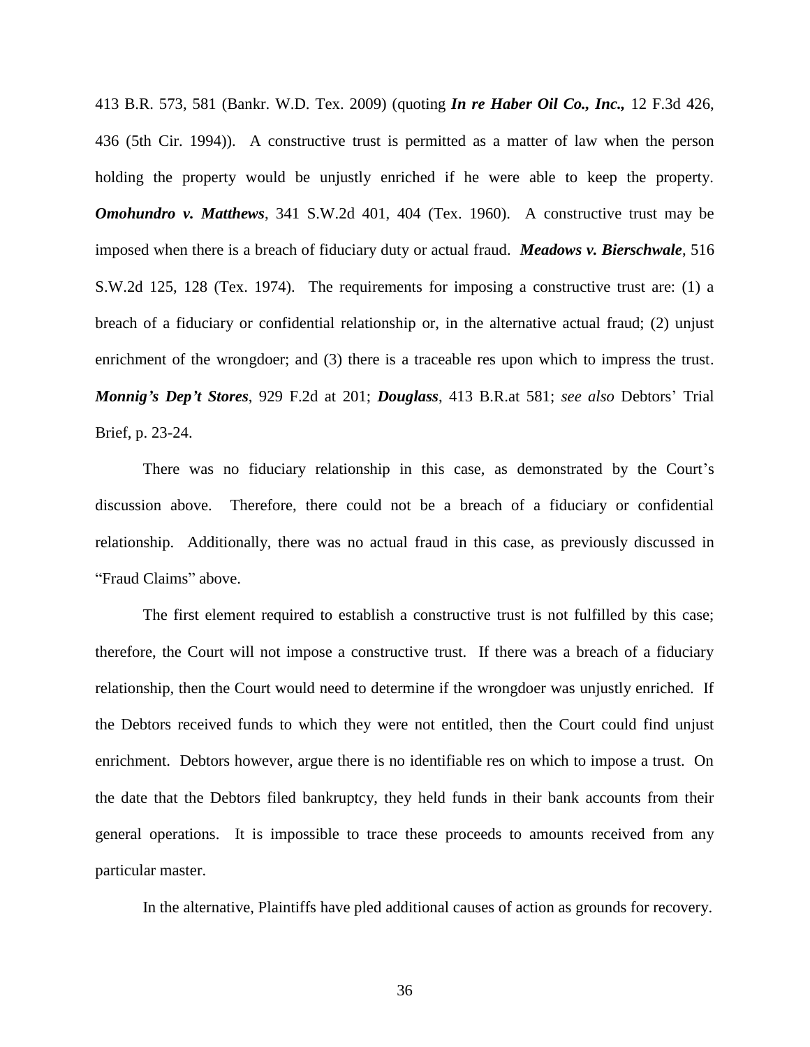413 B.R. 573, 581 (Bankr. W.D. Tex. 2009) (quoting ***In re Haber Oil Co., Inc.,*** 12 F.3d 426, 436 (5th Cir. 1994)). A constructive trust is permitted as a matter of law when the person holding the property would be unjustly enriched if he were able to keep the property. ***Omohundro v. Matthews***, 341 S.W.2d 401, 404 (Tex. 1960). A constructive trust may be imposed when there is a breach of fiduciary duty or actual fraud. ***Meadows v. Bierschwale***, 516 S.W.2d 125, 128 (Tex. 1974). The requirements for imposing a constructive trust are: (1) a breach of a fiduciary or confidential relationship or, in the alternative actual fraud; (2) unjust enrichment of the wrongdoer; and (3) there is a traceable res upon which to impress the trust. ***Monnig's Dep't Stores***, 929 F.2d at 201; ***Douglass***, 413 B.R.at 581; *see also* Debtors' Trial Brief, p. 23-24.

There was no fiduciary relationship in this case, as demonstrated by the Court's discussion above. Therefore, there could not be a breach of a fiduciary or confidential relationship. Additionally, there was no actual fraud in this case, as previously discussed in "Fraud Claims" above.

The first element required to establish a constructive trust is not fulfilled by this case; therefore, the Court will not impose a constructive trust. If there was a breach of a fiduciary relationship, then the Court would need to determine if the wrongdoer was unjustly enriched. If the Debtors received funds to which they were not entitled, then the Court could find unjust enrichment. Debtors however, argue there is no identifiable res on which to impose a trust. On the date that the Debtors filed bankruptcy, they held funds in their bank accounts from their general operations. It is impossible to trace these proceeds to amounts received from any particular master.

In the alternative, Plaintiffs have pled additional causes of action as grounds for recovery.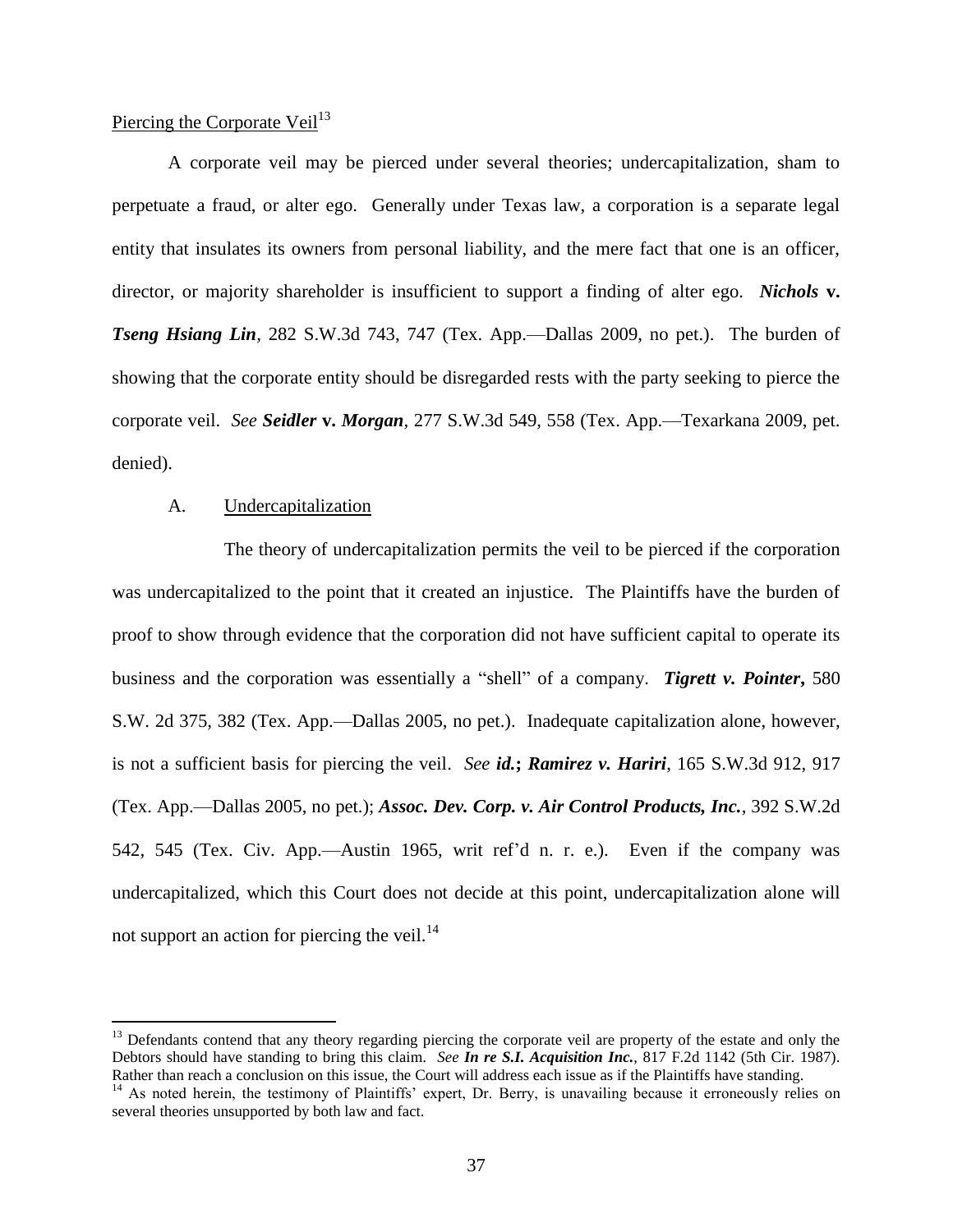Piercing the Corporate Veil[13]

A corporate veil may be pierced under several theories; undercapitalization, sham to perpetuate a fraud, or alter ego. Generally under Texas law, a corporation is a separate legal entity that insulates its owners from personal liability, and the mere fact that one is an officer, director, or majority shareholder is insufficient to support a finding of alter ego. ***Nichols* v. *Tseng Hsiang Lin***, 282 S.W.3d 743, 747 (Tex. App.—Dallas 2009, no pet.). The burden of showing that the corporate entity should be disregarded rests with the party seeking to pierce the corporate veil. *See* ***Seidler* v. *Morgan***, 277 S.W.3d 549, 558 (Tex. App.—Texarkana 2009, pet. denied).

A. Undercapitalization

The theory of undercapitalization permits the veil to be pierced if the corporation was undercapitalized to the point that it created an injustice. The Plaintiffs have the burden of proof to show through evidence that the corporation did not have sufficient capital to operate its business and the corporation was essentially a "shell" of a company. ***Tigrett v. Pointer*,** 580 S.W. 2d 375, 382 (Tex. App.—Dallas 2005, no pet.). Inadequate capitalization alone, however, is not a sufficient basis for piercing the veil. *See* ***id.*; *Ramirez v. Hariri***, 165 S.W.3d 912, 917 (Tex. App.—Dallas 2005, no pet.); ***Assoc. Dev. Corp. v. Air Control Products, Inc.***, 392 S.W.2d 542, 545 (Tex. Civ. App.—Austin 1965, writ ref'd n. r. e.). Even if the company was undercapitalized, which this Court does not decide at this point, undercapitalization alone will not support an action for piercing the veil.[14]

---

[13] Defendants contend that any theory regarding piercing the corporate veil are property of the estate and only the Debtors should have standing to bring this claim. *See* ***In re S.I. Acquisition Inc.***, 817 F.2d 1142 (5th Cir. 1987). Rather than reach a conclusion on this issue, the Court will address each issue as if the Plaintiffs have standing.

[14] As noted herein, the testimony of Plaintiffs' expert, Dr. Berry, is unavailing because it erroneously relies on several theories unsupported by both law and fact.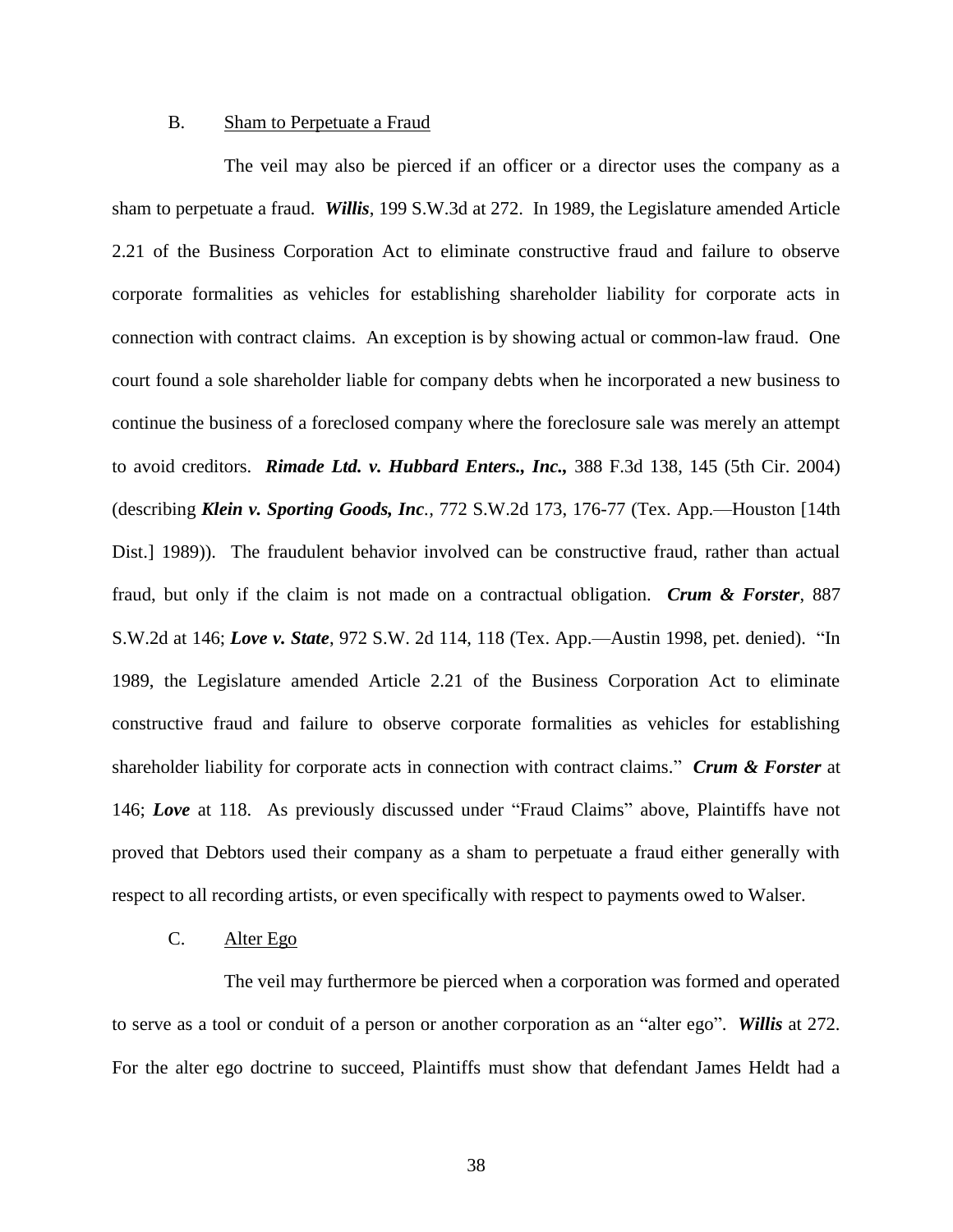### B. Sham to Perpetuate a Fraud

The veil may also be pierced if an officer or a director uses the company as a sham to perpetuate a fraud. ***Willis***, 199 S.W.3d at 272. In 1989, the Legislature amended Article 2.21 of the Business Corporation Act to eliminate constructive fraud and failure to observe corporate formalities as vehicles for establishing shareholder liability for corporate acts in connection with contract claims. An exception is by showing actual or common-law fraud. One court found a sole shareholder liable for company debts when he incorporated a new business to continue the business of a foreclosed company where the foreclosure sale was merely an attempt to avoid creditors. ***Rimade Ltd. v. Hubbard Enters., Inc.*,** 388 F.3d 138, 145 (5th Cir. 2004) (describing ***Klein v. Sporting Goods, Inc***., 772 S.W.2d 173, 176-77 (Tex. App.—Houston [14th Dist.] 1989)). The fraudulent behavior involved can be constructive fraud, rather than actual fraud, but only if the claim is not made on a contractual obligation. ***Crum & Forster***, 887 S.W.2d at 146; ***Love v. State***, 972 S.W. 2d 114, 118 (Tex. App.—Austin 1998, pet. denied). "In 1989, the Legislature amended Article 2.21 of the Business Corporation Act to eliminate constructive fraud and failure to observe corporate formalities as vehicles for establishing shareholder liability for corporate acts in connection with contract claims." ***Crum & Forster*** at 146; ***Love*** at 118. As previously discussed under "Fraud Claims" above, Plaintiffs have not proved that Debtors used their company as a sham to perpetuate a fraud either generally with respect to all recording artists, or even specifically with respect to payments owed to Walser.

### C. Alter Ego

The veil may furthermore be pierced when a corporation was formed and operated to serve as a tool or conduit of a person or another corporation as an "alter ego". ***Willis*** at 272. For the alter ego doctrine to succeed, Plaintiffs must show that defendant James Heldt had a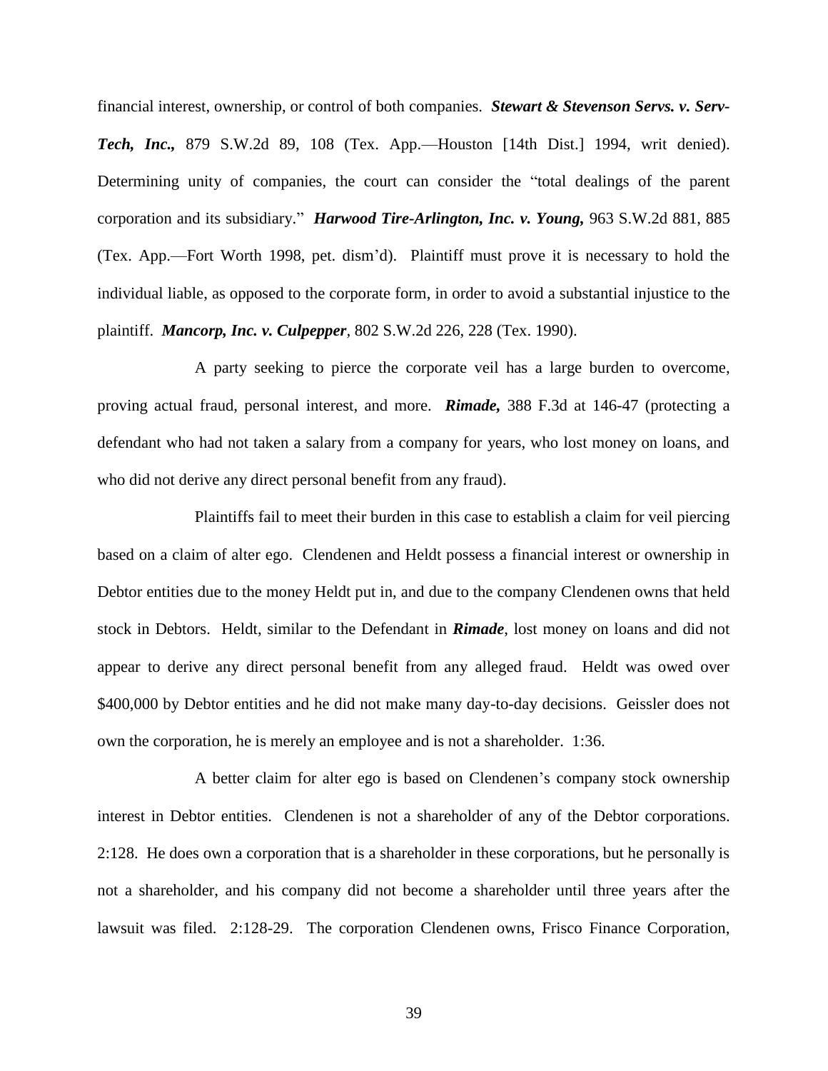financial interest, ownership, or control of both companies. ***Stewart & Stevenson Servs. v. Serv-Tech, Inc.,*** 879 S.W.2d 89, 108 (Tex. App.—Houston [14th Dist.] 1994, writ denied). Determining unity of companies, the court can consider the "total dealings of the parent corporation and its subsidiary." ***Harwood Tire-Arlington, Inc. v. Young,*** 963 S.W.2d 881, 885 (Tex. App.—Fort Worth 1998, pet. dism'd). Plaintiff must prove it is necessary to hold the individual liable, as opposed to the corporate form, in order to avoid a substantial injustice to the plaintiff. ***Mancorp, Inc. v. Culpepper***, 802 S.W.2d 226, 228 (Tex. 1990).

A party seeking to pierce the corporate veil has a large burden to overcome, proving actual fraud, personal interest, and more. ***Rimade,*** 388 F.3d at 146-47 (protecting a defendant who had not taken a salary from a company for years, who lost money on loans, and who did not derive any direct personal benefit from any fraud).

Plaintiffs fail to meet their burden in this case to establish a claim for veil piercing based on a claim of alter ego. Clendenen and Heldt possess a financial interest or ownership in Debtor entities due to the money Heldt put in, and due to the company Clendenen owns that held stock in Debtors. Heldt, similar to the Defendant in ***Rimade***, lost money on loans and did not appear to derive any direct personal benefit from any alleged fraud. Heldt was owed over $400,000 by Debtor entities and he did not make many day-to-day decisions. Geissler does not own the corporation, he is merely an employee and is not a shareholder. 1:36.

A better claim for alter ego is based on Clendenen's company stock ownership interest in Debtor entities. Clendenen is not a shareholder of any of the Debtor corporations. 2:128. He does own a corporation that is a shareholder in these corporations, but he personally is not a shareholder, and his company did not become a shareholder until three years after the lawsuit was filed. 2:128-29. The corporation Clendenen owns, Frisco Finance Corporation,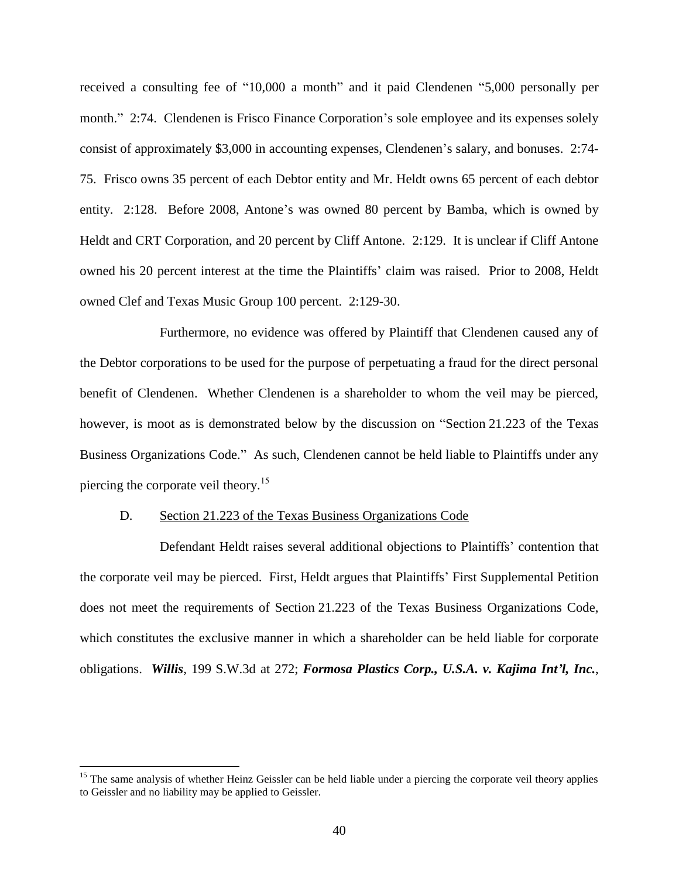received a consulting fee of "10,000 a month" and it paid Clendenen "5,000 personally per month." 2:74. Clendenen is Frisco Finance Corporation's sole employee and its expenses solely consist of approximately $3,000 in accounting expenses, Clendenen's salary, and bonuses. 2:74-75. Frisco owns 35 percent of each Debtor entity and Mr. Heldt owns 65 percent of each debtor entity. 2:128. Before 2008, Antone's was owned 80 percent by Bamba, which is owned by Heldt and CRT Corporation, and 20 percent by Cliff Antone. 2:129. It is unclear if Cliff Antone owned his 20 percent interest at the time the Plaintiffs' claim was raised. Prior to 2008, Heldt owned Clef and Texas Music Group 100 percent. 2:129-30.

Furthermore, no evidence was offered by Plaintiff that Clendenen caused any of the Debtor corporations to be used for the purpose of perpetuating a fraud for the direct personal benefit of Clendenen. Whether Clendenen is a shareholder to whom the veil may be pierced, however, is moot as is demonstrated below by the discussion on "Section 21.223 of the Texas Business Organizations Code." As such, Clendenen cannot be held liable to Plaintiffs under any piercing the corporate veil theory.[15]

D. Section 21.223 of the Texas Business Organizations Code

Defendant Heldt raises several additional objections to Plaintiffs' contention that the corporate veil may be pierced. First, Heldt argues that Plaintiffs' First Supplemental Petition does not meet the requirements of Section 21.223 of the Texas Business Organizations Code, which constitutes the exclusive manner in which a shareholder can be held liable for corporate obligations. ***Willis***, 199 S.W.3d at 272; ***Formosa Plastics Corp., U.S.A. v. Kajima Int'l, Inc.***,

---

[15] The same analysis of whether Heinz Geissler can be held liable under a piercing the corporate veil theory applies to Geissler and no liability may be applied to Geissler.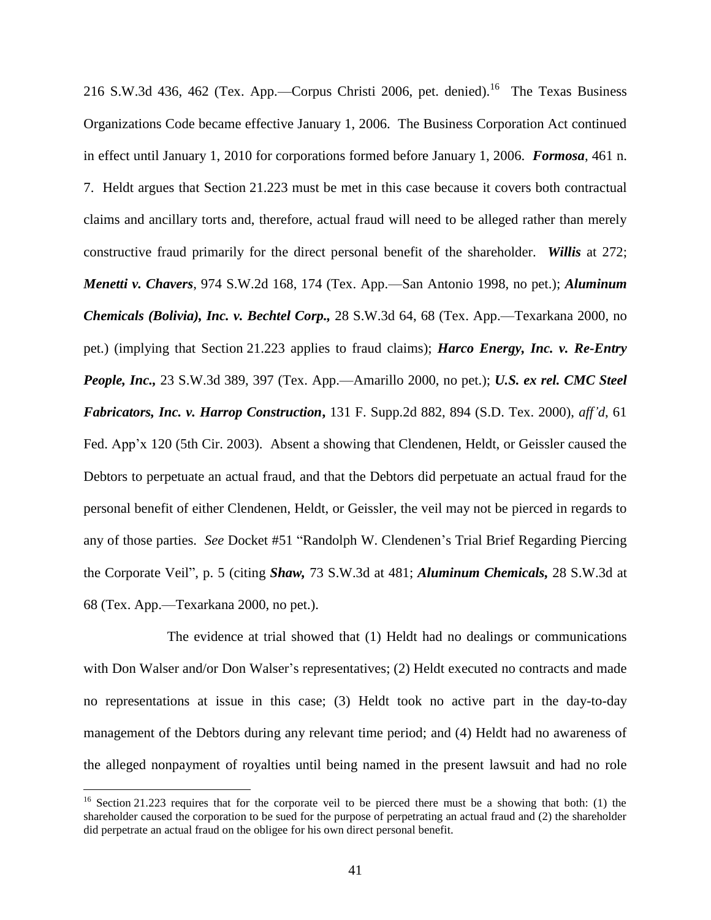216 S.W.3d 436, 462 (Tex. App.—Corpus Christi 2006, pet. denied).[16] The Texas Business Organizations Code became effective January 1, 2006. The Business Corporation Act continued in effect until January 1, 2010 for corporations formed before January 1, 2006. ***Formosa***, 461 n. 7. Heldt argues that Section 21.223 must be met in this case because it covers both contractual claims and ancillary torts and, therefore, actual fraud will need to be alleged rather than merely constructive fraud primarily for the direct personal benefit of the shareholder. ***Willis*** at 272; ***Menetti v. Chavers***, 974 S.W.2d 168, 174 (Tex. App.—San Antonio 1998, no pet.); ***Aluminum Chemicals (Bolivia), Inc. v. Bechtel Corp.,*** 28 S.W.3d 64, 68 (Tex. App.—Texarkana 2000, no pet.) (implying that Section 21.223 applies to fraud claims); ***Harco Energy, Inc. v. Re-Entry People, Inc.,*** 23 S.W.3d 389, 397 (Tex. App.—Amarillo 2000, no pet.); ***U.S. ex rel. CMC Steel Fabricators, Inc. v. Harrop Construction***, 131 F. Supp.2d 882, 894 (S.D. Tex. 2000), *aff'd*, 61 Fed. App'x 120 (5th Cir. 2003). Absent a showing that Clendenen, Heldt, or Geissler caused the Debtors to perpetuate an actual fraud, and that the Debtors did perpetuate an actual fraud for the personal benefit of either Clendenen, Heldt, or Geissler, the veil may not be pierced in regards to any of those parties. *See* Docket #51 "Randolph W. Clendenen's Trial Brief Regarding Piercing the Corporate Veil", p. 5 (citing ***Shaw,*** 73 S.W.3d at 481; ***Aluminum Chemicals,*** 28 S.W.3d at 68 (Tex. App.—Texarkana 2000, no pet.).

The evidence at trial showed that (1) Heldt had no dealings or communications with Don Walser and/or Don Walser's representatives; (2) Heldt executed no contracts and made no representations at issue in this case; (3) Heldt took no active part in the day-to-day management of the Debtors during any relevant time period; and (4) Heldt had no awareness of the alleged nonpayment of royalties until being named in the present lawsuit and had no role

[16] Section 21.223 requires that for the corporate veil to be pierced there must be a showing that both: (1) the shareholder caused the corporation to be sued for the purpose of perpetrating an actual fraud and (2) the shareholder did perpetrate an actual fraud on the obligee for his own direct personal benefit.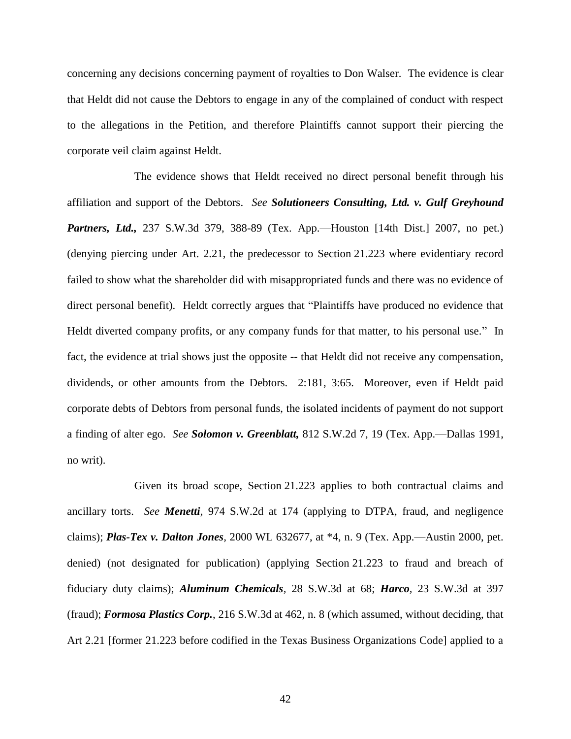concerning any decisions concerning payment of royalties to Don Walser. The evidence is clear that Heldt did not cause the Debtors to engage in any of the complained of conduct with respect to the allegations in the Petition, and therefore Plaintiffs cannot support their piercing the corporate veil claim against Heldt.

The evidence shows that Heldt received no direct personal benefit through his affiliation and support of the Debtors. *See* ***Solutioneers Consulting, Ltd. v. Gulf Greyhound Partners, Ltd.,*** 237 S.W.3d 379, 388-89 (Tex. App.—Houston [14th Dist.] 2007, no pet.) (denying piercing under Art. 2.21, the predecessor to Section 21.223 where evidentiary record failed to show what the shareholder did with misappropriated funds and there was no evidence of direct personal benefit). Heldt correctly argues that "Plaintiffs have produced no evidence that Heldt diverted company profits, or any company funds for that matter, to his personal use." In fact, the evidence at trial shows just the opposite -- that Heldt did not receive any compensation, dividends, or other amounts from the Debtors. 2:181, 3:65. Moreover, even if Heldt paid corporate debts of Debtors from personal funds, the isolated incidents of payment do not support a finding of alter ego. *See* ***Solomon v. Greenblatt,*** 812 S.W.2d 7, 19 (Tex. App.—Dallas 1991, no writ).

Given its broad scope, Section 21.223 applies to both contractual claims and ancillary torts. *See* ***Menetti***, 974 S.W.2d at 174 (applying to DTPA, fraud, and negligence claims); ***Plas-Tex v. Dalton Jones***, 2000 WL 632677, at *4, n. 9 (Tex. App.—Austin 2000, pet. denied) (not designated for publication) (applying Section 21.223 to fraud and breach of fiduciary duty claims); ***Aluminum Chemicals***, 28 S.W.3d at 68; ***Harco***, 23 S.W.3d at 397 (fraud); ***Formosa Plastics Corp.***, 216 S.W.3d at 462, n. 8 (which assumed, without deciding, that Art 2.21 [former 21.223 before codified in the Texas Business Organizations Code] applied to a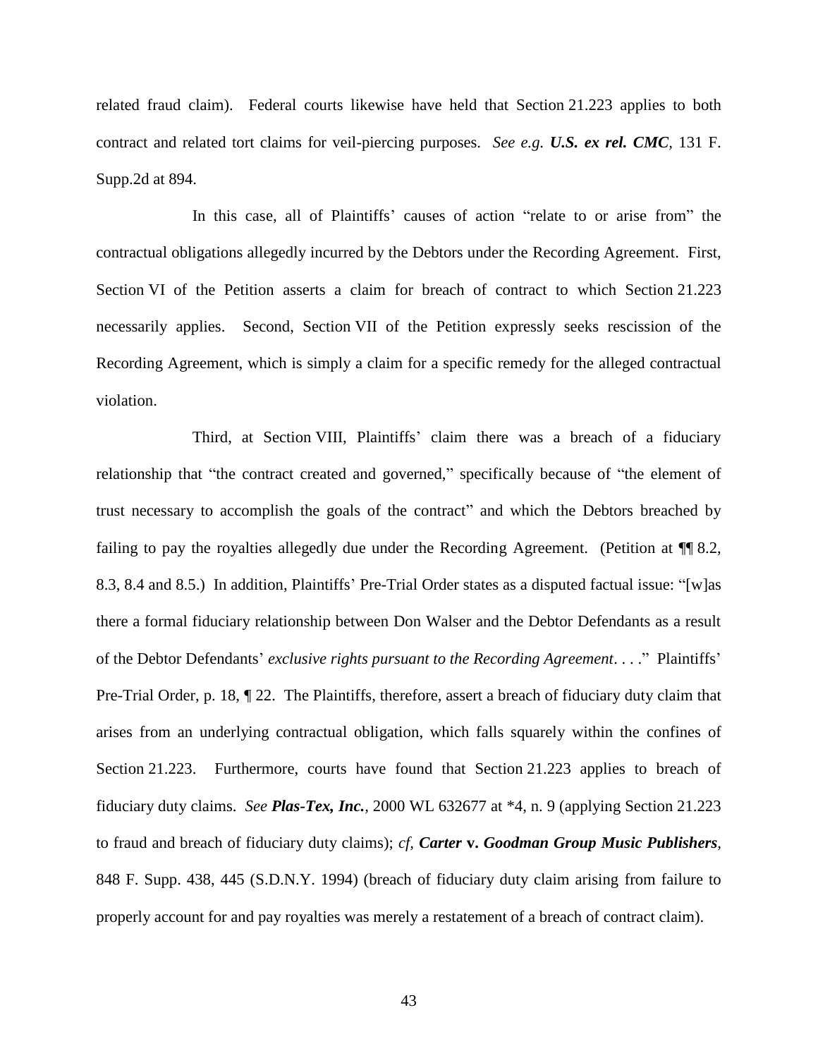related fraud claim). Federal courts likewise have held that Section 21.223 applies to both contract and related tort claims for veil-piercing purposes. *See e.g.* ***U.S. ex rel. CMC***, 131 F. Supp.2d at 894.

In this case, all of Plaintiffs' causes of action "relate to or arise from" the contractual obligations allegedly incurred by the Debtors under the Recording Agreement. First, Section VI of the Petition asserts a claim for breach of contract to which Section 21.223 necessarily applies. Second, Section VII of the Petition expressly seeks rescission of the Recording Agreement, which is simply a claim for a specific remedy for the alleged contractual violation.

Third, at Section VIII, Plaintiffs' claim there was a breach of a fiduciary relationship that "the contract created and governed," specifically because of "the element of trust necessary to accomplish the goals of the contract" and which the Debtors breached by failing to pay the royalties allegedly due under the Recording Agreement. (Petition at ¶¶ 8.2, 8.3, 8.4 and 8.5.) In addition, Plaintiffs' Pre-Trial Order states as a disputed factual issue: "[w]as there a formal fiduciary relationship between Don Walser and the Debtor Defendants as a result of the Debtor Defendants' *exclusive rights pursuant to the Recording Agreement*. . . ." Plaintiffs' Pre-Trial Order, p. 18, ¶ 22. The Plaintiffs, therefore, assert a breach of fiduciary duty claim that arises from an underlying contractual obligation, which falls squarely within the confines of Section 21.223. Furthermore, courts have found that Section 21.223 applies to breach of fiduciary duty claims. *See* ***Plas-Tex, Inc.***, 2000 WL 632677 at *4, n. 9 (applying Section 21.223 to fraud and breach of fiduciary duty claims); *cf*, ***Carter* v. *Goodman Group Music Publishers***, 848 F. Supp. 438, 445 (S.D.N.Y. 1994) (breach of fiduciary duty claim arising from failure to properly account for and pay royalties was merely a restatement of a breach of contract claim).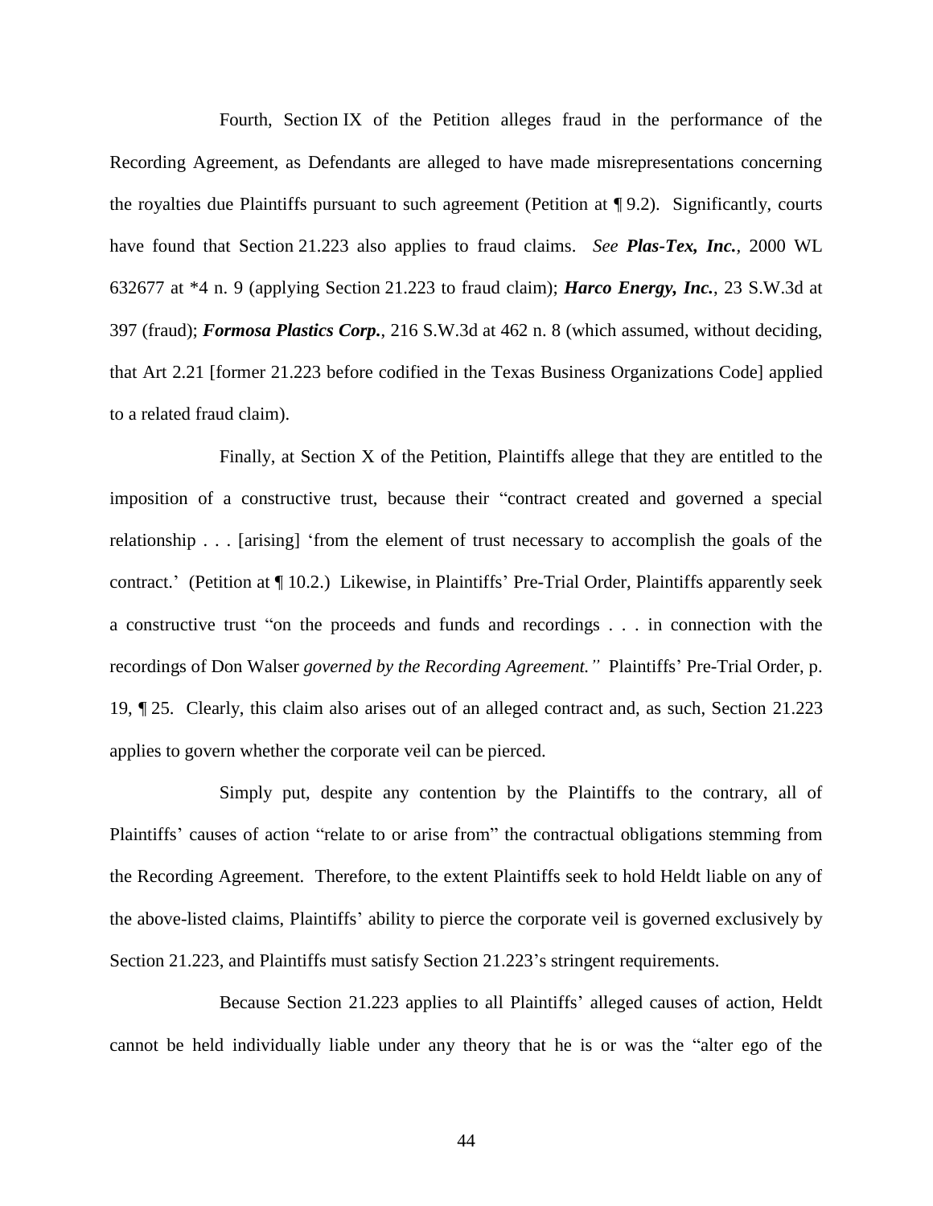Fourth, Section IX of the Petition alleges fraud in the performance of the Recording Agreement, as Defendants are alleged to have made misrepresentations concerning the royalties due Plaintiffs pursuant to such agreement (Petition at ¶ 9.2). Significantly, courts have found that Section 21.223 also applies to fraud claims. *See* ***Plas-Tex, Inc.***, 2000 WL 632677 at *4 n. 9 (applying Section 21.223 to fraud claim); ***Harco Energy, Inc.***, 23 S.W.3d at 397 (fraud); ***Formosa Plastics Corp.***, 216 S.W.3d at 462 n. 8 (which assumed, without deciding, that Art 2.21 [former 21.223 before codified in the Texas Business Organizations Code] applied to a related fraud claim).

Finally, at Section X of the Petition, Plaintiffs allege that they are entitled to the imposition of a constructive trust, because their "contract created and governed a special relationship . . . [arising] 'from the element of trust necessary to accomplish the goals of the contract.' (Petition at ¶ 10.2.) Likewise, in Plaintiffs' Pre-Trial Order, Plaintiffs apparently seek a constructive trust "on the proceeds and funds and recordings . . . in connection with the recordings of Don Walser *governed by the Recording Agreement."* Plaintiffs' Pre-Trial Order, p. 19, ¶ 25. Clearly, this claim also arises out of an alleged contract and, as such, Section 21.223 applies to govern whether the corporate veil can be pierced.

Simply put, despite any contention by the Plaintiffs to the contrary, all of Plaintiffs' causes of action "relate to or arise from" the contractual obligations stemming from the Recording Agreement. Therefore, to the extent Plaintiffs seek to hold Heldt liable on any of the above-listed claims, Plaintiffs' ability to pierce the corporate veil is governed exclusively by Section 21.223, and Plaintiffs must satisfy Section 21.223's stringent requirements.

Because Section 21.223 applies to all Plaintiffs' alleged causes of action, Heldt cannot be held individually liable under any theory that he is or was the "alter ego of the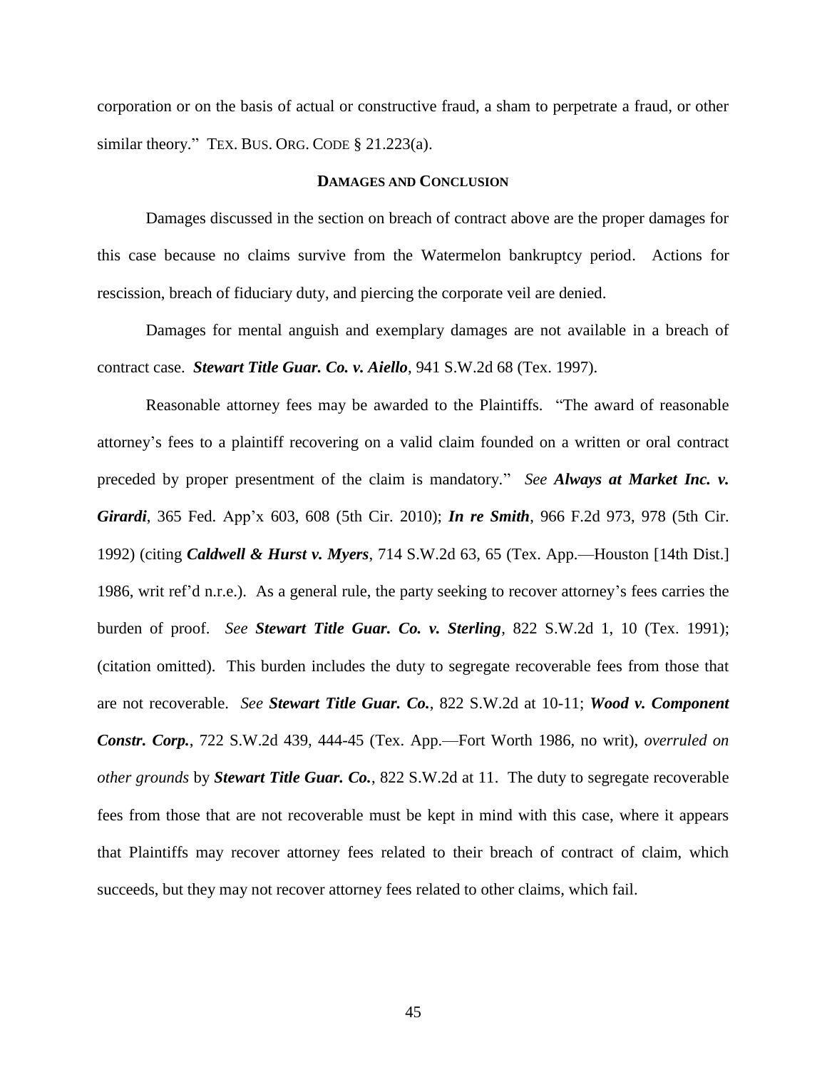corporation or on the basis of actual or constructive fraud, a sham to perpetrate a fraud, or other similar theory." TEX. BUS. ORG. CODE § 21.223(a).

## DAMAGES AND CONCLUSION

Damages discussed in the section on breach of contract above are the proper damages for this case because no claims survive from the Watermelon bankruptcy period. Actions for rescission, breach of fiduciary duty, and piercing the corporate veil are denied.

Damages for mental anguish and exemplary damages are not available in a breach of contract case. ***Stewart Title Guar. Co. v. Aiello***, 941 S.W.2d 68 (Tex. 1997).

Reasonable attorney fees may be awarded to the Plaintiffs. "The award of reasonable attorney's fees to a plaintiff recovering on a valid claim founded on a written or oral contract preceded by proper presentment of the claim is mandatory." *See* ***Always at Market Inc. v. Girardi***, 365 Fed. App'x 603, 608 (5th Cir. 2010); ***In re Smith***, 966 F.2d 973, 978 (5th Cir. 1992) (citing ***Caldwell & Hurst v. Myers***, 714 S.W.2d 63, 65 (Tex. App.—Houston [14th Dist.] 1986, writ ref'd n.r.e.). As a general rule, the party seeking to recover attorney's fees carries the burden of proof. *See* ***Stewart Title Guar. Co. v. Sterling***, 822 S.W.2d 1, 10 (Tex. 1991); (citation omitted). This burden includes the duty to segregate recoverable fees from those that are not recoverable. *See* ***Stewart Title Guar. Co.***, 822 S.W.2d at 10-11; ***Wood v. Component Constr. Corp.***, 722 S.W.2d 439, 444-45 (Tex. App.—Fort Worth 1986, no writ), *overruled on other grounds* by ***Stewart Title Guar. Co.***, 822 S.W.2d at 11. The duty to segregate recoverable fees from those that are not recoverable must be kept in mind with this case, where it appears that Plaintiffs may recover attorney fees related to their breach of contract of claim, which succeeds, but they may not recover attorney fees related to other claims, which fail.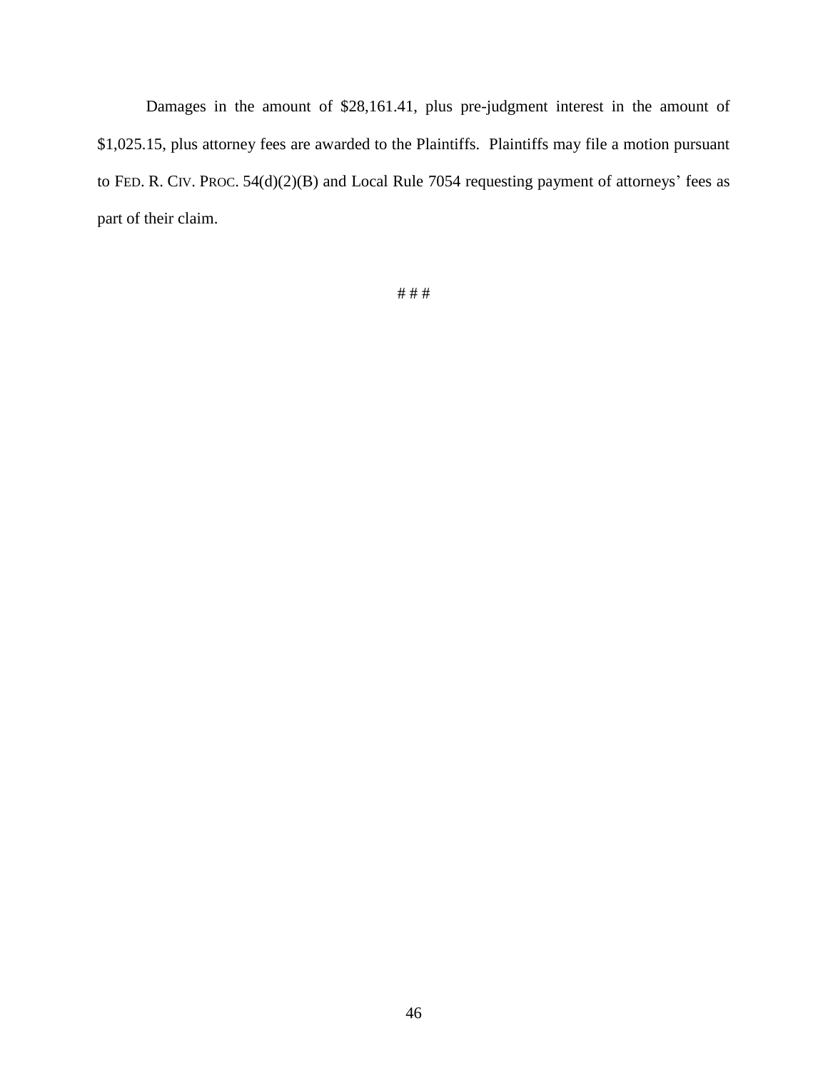Damages in the amount of $28,161.41, plus pre-judgment interest in the amount of $1,025.15, plus attorney fees are awarded to the Plaintiffs. Plaintiffs may file a motion pursuant to FED. R. CIV. PROC. 54(d)(2)(B) and Local Rule 7054 requesting payment of attorneys' fees as part of their claim.

# # #